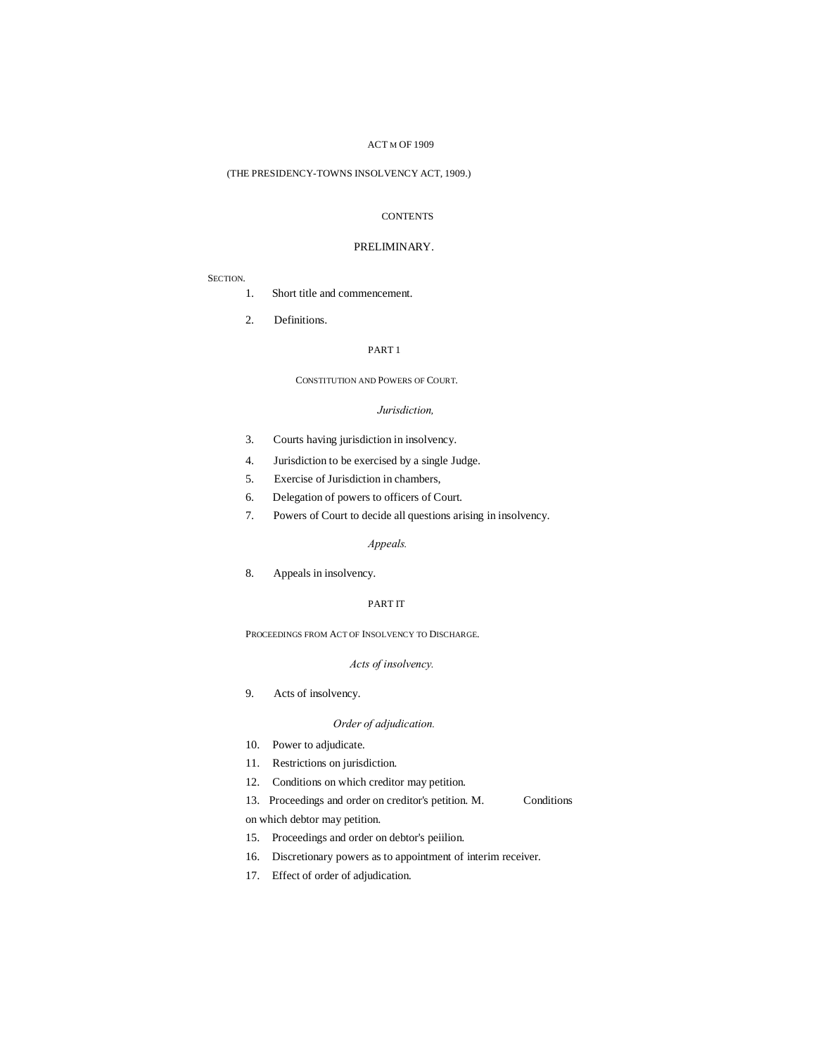ACT M OF 1909

(THE PRESIDENCY-TOWNS INSOLVENCY ACT, 1909.)

CONTENTS

PRELIMINARY.

SECTION.

1. Short title and commencement.

2. Definitions.

PART 1

CONSTITUTION AND POWERS OF COURT.

*Jurisdiction,*

3. Courts having jurisdiction in insolvency.
4. Jurisdiction to be exercised by a single Judge.
5. Exercise of Jurisdiction in chambers,
6. Delegation of powers to officers of Court.
7. Powers of Court to decide all questions arising in insolvency.

*Appeals.*

8. Appeals in insolvency.

PART IT

PROCEEDINGS FROM ACT OF INSOLVENCY TO DISCHARGE.

*Acts of insolvency.*

9. Acts of insolvency.

*Order of adjudication.*

10. Power to adjudicate.
11. Restrictions on jurisdiction.
12. Conditions on which creditor may petition.
13. Proceedings and order on creditor's petition. M. Conditions on which debtor may petition.
15. Proceedings and order on debtor's peiilion.
16. Discretionary powers as to appointment of interim receiver.
17. Effect of order of adjudication.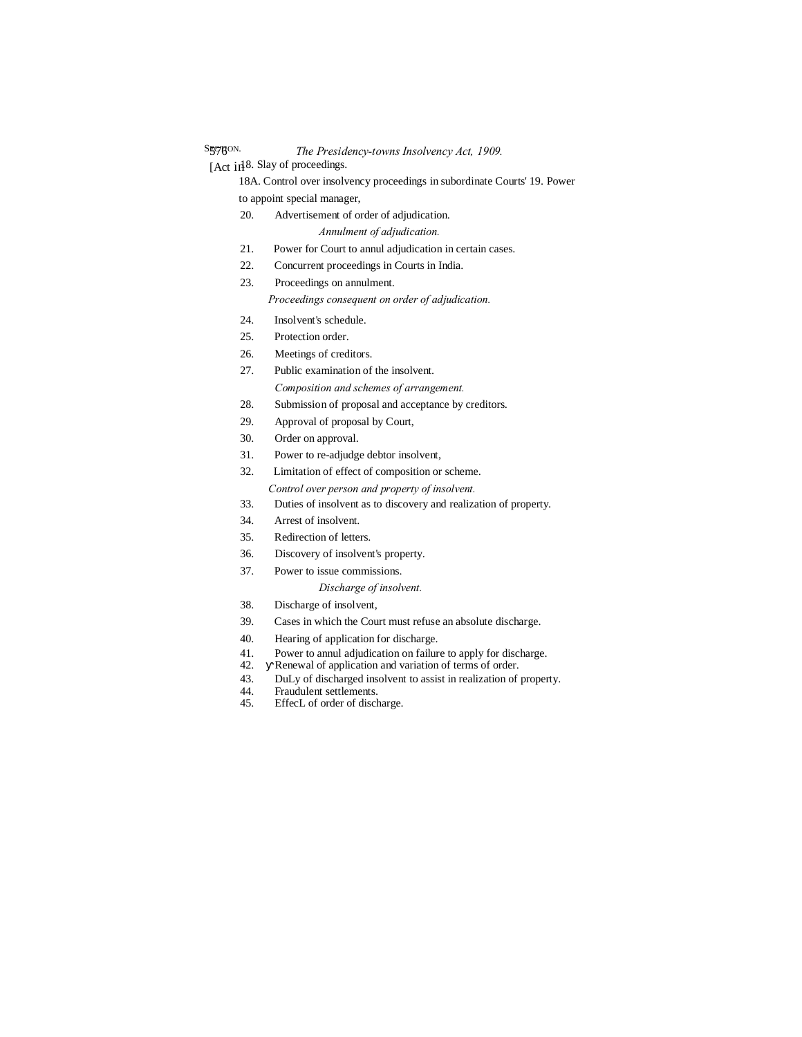SECTION.

18. Slay of proceedings.

18A. Control over insolvency proceedings in subordinate Courts'

19. Power to appoint special manager,

20. Advertisement of order of adjudication.

*Annulment of adjudication.*

21. Power for Court to annul adjudication in certain cases.

22. Concurrent proceedings in Courts in India.

23. Proceedings on annulment.

*Proceedings consequent on order of adjudication.*

24. Insolvent's schedule.

25. Protection order.

26. Meetings of creditors.

27. Public examination of the insolvent.

*Composition and schemes of arrangement.*

28. Submission of proposal and acceptance by creditors.

29. Approval of proposal by Court,

30. Order on approval.

31. Power to re-adjudge debtor insolvent,

32. Limitation of effect of composition or scheme.

*Control over person and property of insolvent.*

33. Duties of insolvent as to discovery and realization of property.

34. Arrest of insolvent.

35. Redirection of letters.

36. Discovery of insolvent's property.

37. Power to issue commissions.

*Discharge of insolvent.*

38. Discharge of insolvent,

39. Cases in which the Court must refuse an absolute discharge.

40. Hearing of application for discharge.

41. Power to annul adjudication on failure to apply for discharge.

42. Renewal of application and variation of terms of order.

43. DuLy of discharged insolvent to assist in realization of property.

44. Fraudulent settlements.

45. EffecL of order of discharge.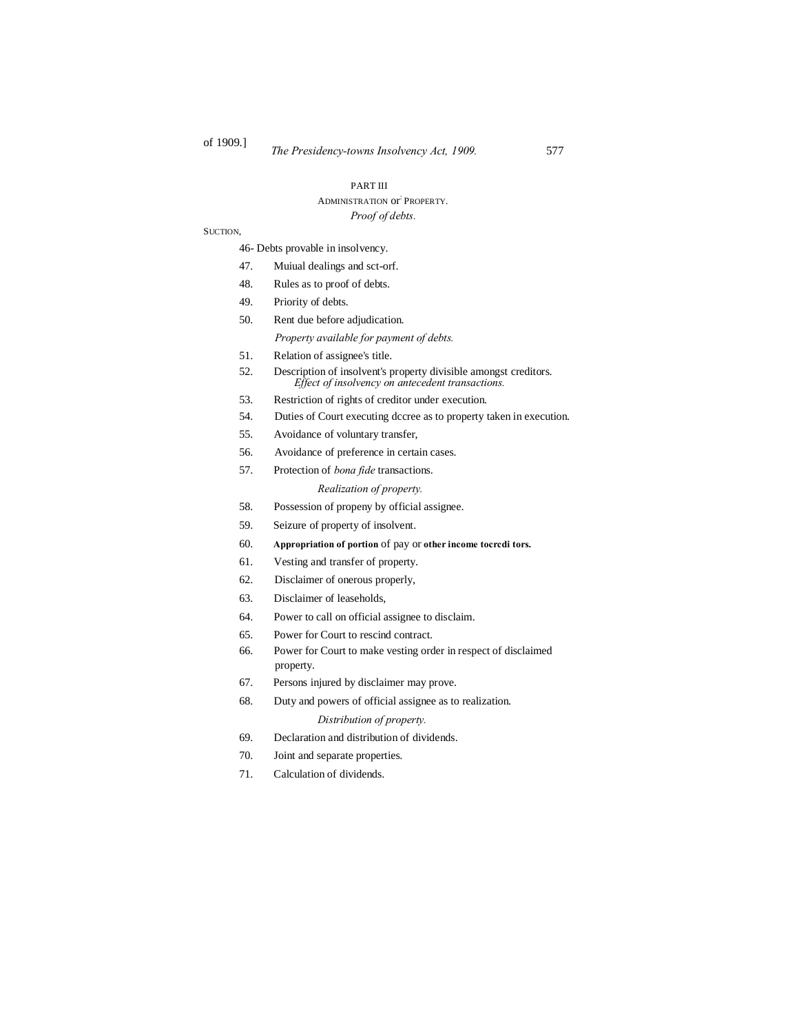## PART III

### ADMINISTRATION or PROPERTY.

*Proof of debts.*

SUCTION,

46- Debts provable in insolvency.

47. Muiual dealings and sct-orf.

48. Rules as to proof of debts.

49. Priority of debts.

50. Rent due before adjudication.

*Property available for payment of debts.*

51. Relation of assignee's title.

52. Description of insolvent's property divisible amongst creditors.

*Effect of insolvency on antecedent transactions.*

53. Restriction of rights of creditor under execution.

54. Duties of Court executing dccree as to property taken in execution.

55. Avoidance of voluntary transfer,

56. Avoidance of preference in certain cases.

57. Protection of *bona fide* transactions.

*Realization of property.*

58. Possession of propeny by official assignee.

59. Seizure of property of insolvent.

60. Appropriation of portion of pay or other income tocrcdi tors.

61. Vesting and transfer of property.

62. Disclaimer of onerous properly,

63. Disclaimer of leaseholds,

64. Power to call on official assignee to disclaim.

65. Power for Court to rescind contract.

66. Power for Court to make vesting order in respect of disclaimed property.

67. Persons injured by disclaimer may prove.

68. Duty and powers of official assignee as to realization.

*Distribution of property.*

69. Declaration and distribution of dividends.

70. Joint and separate properties.

71. Calculation of dividends.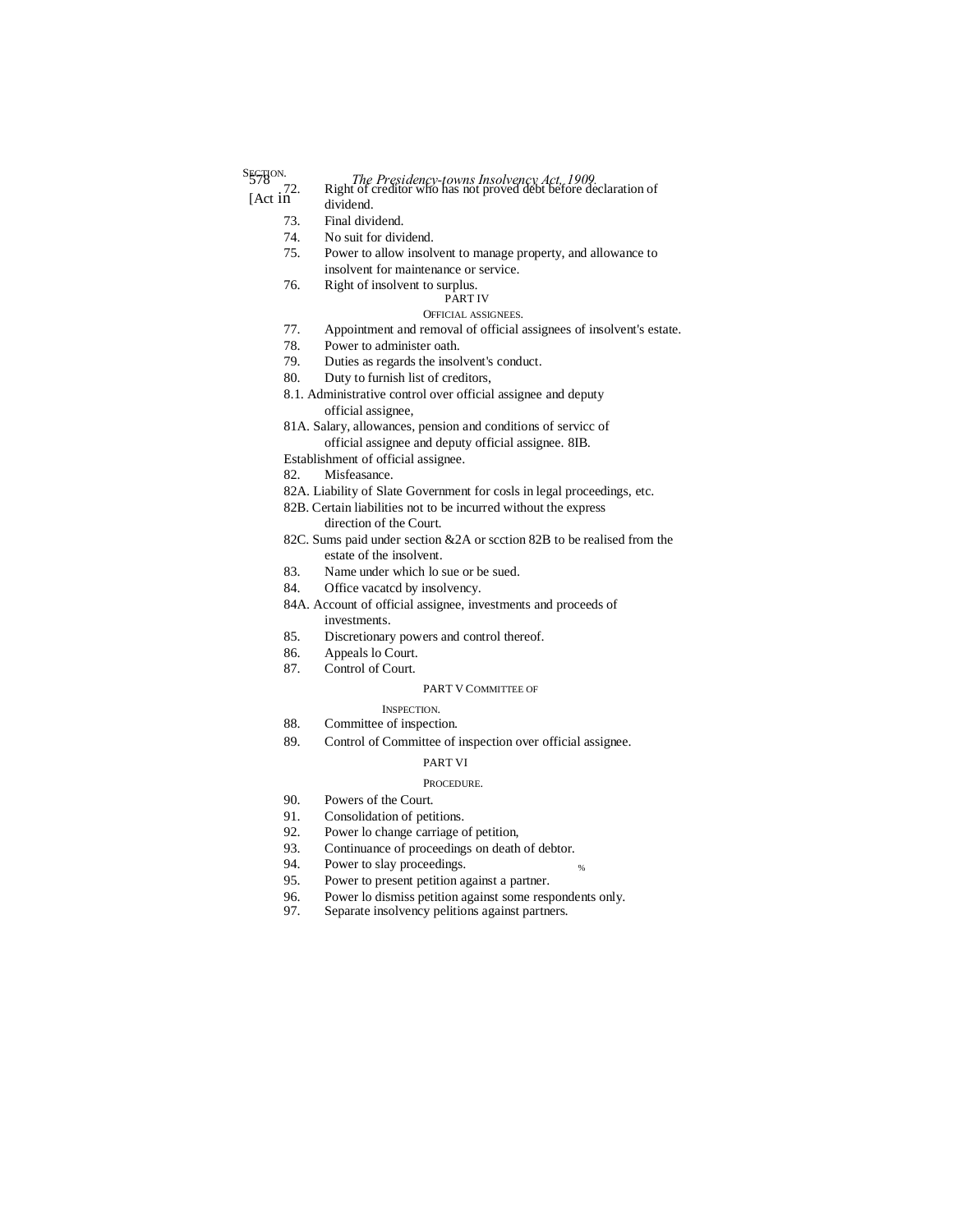SECTION.

72. Right of creditor who has not proved debt before declaration of dividend.

73. Final dividend.

74. No suit for dividend.

75. Power to allow insolvent to manage property, and allowance to insolvent for maintenance or service.

76. Right of insolvent to surplus.

PART IV

OFFICIAL ASSIGNEES.

77. Appointment and removal of official assignees of insolvent's estate.

78. Power to administer oath.

79. Duties as regards the insolvent's conduct.

80. Duty to furnish list of creditors,

8.1. Administrative control over official assignee and deputy official assignee,

81A. Salary, allowances, pension and conditions of servicc of official assignee and deputy official assignee. 8IB. Establishment of official assignee.

82. Misfeasance.

82A. Liability of Slate Government for cosls in legal proceedings, etc.

82B. Certain liabilities not to be incurred without the express direction of the Court.

82C. Sums paid under section &2A or scction 82B to be realised from the estate of the insolvent.

83. Name under which lo sue or be sued.

84. Office vacatcd by insolvency.

84A. Account of official assignee, investments and proceeds of investments.

85. Discretionary powers and control thereof.

86. Appeals lo Court.

87. Control of Court.

PART V COMMITTEE OF INSPECTION.

88. Committee of inspection.

89. Control of Committee of inspection over official assignee.

PART VI

PROCEDURE.

90. Powers of the Court.

91. Consolidation of petitions.

92. Power lo change carriage of petition,

93. Continuance of proceedings on death of debtor.

94. Power to slay proceedings.

95. Power to present petition against a partner.

96. Power lo dismiss petition against some respondents only.

97. Separate insolvency pelitions against partners.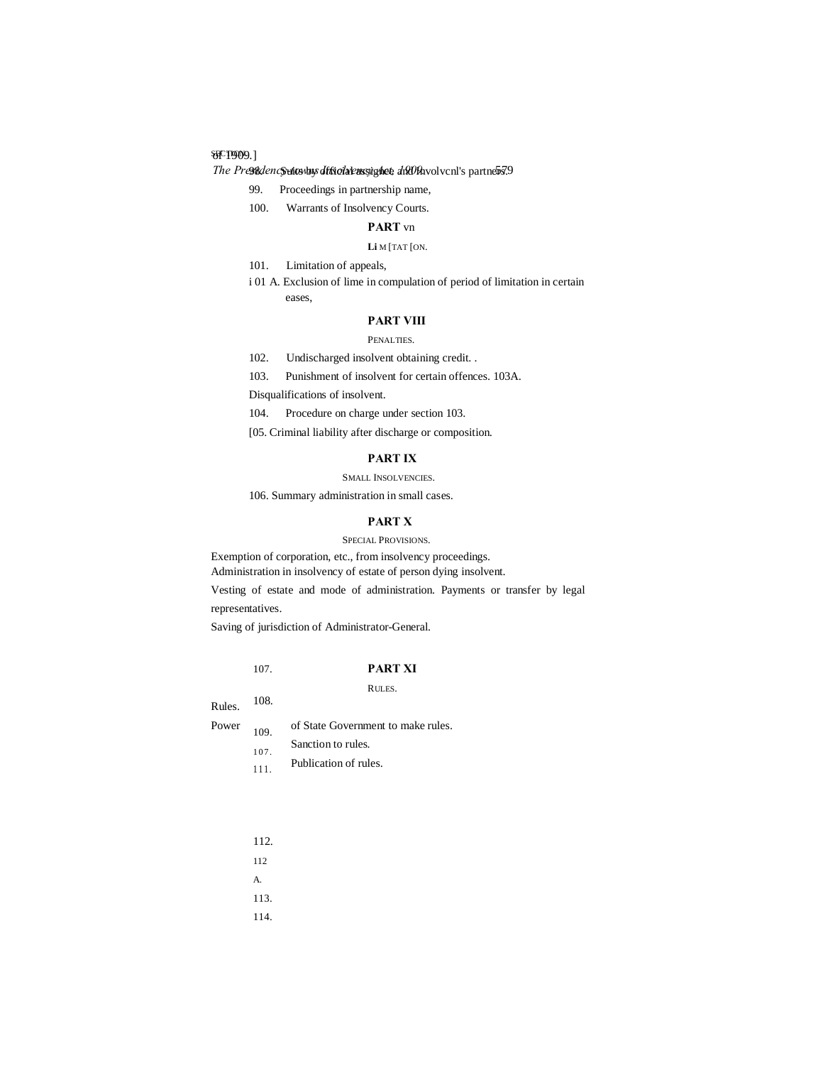98. Suits by official assignee and insolvent's partners.

99. Proceedings in partnership name,

100. Warrants of Insolvency Courts.

## PART VII

LIMITATION.

101. Limitation of appeals,

101 A. Exclusion of time in compulation of period of limitation in certain eases,

## PART VIII

PENALTIES.

102. Undischarged insolvent obtaining credit. .

103. Punishment of insolvent for certain offences.

103A. Disqualifications of insolvent.

104. Procedure on charge under section 103.

105. Criminal liability after discharge or composition.

## PART IX

SMALL INSOLVENCIES.

106. Summary administration in small cases.

## PART X

SPECIAL PROVISIONS.

107. Exemption of corporation, etc., from insolvency proceedings.

108. Administration in insolvency of estate of person dying insolvent.

109. Vesting of estate and mode of administration.

110. Payments or transfer by legal representatives.

111. Saving of jurisdiction of Administrator-General.

## PART XI

RULES.

112. Rules.

112 A. Power of State Government to make rules.

113. Sanction to rules.

114. Publication of rules.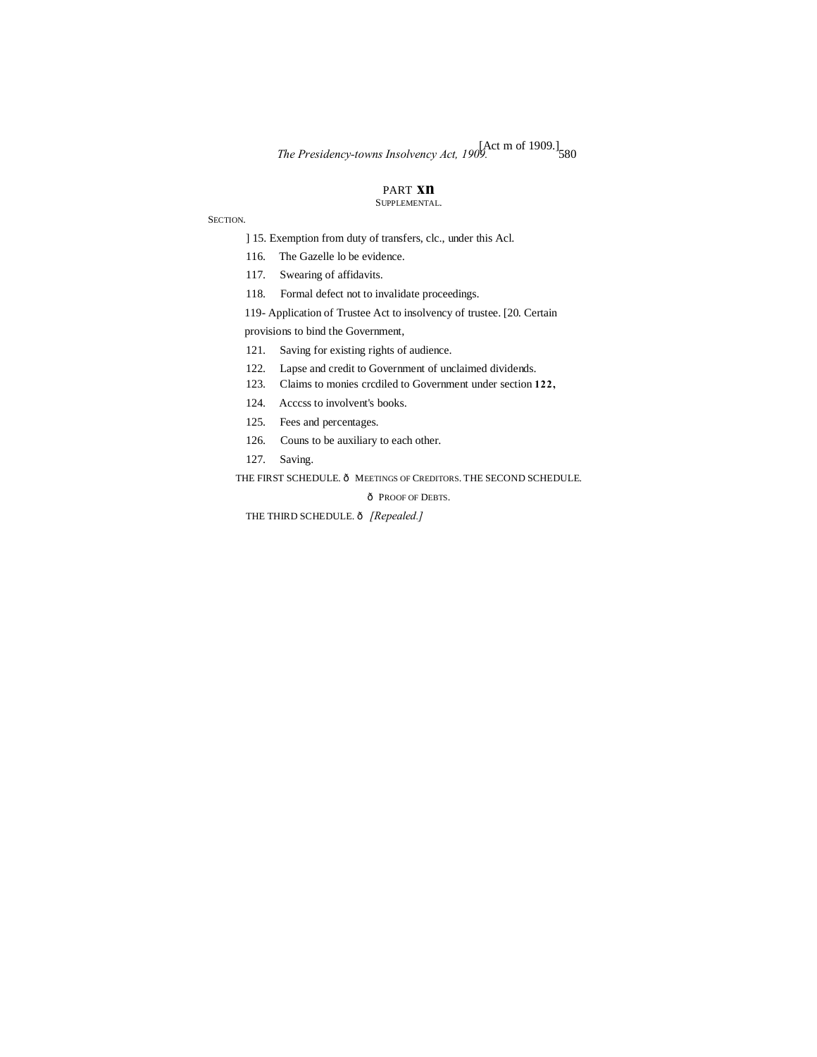## PART XII

### SUPPLEMENTAL.

SECTION.

] 15. Exemption from duty of transfers, clc., under this Acl.

116. The Gazelle lo be evidence.

117. Swearing of affidavits.

118. Formal defect not to invalidate proceedings.

119- Application of Trustee Act to insolvency of trustee. [20. Certain provisions to bind the Government,

121. Saving for existing rights of audience.

122. Lapse and credit to Government of unclaimed dividends.

123. Claims to monies crcdiled to Government under section **122,**

124. Acccss to involvent's books.

125. Fees and percentages.

126. Couns to be auxiliary to each other.

127. Saving.

THE FIRST SCHEDULE. ð MEETINGS OF CREDITORS. THE SECOND SCHEDULE.

ð PROOF OF DEBTS.

THE THIRD SCHEDULE. ð *[Repealed.]*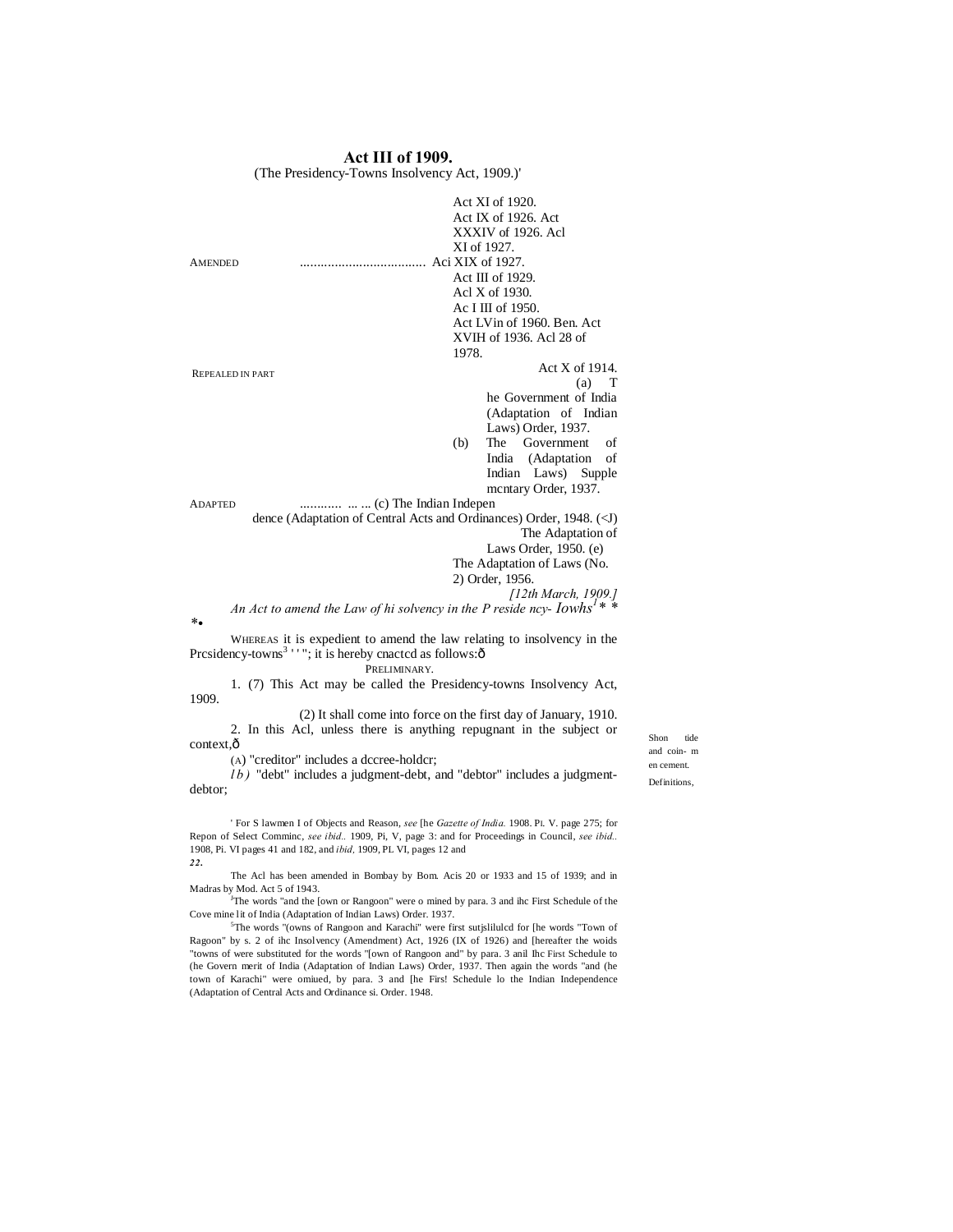# Act III of 1909.

(The Presidency-Towns Insolvency Act, 1909.)'

AMENDED .................................... Act XI of 1920. Act IX of 1926. Act XXXIV of 1926. Acl XI of 1927. Aci XIX of 1927. Act III of 1929. Acl X of 1930. Ac I III of 1950. Act LVin of 1960. Ben. Act XVIH of 1936. Acl 28 of 1978.

REPEALED IN PART Act X of 1914.

ADAPTED ............ ... ... (a) The Government of India (Adaptation of Indian Laws) Order, 1937. (b) The Government of India (Adaptation of Indian Laws) Supple mcntary Order, 1937. (c) The Indian Independence (Adaptation of Central Acts and Ordinances) Order, 1948. (<J) The Adaptation of Laws Order, 1950. (e) The Adaptation of Laws (No. 2) Order, 1956.

*[12th March, 1909.]*

*An Act to amend the Law of hi solvency in the P reside ncy- Iowhs*[1] * * *.

WHEREAS it is expedient to amend the law relating to insolvency in the Prcsidency-towns[3] ' ' "; it is hereby cnactcd as follows:—

PRELIMINARY.

Shon tide and coin- m en cement.

1. (7) This Act may be called the Presidency-towns Insolvency Act, 1909.

(2) It shall come into force on the first day of January, 1910.

Definitions,

2. In this Acl, unless there is anything repugnant in the subject or context,—

(A) "creditor" includes a dccree-holdcr;

*l b )* "debt" includes a judgment-debt, and "debtor" includes a judgment-debtor;

---

' For S lawmen I of Objects and Reason, *see* [he *Gazette of India.* 1908. Pi. V. page 275; for Repon of Select Comminc, *see ibid..* 1909, Pi, V, page 3: and for Proceedings in Council, *see ibid..* 1908, Pi. VI pages 41 and 182, and *ibid,* 1909, PL VI, pages 12 and ***22.***

The Acl has been amended in Bombay by Bom. Acis 20 or 1933 and 15 of 1939; and in Madras by Mod. Act 5 of 1943.

[J]The words "and the [own or Rangoon" were o mined by para. 3 and ihc First Schedule of the Cove mine lit of India (Adaptation of Indian Laws) Order. 1937.

[5]The words "(owns of Rangoon and Karachi" were first sutjslilulcd for [he words "Town of Ragoon" by s. 2 of ihc Insolvency (Amendment) Act, 1926 (IX of 1926) and [hereafter the woids "towns of were substituted for the words "[own of Rangoon and" by para. 3 anil Ihc First Schedule to (he Govern merit of India (Adaptation of Indian Laws) Order, 1937. Then again the words "and (he town of Karachi" were omiued, by para. 3 and [he Firs! Schedule lo the Indian Independence (Adaptation of Central Acts and Ordinance si. Order. 1948.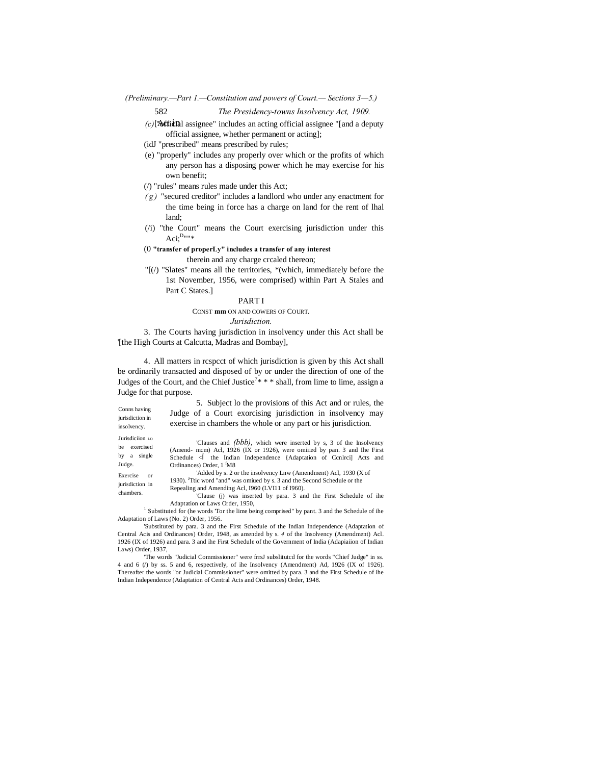(c) "official assignee" includes an acting official assignee "[and a deputy official assignee, whether permanent or acting];

(idJ "prescribed" means prescribed by rules;

(e) "properly" includes any properly over which or the profits of which any person has a disposing power which he may exercise for his own benefit;

(/) "rules" means rules made under this Act;

*(g)* "secured creditor" includes a landlord who under any enactment for the time being in force has a charge on land for the rent of lhal land;

(/i) "the Court" means the Court exercising jurisdiction under this Aci;[D]""*

(0 **"transfer of properLy" includes a transfer of any interest** therein and any charge crcaled thereon;

"[(/) "Slates" means all the territories, *(which, immediately before the 1st November, 1956, were comprised) within Part A Stales and Part C States.]

## PART I

CONST **mm** ON AND COWERS OF COURT.

*Jurisdiction.*

Conns having jurisdiction in insolvency.

3. The Courts having jurisdiction in insolvency under this Act shall be '[the High Courts at Calcutta, Madras and Bombay],

Jurisdiciion LO be exercised by a single Judge.

4. All matters in rcspcct of which jurisdiction is given by this Act shall be ordinarily transacted and disposed of by or under the direction of one of the Judges of the Court, and the Chief Justice[7]* * * shall, from lime to lime, assign a Judge for that purpose.

Exercise or jurisdiction in chambers.

5. Subject lo the provisions of this Act and or rules, the Judge of a Court exorcising jurisdiction in insolvency may exercise in chambers the whole or any part or his jurisdiction.

'Clauses and *(bbb),* which were inserted by s, 3 of the Insolvency (Amend- mcm) Acl, 1926 (IX or 1926), were omiiied by pan. 3 and Ihe First Schedule <Ï the Indian Independence {Adaptation of Ccnlrci] Acts and Ordinances) Order, 1 [t]M8

'Added by s. 2 or the insolvency Lnw (Amendment) Acl, 1930 (X of 1930). [J]Ttic word "and" was omiued by s. 3 and the Second Schedule or the Repealing and Amending Acl, I960 (LVI11 of I960).

'Clause (j) was inserted by para. 3 and the First Schedule of ihe Adaptation or Laws Order, 1950,

[1] Substituted for (he words 'Tor the lime being comprised" by pant. 3 and the Schedule of ihe Adaptation of Laws (No. 2) Order, 1956.

'Substituted by para. 3 and the First Schedule of the Indian Independence (Adaptation of Central Acis and Ordinances) Order, 1948, as amended by s. *4* of the Insolvency (Amendment) Acl. 1926 (IX of 1926) and para. 3 and ihe First Schedule of the Government of India (Adapiaiion of Indian Laws) Order, 1937,

'The words "Judicial Commissioner" were frrsJ subslitutcd for the words "Chief Judge" in ss. 4 and 6 (/) by ss. 5 and 6, respectively, of ihe Insolvency (Amendment) Ad, 1926 (IX of 1926). Thereafter the words "or Judicial Commissioner" were omitted by para. 3 and the First Schedule of ihe Indian Independence (Adaptation of Central Acts and Ordinances) Order, 1948.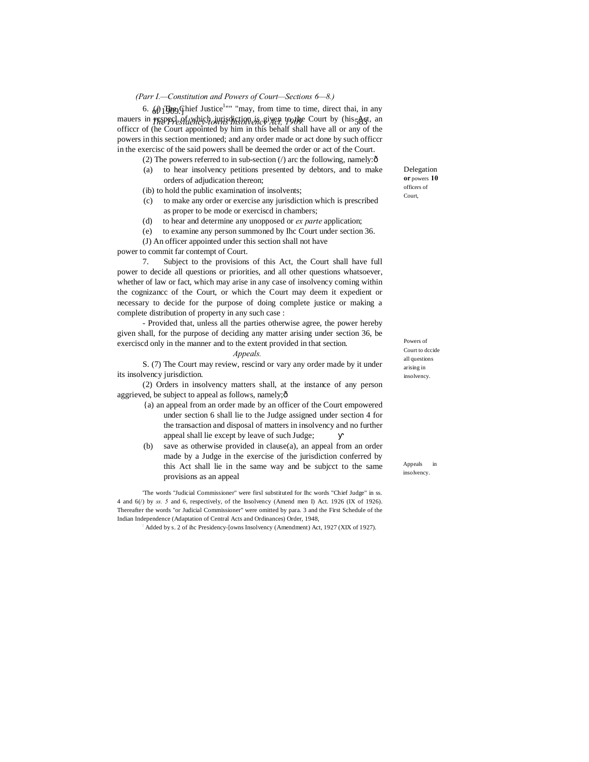(Parr I.—Constitution and Powers of Court—Sections 6—8.)

6. (/) The Chief Justice[1]"" "may, from time to time, direct thai, in any mauers in respecl of which jurisdiction is given to the Court by (his Act, an officcr of (he Court appointed by him in this behalf shall have all or any of the powers in this section mentioned; and any order made or act done by such officcr in the exercisc of the said powers shall be deemed the order or act of the Court.

Delegation **or** powers **10** officers of Court,

(2) The powers referred to in sub-section (/) arc the following, namely:—

(a) to hear insolvency petitions presented by debtors, and to make orders of adjudication thereon;

(ib) to hold the public examination of insolvents;

(c) to make any order or exercise any jurisdiction which is prescribed as proper to be mode or exerciscd in chambers;

(d) to hear and determine any unopposed or *ex parte* application;

(e) to examine any person summoned by Ihc Court under section 36.

(J) An officer appointed under this section shall not have power to commit far contempt of Court.

7. Subject to the provisions of this Act, the Court shall have full power to decide all questions or priorities, and all other questions whatsoever, whether of law or fact, which may arise in any case of insolvency coming within the cognizancc of the Court, or which the Court may deem it expedient or necessary to decide for the purpose of doing complete justice or making a complete distribution of property in any such case :

Powers of Court to dccide all questions arising in insolvency.

- Provided that, unless all the parties otherwise agree, the power hereby given shall, for the purpose of deciding any matter arising under section 36, be exerciscd only in the manner and to the extent provided in that section.

*Appeals.*

S. (7) The Court may review, rescind or vary any order made by it under its insolvency jurisdiction.

Appeals in insolvency.

(2) Orders in insolvency matters shall, at the instance of any person aggrieved, be subject to appeal as follows, namely;—

{a) an appeal from an order made by an officer of the Court empowered under section 6 shall lie to the Judge assigned under section 4 for the transaction and disposal of matters in insolvency and no further appeal shall lie except by leave of such Judge;[2]

(b) save as otherwise provided in clause(a), an appeal from an order made by a Judge in the exercise of the jurisdiction conferred by this Act shall lie in the same way and be subjcct to the same provisions as an appeal

'The words "Judicial Commissioner" were firsl substituted for Ihc words "Chief Judge" in ss. 4 and 6(/) by *ss. 5* and 6, respectively, of the Insolvency (Amend men I) Act. 1926 (IX of 1926). Thereafter the words "or Judicial Commissioner" were omitted by para. 3 and the First Schedule of the Indian Independence (Adaptation of Central Acts and Ordinances) Order, 1948,

[2] Added by s. 2 of ihc Presidency-[owns Insolvency (Amendment) Act, 1927 (XIX of 1927).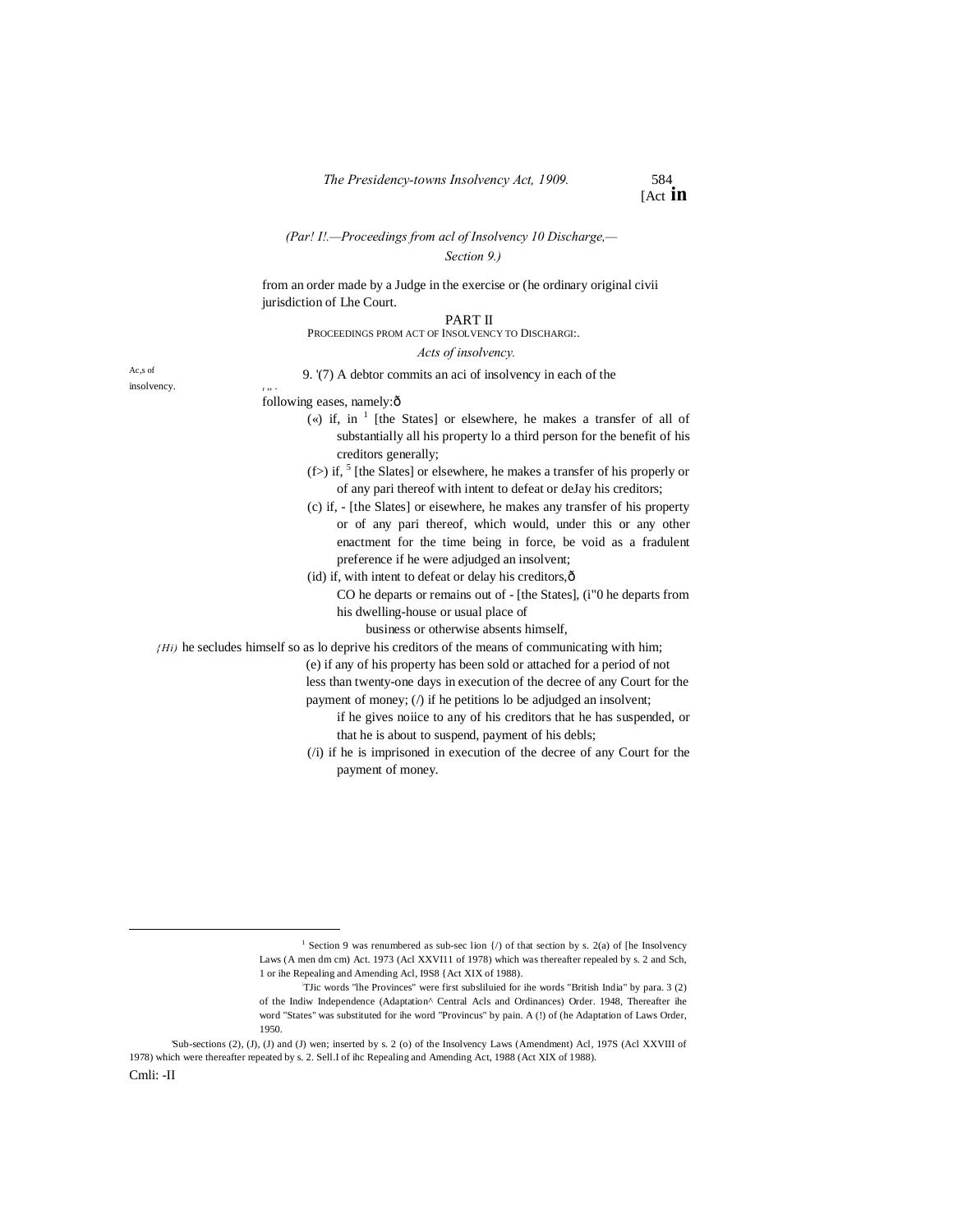*(Par! I!.—Proceedings from acl of Insolvency 10 Discharge,— Section 9.)*

from an order made by a Judge in the exercise or (he ordinary original civii jurisdiction of Lhe Court.

## PART II

### PROCEEDINGS PROM ACT OF INSOLVENCY TO DISCHARGI:.

*Acts of insolvency.*

Ac,s of insolvency.

9. '(7) A debtor commits an aci of insolvency in each of the following eases, namely:ð

(«) if, in [1] [the States] or elsewhere, he makes a transfer of all of substantially all his property lo a third person for the benefit of his creditors generally;

(f>) if, [5] [the Slates] or elsewhere, he makes a transfer of his properly or of any pari thereof with intent to defeat or deJay his creditors;

(c) if, - [the Slates] or eisewhere, he makes any transfer of his property or of any pari thereof, which would, under this or any other enactment for the time being in force, be void as a fradulent preference if he were adjudged an insolvent;

(id) if, with intent to defeat or delay his creditors,ð

CO he departs or remains out of - [the States], (i"0 he departs from his dwelling-house or usual place of business or otherwise absents himself,

*{Hi)* he secludes himself so as lo deprive his creditors of the means of communicating with him;

(e) if any of his property has been sold or attached for a period of not less than twenty-one days in execution of the decree of any Court for the payment of money; (/) if he petitions lo be adjudged an insolvent;

if he gives noiice to any of his creditors that he has suspended, or that he is about to suspend, payment of his debls;

(/i) if he is imprisoned in execution of the decree of any Court for the payment of money.

---

[1] Section 9 was renumbered as sub-sec lion {/) of that section by s. 2(a) of [he Insolvency Laws (A men dm cm) Act. 1973 (Acl XXVI11 of 1978) which was thereafter repealed by s. 2 and Sch, 1 or ihe Repealing and Amending Acl, I9S8 {Act XIX of 1988).

:TJic words "lhe Provinces" were first subsliluied for ihe words "British India" by para. 3 (2) of the Indiw Independence (Adaptation^ Central Acls and Ordinances) Order. 1948, Thereafter ihe word "States" was substituted for ihe word "Provincus" by pain. A (!) of (he Adaptation of Laws Order, 1950.

'Sub-sections (2), (J), (J) and (J) wen; inserted by s. 2 (o) of the Insolvency Laws (Amendment) Acl, 197S (Acl XXVIII of 1978) which were thereafter repeated by s. 2. Sell.I of ihc Repealing and Amending Act, 1988 (Act XIX of 1988).

Cmli: -II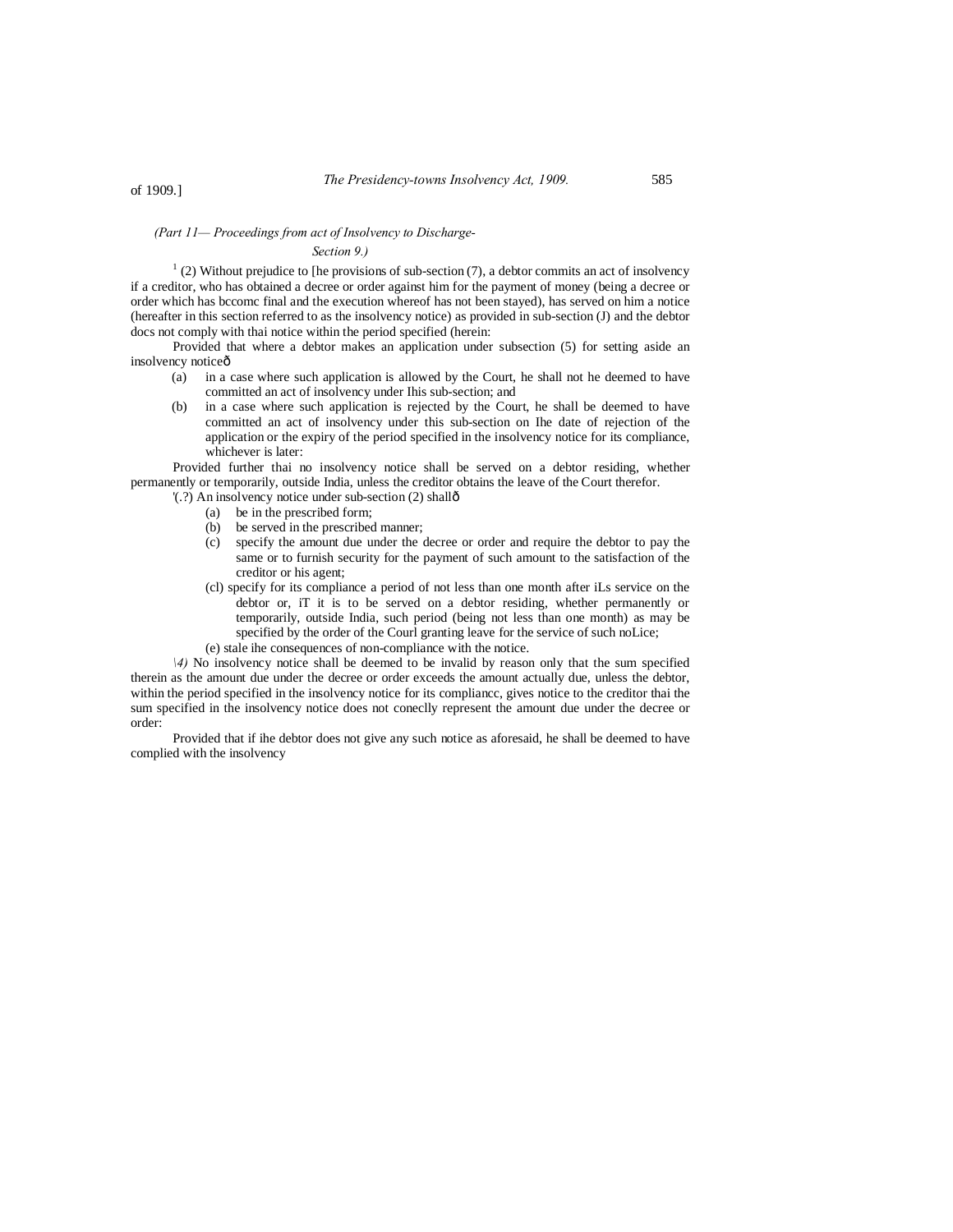*(Part 11— Proceedings from act of Insolvency to Discharge-Section 9.)*

[1] (2) Without prejudice to [he provisions of sub-section (7), a debtor commits an act of insolvency if a creditor, who has obtained a decree or order against him for the payment of money (being a decree or order which has bccomc final and the execution whereof has not been stayed), has served on him a notice (hereafter in this section referred to as the insolvency notice) as provided in sub-section (J) and the debtor docs not comply with thai notice within the period specified (herein:

Provided that where a debtor makes an application under subsection (5) for setting aside an insolvency noticeð

(a) in a case where such application is allowed by the Court, he shall not he deemed to have committed an act of insolvency under Ihis sub-section; and

(b) in a case where such application is rejected by the Court, he shall be deemed to have committed an act of insolvency under this sub-section on Ihe date of rejection of the application or the expiry of the period specified in the insolvency notice for its compliance, whichever is later:

Provided further thai no insolvency notice shall be served on a debtor residing, whether permanently or temporarily, outside India, unless the creditor obtains the leave of the Court therefor.

'(.?) An insolvency notice under sub-section (2) shallð

(a) be in the prescribed form;

(b) be served in the prescribed manner;

(c) specify the amount due under the decree or order and require the debtor to pay the same or to furnish security for the payment of such amount to the satisfaction of the creditor or his agent;

(cl) specify for its compliance a period of not less than one month after iLs service on the debtor or, iT it is to be served on a debtor residing, whether permanently or temporarily, outside India, such period (being not less than one month) as may be specified by the order of the Courl granting leave for the service of such noLice;

(e) stale ihe consequences of non-compliance with the notice.

*\4)* No insolvency notice shall be deemed to be invalid by reason only that the sum specified therein as the amount due under the decree or order exceeds the amount actually due, unless the debtor, within the period specified in the insolvency notice for its compliancc, gives notice to the creditor thai the sum specified in the insolvency notice does not coneclly represent the amount due under the decree or order:

Provided that if ihe debtor does not give any such notice as aforesaid, he shall be deemed to have complied with the insolvency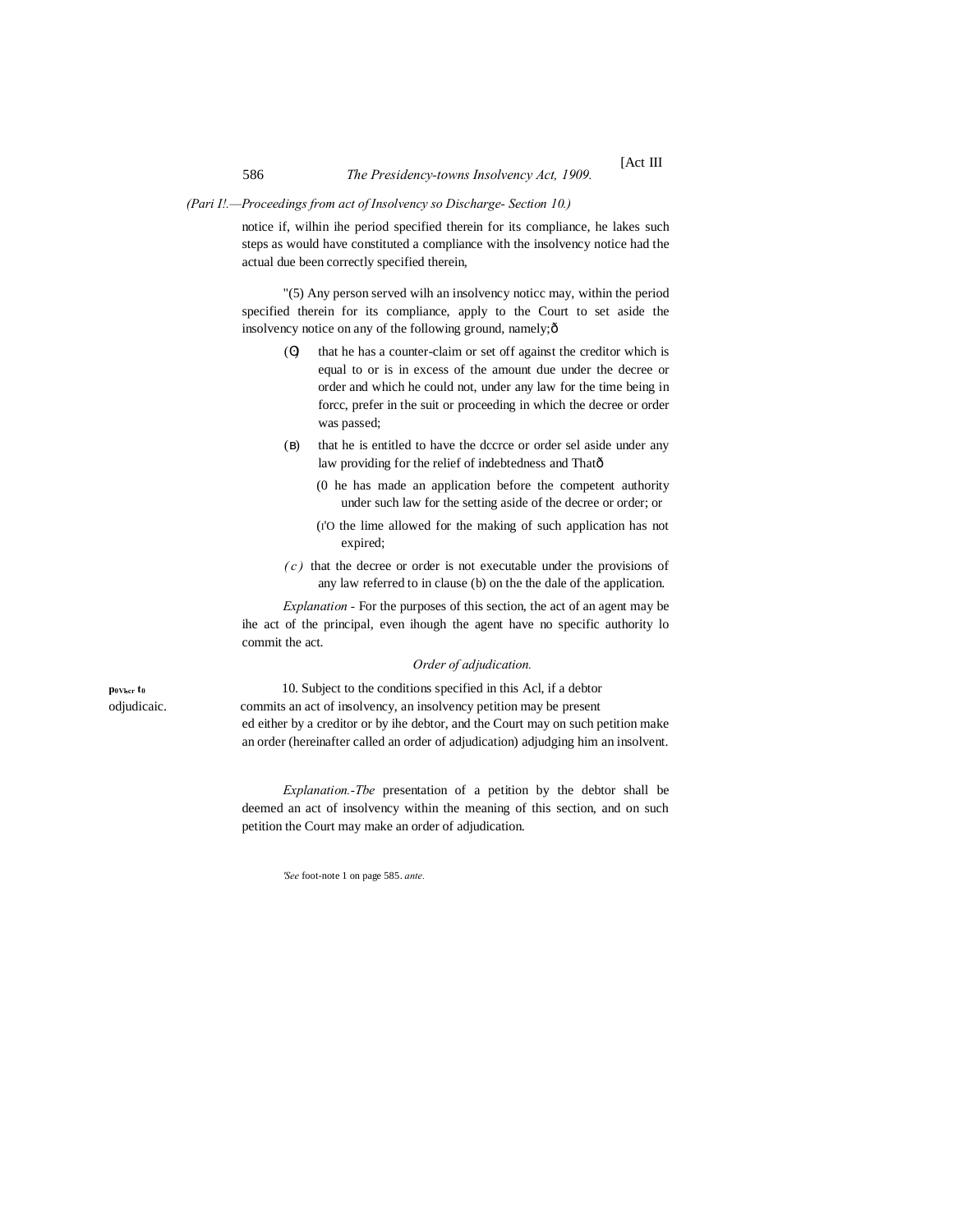*(Pari I!.—Proceedings from act of Insolvency so Discharge- Section 10.)*

notice if, wilhin ihe period specified therein for its compliance, he lakes such steps as would have constituted a compliance with the insolvency notice had the actual due been correctly specified therein,

"(5) Any person served wilh an insolvency noticc may, within the period specified therein for its compliance, apply to the Court to set aside the insolvency notice on any of the following ground, namely;ô

(O) that he has a counter-claim or set off against the creditor which is equal to or is in excess of the amount due under the decree or order and which he could not, under any law for the time being in forcc, prefer in the suit or proceeding in which the decree or order was passed;

(B) that he is entitled to have the dccrce or order sel aside under any law providing for the relief of indebtedness and Thatô

(0 he has made an application before the competent authority under such law for the setting aside of the decree or order; or

(I'O the lime allowed for the making of such application has not expired;

*(c)* that the decree or order is not executable under the provisions of any law referred to in clause (b) on the the dale of the application.

*Explanation* - For the purposes of this section, the act of an agent may be ihe act of the principal, even ihough the agent have no specific authority lo commit the act.

*Order of adjudication.*

**p0Vher t0** odjudicaic.

10. Subject to the conditions specified in this Acl, if a debtor commits an act of insolvency, an insolvency petition may be presented either by a creditor or by ihe debtor, and the Court may on such petition make an order (hereinafter called an order of adjudication) adjudging him an insolvent.

*Explanation.-Tbe* presentation of a petition by the debtor shall be deemed an act of insolvency within the meaning of this section, and on such petition the Court may make an order of adjudication.

'*See* foot-note 1 on page 585. *ante.*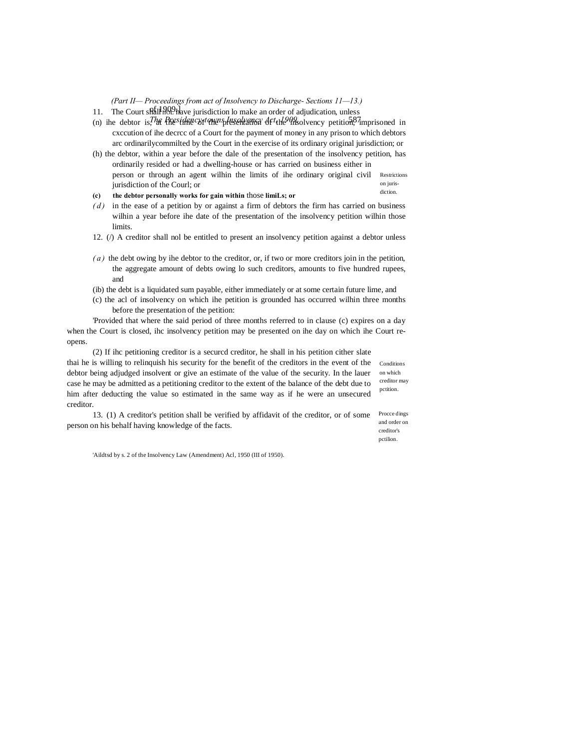*(Part II— Proceedings from act of Insolvency to Discharge- Sections 11—13.)*

11. The Court shall not have jurisdiction lo make an order of adjudication, unless

(n) ihe debtor is, at the time of the presentation of the insolvency petition, imprisoned in cxccution of ihe decrcc of a Court for the payment of money in any prison to which debtors arc ordinarilycommilted by the Court in the exercise of its ordinary original jurisdiction; or

(h) the debtor, within a year before the dale of the presentation of the insolvency petition, has ordinarily resided or had a dwelling-house or has carried on business either in person or through an agent wilhin the limits of ihe ordinary original civil jurisdiction of the Courl; or

Restrictions on juris-diction.

**(c) the debtor personally works for gain within** those **limiLs; or**

*(d)* in the ease of a petition by or against a firm of debtors the firm has carried on business wilhin a year before ihe date of the presentation of the insolvency petition wilhin those limits.

12. (/) A creditor shall nol be entitled to present an insolvency petition against a debtor unless

*(a)* the debt owing by ihe debtor to the creditor, or, if two or more creditors join in the petition, the aggregate amount of debts owing lo such creditors, amounts to five hundred rupees, and

(ib) the debt is a liquidated sum payable, either immediately or at some certain future lime, and

(c) the acl of insolvency on which ihe petition is grounded has occurred wilhin three months before the presentation of the petition:

'Provided that where the said period of three months referred to in clause (c) expires on a day when the Court is closed, ihc insolvency petition may be presented on ihe day on which ihe Court re-opens.

(2) If ihc petitioning creditor is a securcd creditor, he shall in his petition cither slate thai he is willing to relinquish his security for the benefit of the creditors in the event of the debtor being adjudged insolvent or give an estimate of the value of the security. In the lauer case he may be admitted as a petitioning creditor to the extent of the balance of the debt due to him after deducting the value so estimated in the same way as if he were an unsecured creditor.

Conditions on which creditor may pctition.

13. (1) A creditor's petition shall be verified by affidavit of the creditor, or of some person on his behalf having knowledge of the facts.

Procce dings and order on creditor's pctilion.

'Aildtsd by s. 2 of the Insolvency Law (Amendment) Acl, 1950 (III of 1950).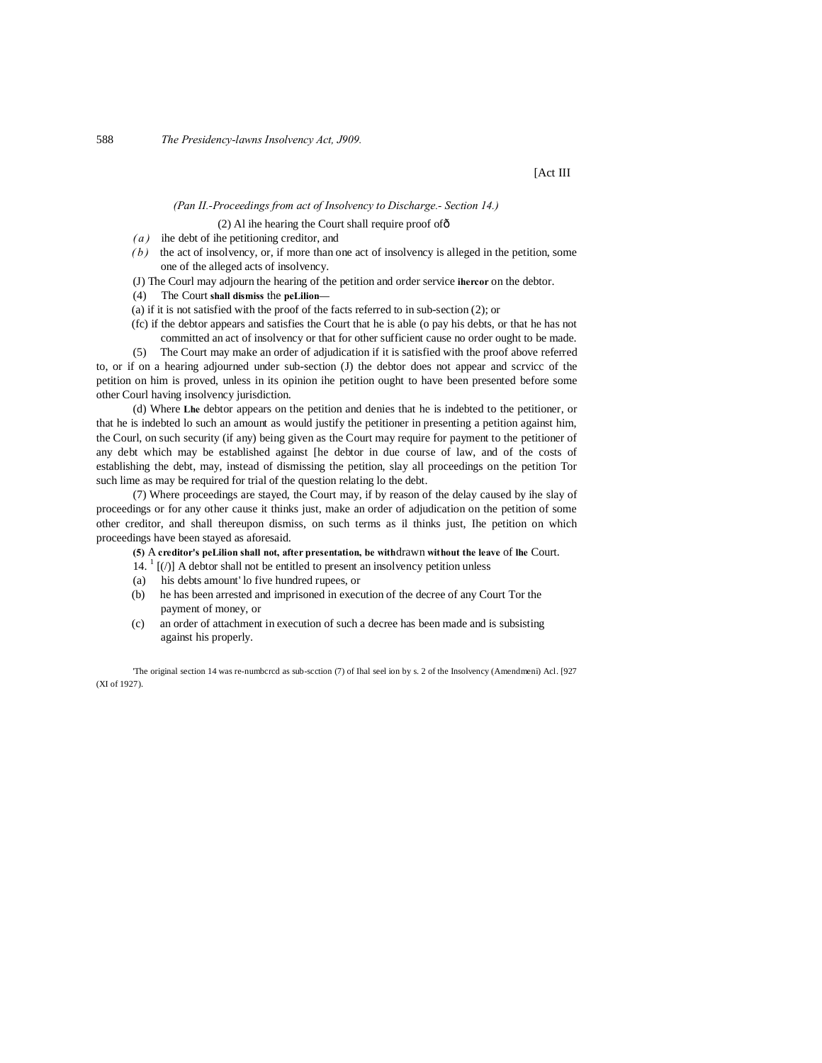[Act III

*(Pan II.-Proceedings from act of Insolvency to Discharge.- Section 14.)*

(2) Al ihe hearing the Court shall require proof ofð

*(a)* ihe debt of ihe petitioning creditor, and

*(b)* the act of insolvency, or, if more than one act of insolvency is alleged in the petition, some one of the alleged acts of insolvency.

(J) The Courl may adjourn the hearing of the petition and order service **ihercor** on the debtor.

(4) The Court **shall dismiss** the **peLilion**—

(a) if it is not satisfied with the proof of the facts referred to in sub-section (2); or

(fc) if the debtor appears and satisfies the Court that he is able (o pay his debts, or that he has not committed an act of insolvency or that for other sufficient cause no order ought to be made.

(5) The Court may make an order of adjudication if it is satisfied with the proof above referred to, or if on a hearing adjourned under sub-section (J) the debtor does not appear and scrvicc of the petition on him is proved, unless in its opinion ihe petition ought to have been presented before some other Courl having insolvency jurisdiction.

(d) Where **Lhe** debtor appears on the petition and denies that he is indebted to the petitioner, or that he is indebted lo such an amount as would justify the petitioner in presenting a petition against him, the Courl, on such security (if any) being given as the Court may require for payment to the petitioner of any debt which may be established against [he debtor in due course of law, and of the costs of establishing the debt, may, instead of dismissing the petition, slay all proceedings on the petition Tor such lime as may be required for trial of the question relating lo the debt.

(7) Where proceedings are stayed, the Court may, if by reason of the delay caused by ihe slay of proceedings or for any other cause it thinks just, make an order of adjudication on the petition of some other creditor, and shall thereupon dismiss, on such terms as il thinks just, Ihe petition on which proceedings have been stayed as aforesaid.

**(5)** A **creditor's peLilion shall not, after presentation, be with**drawn **without the leave** of **lhe** Court.

14. [1] [(/)] A debtor shall not be entitled to present an insolvency petition unless

(a) his debts amount' lo five hundred rupees, or

(b) he has been arrested and imprisoned in execution of the decree of any Court Tor the payment of money, or

(c) an order of attachment in execution of such a decree has been made and is subsisting against his properly.

'The original section 14 was re-numbcrcd as sub-scction (7) of Ihal seel ion by s. 2 of the Insolvency (Amendmeni) Acl. [927 (XI of 1927).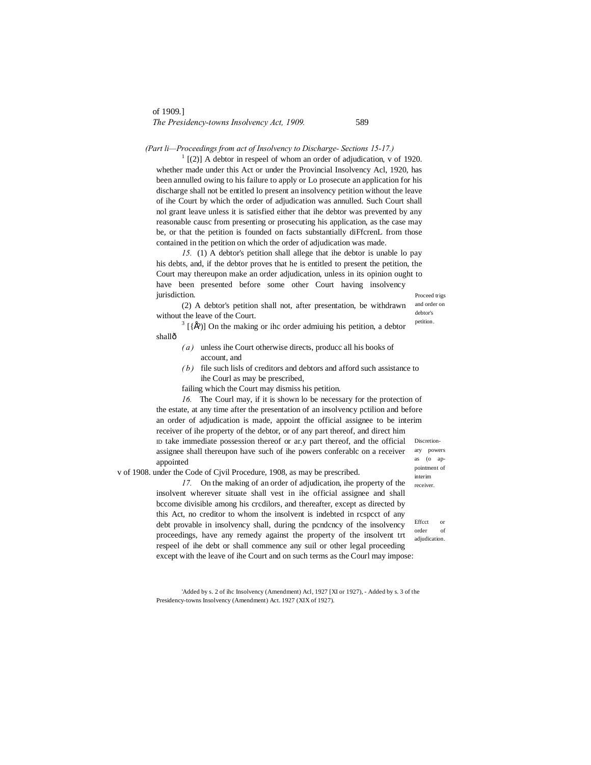*(Part li—Proceedings from act of Insolvency to Discharge- Sections 15-17.)*

[1] [(2)] A debtor in respeel of whom an order of adjudication, whether made under this Act or under the Provincial Insolvency Acl, 1920, has been annulled owing to his failure to apply or Lo prosecute an application for his discharge shall not be entitled lo present an insolvency petition without the leave of ihe Court by which the order of adjudication was annulled. Such Court shall nol grant leave unless it is satisfied either that ihe debtor was prevented by any reasonable causc from presenting or prosecuting his application, as the case may be, or that the petition is founded on facts substantially diFfcrenL from those contained in the petition on which the order of adjudication was made.

v of 1920.

Proceed trigs and order on debtor's petition.

*15.* (1) A debtor's petition shall allege that ihe debtor is unable lo pay his debts, and, if the debtor proves that he is entitled to present the petition, the Court may thereupon make an order adjudication, unless in its opinion ought to have been presented before some other Court having insolvency jurisdiction.

(2) A debtor's petition shall not, after presentation, be withdrawn without the leave of the Court.

[3] [(3)] On the making or ihc order admiuing his petition, a debtor shall—

*(a)* unless ihe Court otherwise directs, producc all his books of account, and

*(b)* file such lisls of creditors and debtors and afford such assistance to ihe Courl as may be prescribed,

failing which the Court may dismiss his petition.

Discretionary powers as (o appointment of interim receiver.

*16.* The Courl may, if it is shown lo be necessary for the protection of the estate, at any time after the presentation of an insolvency pctilion and before an order of adjudication is made, appoint the official assignee to be interim receiver of ihe property of the debtor, or of any part thereof, and direct him lo take immediate possession thereof or ar.y part thereof, and the official assignee shall thereupon have such of ihe powers conferablc on a receiver appointed under the Code of Cjvil Procedure, 1908, as may be prescribed.

v of 1908.

Effcct or order of adjudication.

*17.* On the making of an order of adjudication, ihe property of the insolvent wherever situate shall vest in ihe official assignee and shall bccome divisible among his crcdilors, and thereafter, except as directed by this Act, no creditor to whom the insolvent is indebted in rcspcct of any debt provable in insolvency shall, during the pcndcncy of the insolvency proceedings, have any remedy against the property of the insolvent trt respeel of ihe debt or shall commence any suil or other legal proceeding except with the leave of ihe Court and on such terms as the Courl may impose:

[1] Added by s. 2 of ihc Insolvency (Amendment) Acl, 1927 [XI or 1927), - Added by s. 3 of the Presidency-towns Insolvency (Amendment) Act. 1927 (XIX of 1927).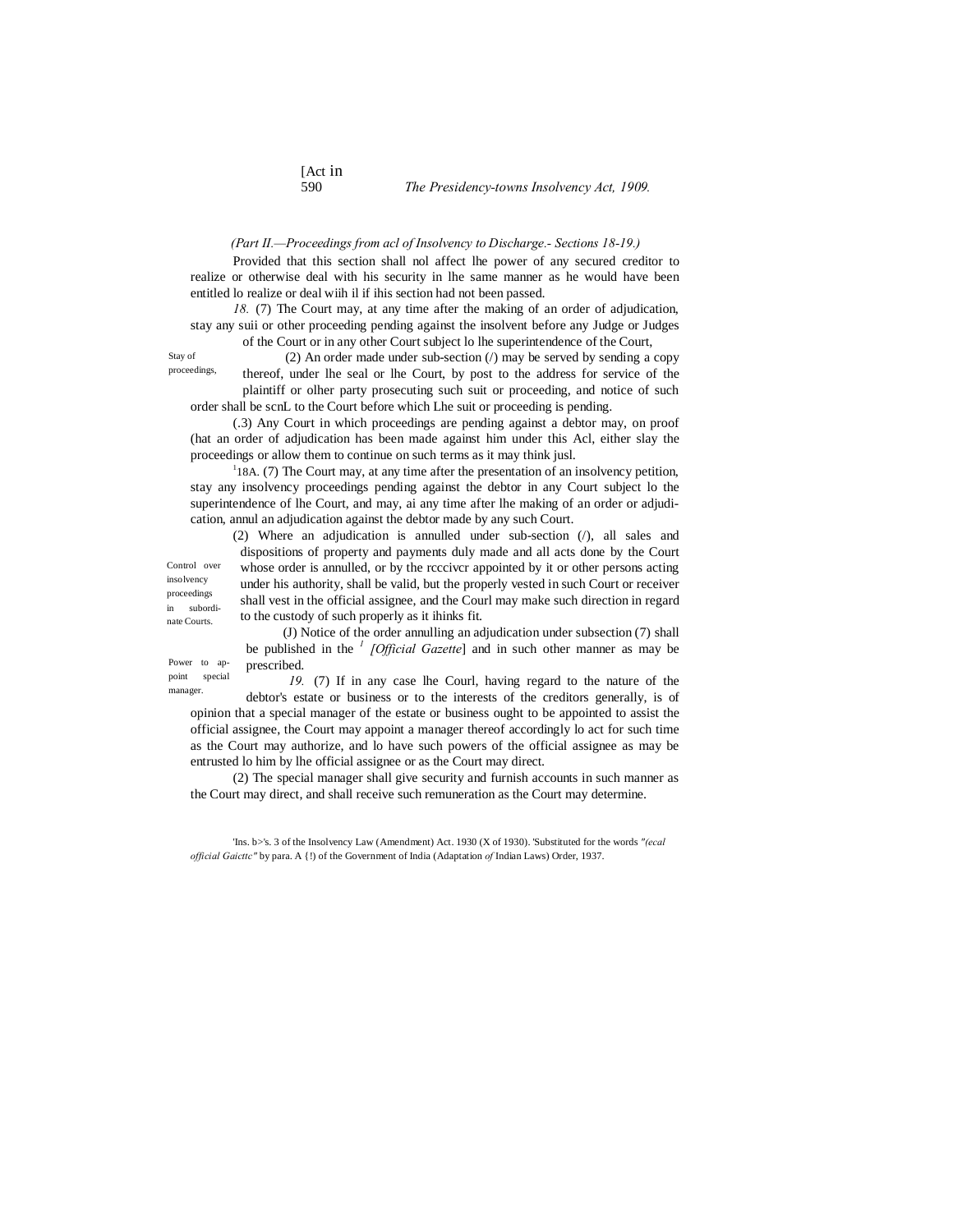*(Part II.—Proceedings from acl of Insolvency to Discharge.- Sections 18-19.)*

Provided that this section shall nol affect lhe power of any secured creditor to realize or otherwise deal with his security in lhe same manner as he would have been entitled lo realize or deal wiih il if ihis section had not been passed.

Stay of proceedings,

*18.* (7) The Court may, at any time after the making of an order of adjudication, stay any suii or other proceeding pending against the insolvent before any Judge or Judges of the Court or in any other Court subject lo lhe superintendence of the Court,

(2) An order made under sub-section (/) may be served by sending a copy thereof, under lhe seal or lhe Court, by post to the address for service of the plaintiff or olher party prosecuting such suit or proceeding, and notice of such order shall be scnL to the Court before which Lhe suit or proceeding is pending.

(.3) Any Court in which proceedings are pending against a debtor may, on proof (hat an order of adjudication has been made against him under this Acl, either slay the proceedings or allow them to continue on such terms as it may think jusl.

Control over insolvency proceedings in subordinate Courts.

[1]18A. (7) The Court may, at any time after the presentation of an insolvency petition, stay any insolvency proceedings pending against the debtor in any Court subject lo the superintendence of lhe Court, and may, ai any time after lhe making of an order or adjudication, annul an adjudication against the debtor made by any such Court.

(2) Where an adjudication is annulled under sub-section (/), all sales and dispositions of property and payments duly made and all acts done by the Court whose order is annulled, or by the rcccivcr appointed by it or other persons acting under his authority, shall be valid, but the properly vested in such Court or receiver shall vest in the official assignee, and the Courl may make such direction in regard to the custody of such properly as it ihinks fit.

(J) Notice of the order annulling an adjudication under subsection (7) shall be published in the [1] *[Official Gazette*] and in such other manner as may be prescribed.

Power to appoint special manager.

*19.* (7) If in any case lhe Courl, having regard to the nature of the debtor's estate or business or to the interests of the creditors generally, is of opinion that a special manager of the estate or business ought to be appointed to assist the official assignee, the Court may appoint a manager thereof accordingly lo act for such time as the Court may authorize, and lo have such powers of the official assignee as may be entrusted lo him by lhe official assignee or as the Court may direct.

(2) The special manager shall give security and furnish accounts in such manner as the Court may direct, and shall receive such remuneration as the Court may determine.

'Ins. b>'s. 3 of the Insolvency Law (Amendment) Act. 1930 (X of 1930). 'Substituted for the words *"(ecal official Gaicttc"* by para. A {!) of the Government of India (Adaptation *of* Indian Laws) Order, 1937.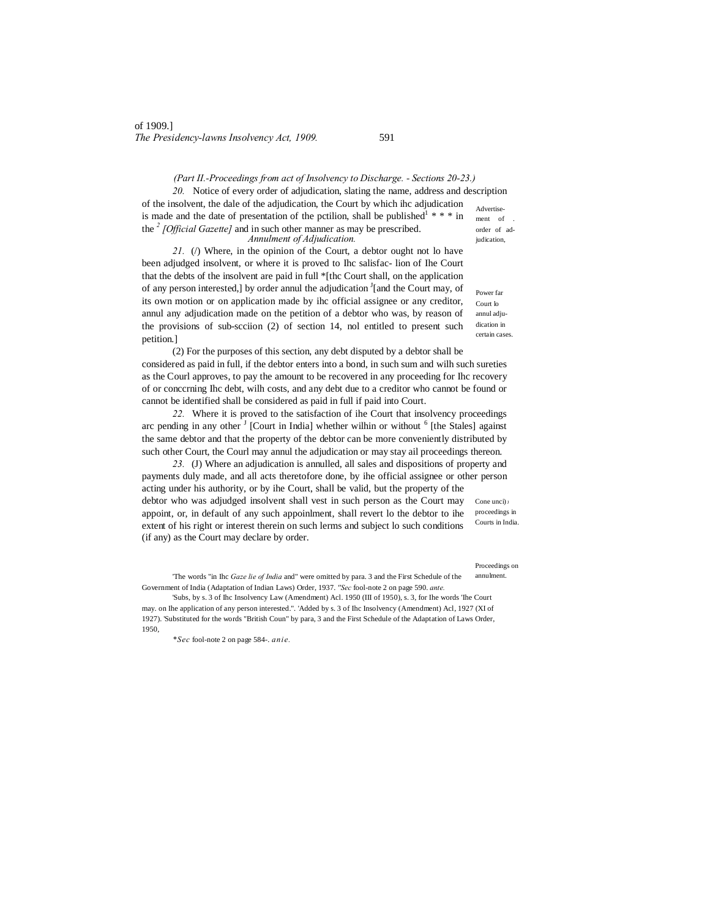*(Part II.-Proceedings from act of Insolvency to Discharge. - Sections 20-23.)*

Advertisement of order of adjudication,

*20.* Notice of every order of adjudication, slating the name, address and description of the insolvent, the dale of the adjudication, the Court by which ihc adjudication is made and the date of presentation of the pctilion, shall be published[1] * * * in the [2] *[Official Gazette]* and in such other manner as may be prescribed.

*Annulment of Adjudication.*

Power far Court lo annul adjudication in certain cases.

*21.* (/) Where, in the opinion of the Court, a debtor ought not lo have been adjudged insolvent, or where it is proved to Ihc salisfac- lion of Ihe Court that the debts of the insolvent are paid in full *[thc Court shall, on the application of any person interested,] by order annul the adjudication [J][and the Court may, of its own motion or on application made by ihc official assignee or any creditor, annul any adjudication made on the petition of a debtor who was, by reason of the provisions of sub-scciion (2) of section 14, nol entitled to present such petition.]

(2) For the purposes of this section, any debt disputed by a debtor shall be considered as paid in full, if the debtor enters into a bond, in such sum and wilh such sureties as the Courl approves, to pay the amount to be recovered in any proceeding for Ihc recovery of or conccrning Ihc debt, wilh costs, and any debt due to a creditor who cannot be found or cannot be identified shall be considered as paid in full if paid into Court.

Cone unci) J proceedings in Courts in India.

*22.* Where it is proved to the satisfaction of ihe Court that insolvency proceedings arc pending in any other [J] [Court in India] whether wilhin or without [6] [the Stales] against the same debtor and that the property of the debtor can be more conveniently distributed by such other Court, the Courl may annul the adjudication or may stay ail proceedings thereon.

Proceedings on annulment.

*23.* (J) Where an adjudication is annulled, all sales and dispositions of property and payments duly made, and all acts theretofore done, by ihe official assignee or other person acting under his authority, or by ihe Court, shall be valid, but the property of the debtor who was adjudged insolvent shall vest in such person as the Court may appoint, or, in default of any such appoinlment, shall revert lo the debtor to ihe extent of his right or interest therein on such lerms and subject lo such conditions (if any) as the Court may declare by order.

'The words "in Ihc *Gaze lie of India* and" were omitted by para. 3 and the First Schedule of the Government of India (Adaptation of Indian Laws) Order, 1937. *"Sec* fool-note 2 on page 590. *ante.*

'Subs, by s. 3 of Ihc Insolvency Law (Amendment) Acl. 1950 (III of 1950), s. 3, for Ihe words 'Ihe Court may. on Ihe application of any person interested.". 'Added by s. 3 of Ihc Insolvency (Amendment) Acl, 1927 (XI of 1927). 'Substituted for the words "British Coun" by para, 3 and the First Schedule of the Adaptation of Laws Order, 1950,

**Sec* fool-note 2 on page 584-. *anie.*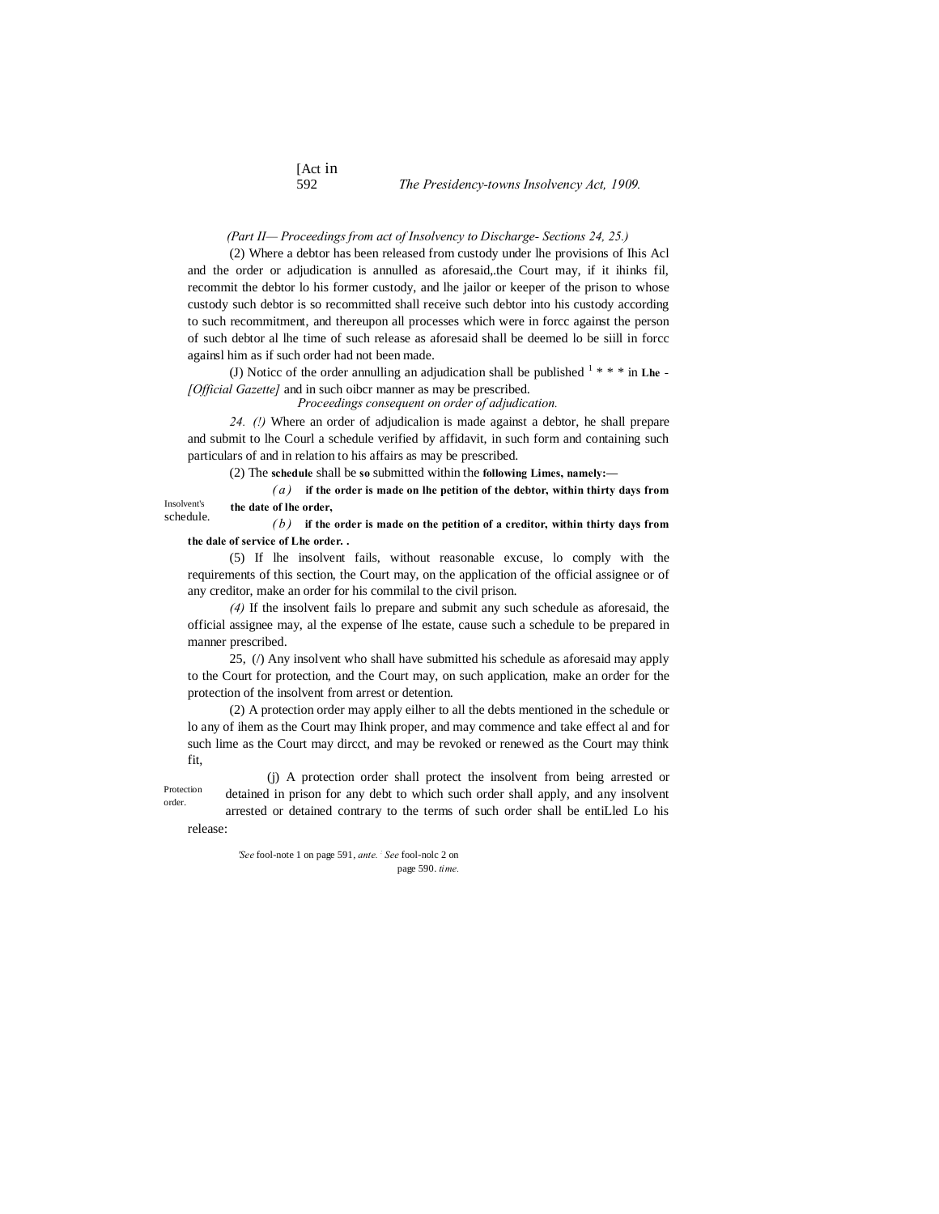*(Part II— Proceedings from act of Insolvency to Discharge- Sections 24, 25.)*

(2) Where a debtor has been released from custody under lhe provisions of Ihis Acl and the order or adjudication is annulled as aforesaid,.the Court may, if it ihinks fil, recommit the debtor lo his former custody, and lhe jailor or keeper of the prison to whose custody such debtor is so recommitted shall receive such debtor into his custody according to such recommitment, and thereupon all processes which were in forcc against the person of such debtor al lhe time of such release as aforesaid shall be deemed lo be siill in forcc againsl him as if such order had not been made.

(J) Noticc of the order annulling an adjudication shall be published [1] * * * in **Lhe** -*[Official Gazette]* and in such oibcr manner as may be prescribed.

*Proceedings consequent on order of adjudication.*

Insolvent's schedule.

*24. (!)* Where an order of adjudicalion is made against a debtor, he shall prepare and submit to lhe Courl a schedule verified by affidavit, in such form and containing such particulars of and in relation to his affairs as may be prescribed.

(2) The **schedule** shall be **so** submitted within the **following Limes, namely:—**

*(a)* **if the order is made on lhe petition of the debtor, within thirty days from the date of lhe order,**

*(b)* **if the order is made on the petition of a creditor, within thirty days from the dale of service of Lhe order. .**

(5) If lhe insolvent fails, without reasonable excuse, lo comply with the requirements of this section, the Court may, on the application of the official assignee or of any creditor, make an order for his commilal to the civil prison.

*(4)* If the insolvent fails lo prepare and submit any such schedule as aforesaid, the official assignee may, al the expense of lhe estate, cause such a schedule to be prepared in manner prescribed.

Protection order.

25, (/) Any insolvent who shall have submitted his schedule as aforesaid may apply to the Court for protection, and the Court may, on such application, make an order for the protection of the insolvent from arrest or detention.

(2) A protection order may apply eilher to all the debts mentioned in the schedule or lo any of ihem as the Court may Ihink proper, and may commence and take effect al and for such lime as the Court may dircct, and may be revoked or renewed as the Court may think fit,

(j) A protection order shall protect the insolvent from being arrested or detained in prison for any debt to which such order shall apply, and any insolvent arrested or detained contrary to the terms of such order shall be entiLled Lo his release:

'*See* fool-note 1 on page 591, *ante.* ' *See* fool-nolc 2 on page 590. *time.*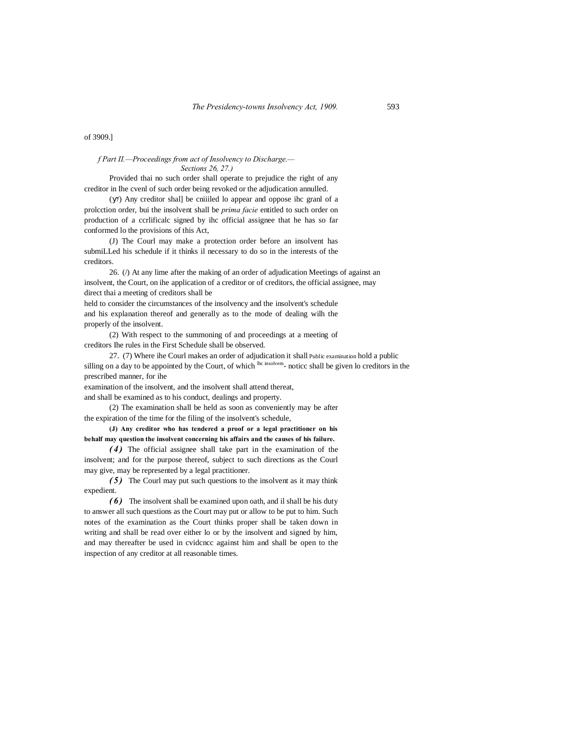of 3909.]

*f Part II.—Proceedings from act of Insolvency to Discharge.— Sections 26, 27.)*

Provided thai no such order shall operate to prejudice the right of any creditor in Ihe cvenl of such order being revoked or the adjudication annulled.

(У) Any creditor shal] be cniiiled lo appear and oppose ihc granl of a prolcction order, bui the insolvent shall be *prima facie* entitled to such order on production of a ccrlificalc signed by ihc official assignee that he has so far conformed lo the provisions of this Act,

(J) The Courl may make a protection order before an insolvent has submiLLed his schedule if it thinks il necessary to do so in the interests of the creditors.

26. (/) At any lime after the making of an order of adjudication Meetings of against an insolvent, the Court, on ihe application of a creditor or of creditors, the official assignee, may direct thai a meeting of creditors shall be held to consider the circumstances of the insolvency and the insolvent's schedule and his explanation thereof and generally as to the mode of dealing wilh the properly of the insolvent.

(2) With respect to the summoning of and proceedings at a meeting of creditors Ihe rules in the First Schedule shall be observed.

27. (7) Where ihe Courl makes an order of adjudication it shall Public examination hold a public silling on a day to be appointed by the Court, of which lhc insolvem- noticc shall be given lo creditors in the prescribed manner, for ihe examination of the insolvent, and the insolvent shall attend thereat, and shall be examined as to his conduct, dealings and property.

(2) The examination shall be held as soon as conveniently may be after the expiration of the time for the filing of the insolvent's schedule,

**(J) Any creditor who has tendered a proof or a legal practitioner on his behalf may question the insolvent concerning his affairs and the causes of his failure.**

***(4)*** The official assignee shall take part in the examination of the insolvent; and for the purpose thereof, subject to such directions as the Courl may give, may be represented by a legal practitioner.

***(5)*** The Courl may put such questions to the insolvent as it may think expedient.

***(6)*** The insolvent shall be examined upon oath, and il shall be his duty to answer all such questions as the Court may put or allow to be put to him. Such notes of the examination as the Court thinks proper shall be taken down in writing and shall be read over either lo or by the insolvent and signed by him, and may thereafter be used in cvidcncc against him and shall be open to the inspection of any creditor at all reasonable times.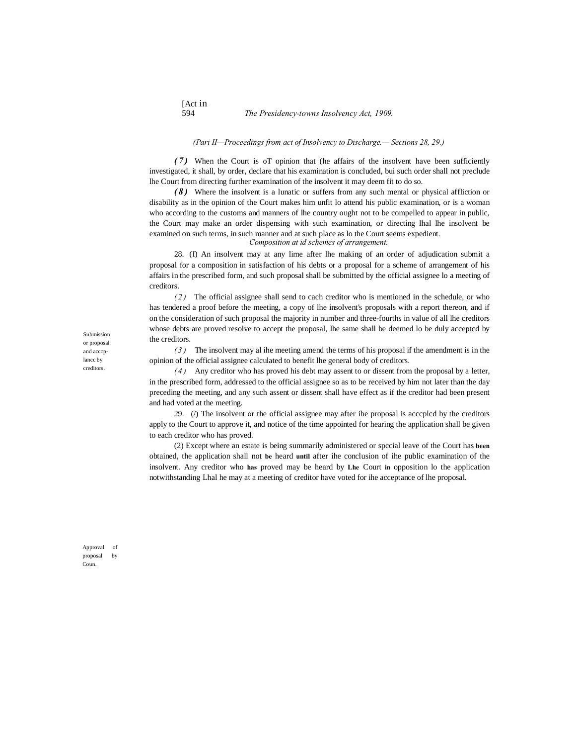*(Pari II—Proceedings from act of Insolvency to Discharge.— Sections 28, 29.)*

***(7)*** When the Court is oT opinion that (he affairs of the insolvent have been sufficiently investigated, it shall, by order, declare that his examination is concluded, bui such order shall not preclude lhe Court from directing further examination of the insolvent it may deem fit to do so.

***(8)*** Where the insolvent is a lunatic or suffers from any such mental or physical affliction or disability as in the opinion of the Court makes him unfit lo attend his public examination, or is a woman who according to the customs and manners of lhe country ought not to be compelled to appear in public, the Court may make an order dispensing with such examination, or directing lhal lhe insolvent be examined on such terms, in such manner and at such place as lo the Court seems expedient.

*Composition at id schemes of arrangement.*

Submission or proposal and acccp-lancc by creditors.

28. (I) An insolvent may at any lime after lhe making of an order of adjudication submit a proposal for a composition in satisfaction of his debts or a proposal for a scheme of arrangement of his affairs in the prescribed form, and such proposal shall be submitted by the official assignee lo a meeting of creditors.

*(2)* The official assignee shall send to cach creditor who is mentioned in the schedule, or who has tendered a proof before the meeting, a copy of lhe insolvent's proposals with a report thereon, and if on the consideration of such proposal the majority in number and three-fourths in value of all lhe creditors whose debts are proved resolve to accept the proposal, lhe same shall be deemed lo be duly acceptcd by the creditors.

*(3)* The insolvent may al ihe meeting amend the terms of his proposal if the amendment is in the opinion of the official assignee calculated to benefit lhe general body of creditors.

*(4)* Any creditor who has proved his debt may assent to or dissent from the proposal by a letter, in the prescribed form, addressed to the official assignee so as to be received by him not later than the day preceding the meeting, and any such assent or dissent shall have effect as if the creditor had been present and had voted at the meeting.

Approval of proposal by Coun.

29. (/) The insolvent or the official assignee may after ihe proposal is acccplcd by the creditors apply to the Court to approve it, and notice of the time appointed for hearing the application shall be given to each creditor who has proved.

(2) Except where an estate is being summarily administered or spccial leave of the Court has **been** obtained, the application shall not **be** heard **until** after ihe conclusion of ihe public examination of the insolvent. Any creditor who **has** proved may be heard by **Lhe** Court **in** opposition lo the application notwithstanding Lhal he may at a meeting of creditor have voted for ihe acceptance of lhe proposal.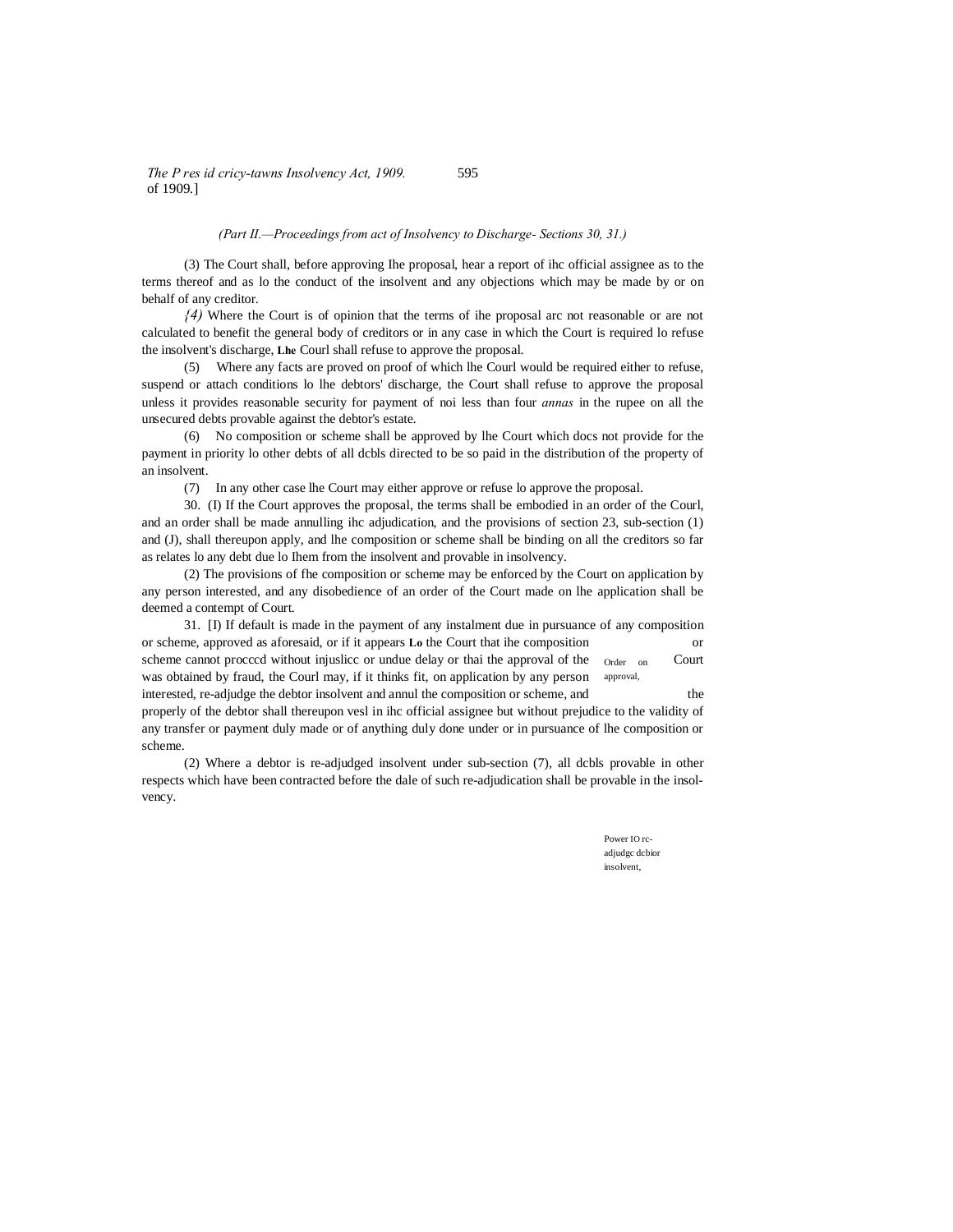*(Part II.—Proceedings from act of Insolvency to Discharge- Sections 30, 31.)*

(3) The Court shall, before approving Ihe proposal, hear a report of ihc official assignee as to the terms thereof and as lo the conduct of the insolvent and any objections which may be made by or on behalf of any creditor.

*{4)* Where the Court is of opinion that the terms of ihe proposal arc not reasonable or are not calculated to benefit the general body of creditors or in any case in which the Court is required lo refuse the insolvent's discharge, **Lhe** Courl shall refuse to approve the proposal.

(5) Where any facts are proved on proof of which lhe Courl would be required either to refuse, suspend or attach conditions lo lhe debtors' discharge, the Court shall refuse to approve the proposal unless it provides reasonable security for payment of noi less than four *annas* in the rupee on all the unsecured debts provable against the debtor's estate.

(6) No composition or scheme shall be approved by lhe Court which docs not provide for the payment in priority lo other debts of all dcbls directed to be so paid in the distribution of the property of an insolvent.

(7) In any other case lhe Court may either approve or refuse lo approve the proposal.

Order on approval,

30. (I) If the Court approves the proposal, the terms shall be embodied in an order of the Courl, and an order shall be made annulling ihc adjudication, and the provisions of section 23, sub-section (1) and (J), shall thereupon apply, and lhe composition or scheme shall be binding on all the creditors so far as relates lo any debt due lo Ihem from the insolvent and provable in insolvency.

(2) The provisions of fhe composition or scheme may be enforced by the Court on application by any person interested, and any disobedience of an order of the Court made on lhe application shall be deemed a contempt of Court.

Power IO rc-adjudgc dcbior insolvent,

31. [I) If default is made in the payment of any instalment due in pursuance of any composition or scheme, approved as aforesaid, or if it appears **Lo** the Court that ihe composition or scheme cannot procccd without injuslicc or undue delay or thai the approval of the Court was obtained by fraud, the Courl may, if it thinks fit, on application by any person interested, re-adjudge the debtor insolvent and annul the composition or scheme, and the properly of the debtor shall thereupon vesl in ihc official assignee but without prejudice to the validity of any transfer or payment duly made or of anything duly done under or in pursuance of lhe composition or scheme.

(2) Where a debtor is re-adjudged insolvent under sub-section (7), all dcbls provable in other respects which have been contracted before the dale of such re-adjudication shall be provable in the insolvency.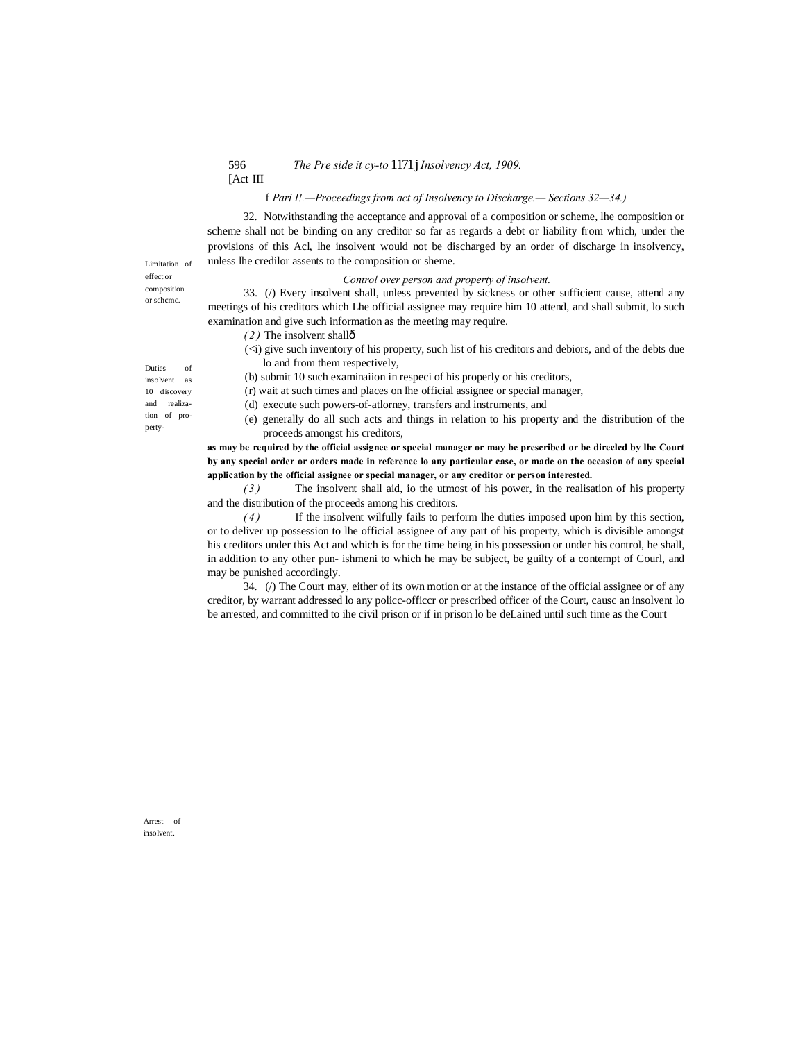*Part I.—Proceedings from act of Insolvency to Discharge.— Sections 32—34.)*

Limitation of effect or composition or schcmc.

32. Notwithstanding the acceptance and approval of a composition or scheme, lhe composition or scheme shall not be binding on any creditor so far as regards a debt or liability from which, under the provisions of this Acl, lhe insolvent would not be discharged by an order of discharge in insolvency, unless lhe credilor assents to the composition or sheme.

*Control over person and property of insolvent.*

Duties of insolvent as 10 discovery and realiza-tion of pro-perty-

33. (/) Every insolvent shall, unless prevented by sickness or other sufficient cause, attend any meetings of his creditors which Lhe official assignee may require him 10 attend, and shall submit, lo such examination and give such information as the meeting may require.

*(2)* The insolvent shallð

(<i) give such inventory of his property, such list of his creditors and debiors, and of the debts due lo and from them respectively,

(b) submit 10 such examinaiion in respeci of his properly or his creditors,

(r) wait at such times and places on lhe official assignee or special manager,

(d) execute such powers-of-atlorney, transfers and instruments, and

(e) generally do all such acts and things in relation to his property and the distribution of the proceeds amongst his creditors,

**as may be required by the official assignee or special manager or may be prescribed or be direclcd by lhe Court by any special order or orders made in reference lo any particular case, or made on the occasion of any special application by the official assignee or special manager, or any creditor or person interested.**

*(3)* The insolvent shall aid, io the utmost of his power, in the realisation of his property and the distribution of the proceeds among his creditors.

*(4)* If the insolvent wilfully fails to perform lhe duties imposed upon him by this section, or to deliver up possession to lhe official assignee of any part of his property, which is divisible amongst his creditors under this Act and which is for the time being in his possession or under his control, he shall, in addition to any other pun- ishmeni to which he may be subject, be guilty of a contempt of Courl, and may be punished accordingly.

Arrest of insolvent.

34. (/) The Court may, either of its own motion or at the instance of the official assignee or of any creditor, by warrant addressed lo any policc-officcr or prescribed officer of the Court, causc an insolvent lo be arrested, and committed to ihe civil prison or if in prison lo be deLained until such time as the Court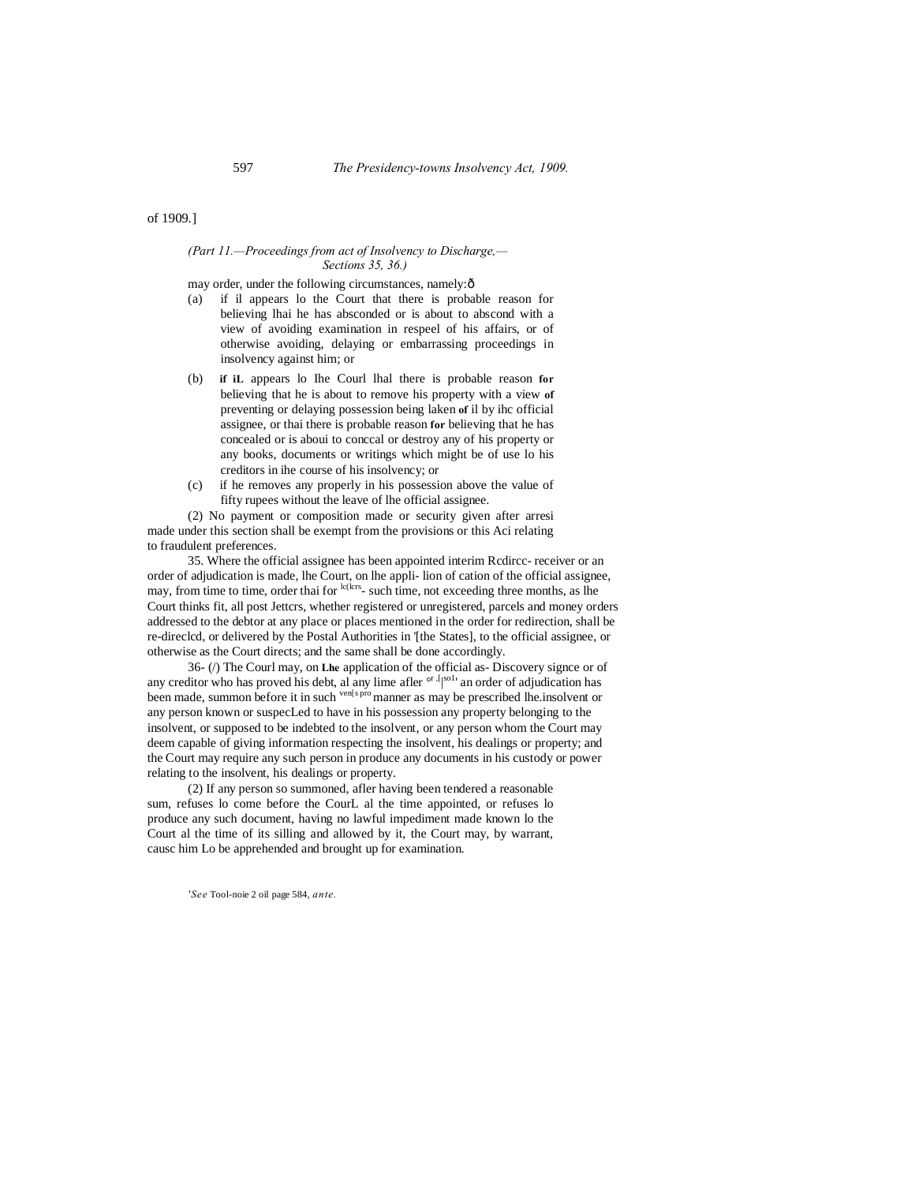of 1909.]

*(Part 11.—Proceedings from act of Insolvency to Discharge,— Sections 35, 36.)*

may order, under the following circumstances, namely:ð

(a) if il appears lo the Court that there is probable reason for believing lhai he has absconded or is about to abscond with a view of avoiding examination in respeel of his affairs, or of otherwise avoiding, delaying or embarrassing proceedings in insolvency against him; or

(b) **if iL** appears lo Ihe Courl lhal there is probable reason **for** believing that he is about to remove his property with a view **of** preventing or delaying possession being laken **of** il by ihc official assignee, or thai there is probable reason **for** believing that he has concealed or is aboui to conccal or destroy any of his property or any books, documents or writings which might be of use lo his creditors in ihe course of his insolvency; or

(c) if he removes any properly in his possession above the value of fifty rupees without the leave of lhe official assignee.

(2) No payment or composition made or security given after arresi made under this section shall be exempt from the provisions or this Aci relating to fraudulent preferences.

35. Where the official assignee has been appointed interim Rcdircc- receiver or an order of adjudication is made, lhe Court, on lhe appli- lion of cation of the official assignee, may, from time to time, order thai for lc(lcrs- such time, not exceeding three months, as lhe Court thinks fit, all post Jettcrs, whether registered or unregistered, parcels and money orders addressed to the debtor at any place or places mentioned in the order for redirection, shall be re-direclcd, or delivered by the Postal Authorities in '[the States], to the official assignee, or otherwise as the Court directs; and the same shall be done accordingly.

36- (/) The Courl may, on **Lhe** application of the official as- Discovery signce or of any creditor who has proved his debt, al any lime afler or ,[|so1, an order of adjudication has been made, summon before it in such ven[s pro manner as may be prescribed lhe.insolvent or any person known or suspecLed to have in his possession any property belonging to the insolvent, or supposed to be indebted to the insolvent, or any person whom the Court may deem capable of giving information respecting the insolvent, his dealings or property; and the Court may require any such person in produce any documents in his custody or power relating to the insolvent, his dealings or property.

(2) If any person so summoned, afler having been tendered a reasonable sum, refuses lo come before the CourL al the time appointed, or refuses lo produce any such document, having no lawful impediment made known lo the Court al the time of its silling and allowed by it, the Court may, by warrant, causc him Lo be apprehended and brought up for examination.

'*See* Tool-noie 2 oil page 584, *ante.*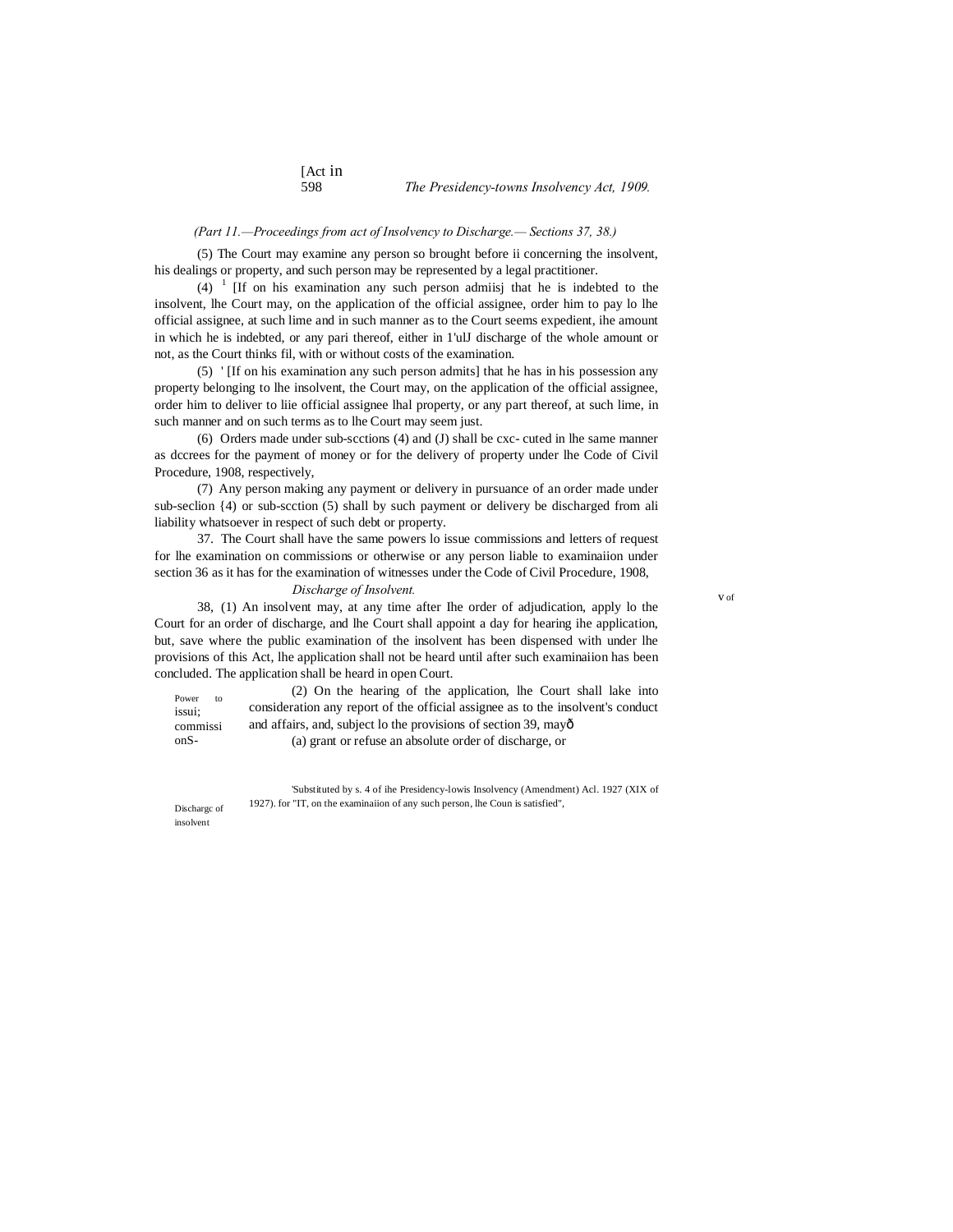*(Part 11.—Proceedings from act of Insolvency to Discharge.— Sections 37, 38.)*

(5) The Court may examine any person so brought before ii concerning the insolvent, his dealings or property, and such person may be represented by a legal practitioner.

(4) [1] [If on his examination any such person admiisj that he is indebted to the insolvent, lhe Court may, on the application of the official assignee, order him to pay lo lhe official assignee, at such lime and in such manner as to the Court seems expedient, ihe amount in which he is indebted, or any pari thereof, either in 1'ulJ discharge of the whole amount or not, as the Court thinks fil, with or without costs of the examination.

(5) ' [If on his examination any such person admits] that he has in his possession any property belonging to lhe insolvent, the Court may, on the application of the official assignee, order him to deliver to liie official assignee lhal property, or any part thereof, at such lime, in such manner and on such terms as to lhe Court may seem just.

(6) Orders made under sub-scctions (4) and (J) shall be cxc- cuted in lhe same manner as dccrees for the payment of money or for the delivery of property under lhe Code of Civil Procedure, 1908, respectively,

(7) Any person making any payment or delivery in pursuance of an order made under sub-seclion {4) or sub-scction (5) shall by such payment or delivery be discharged from ali liability whatsoever in respect of such debt or property.

Power to issui; commissi onS-

37. The Court shall have the same powers lo issue commissions and letters of request for lhe examination on commissions or otherwise or any person liable to examinaiion under section 36 as it has for the examination of witnesses under the Code of Civil Procedure, 1908,

V of

*Discharge of Insolvent.*

Dischargc of insolvent

38, (1) An insolvent may, at any time after Ihe order of adjudication, apply lo the Court for an order of discharge, and lhe Court shall appoint a day for hearing ihe application, but, save where the public examination of the insolvent has been dispensed with under lhe provisions of this Act, lhe application shall not be heard until after such examinaiion has been concluded. The application shall be heard in open Court.

(2) On the hearing of the application, lhe Court shall lake into consideration any report of the official assignee as to the insolvent's conduct and affairs, and, subject lo the provisions of section 39, mayð

(a) grant or refuse an absolute order of discharge, or

'Substituted by s. 4 of ihe Presidency-lowis Insolvency (Amendment) Acl. 1927 (XIX of 1927). for "IT, on the examinaiion of any such person, lhe Coun is satisfied",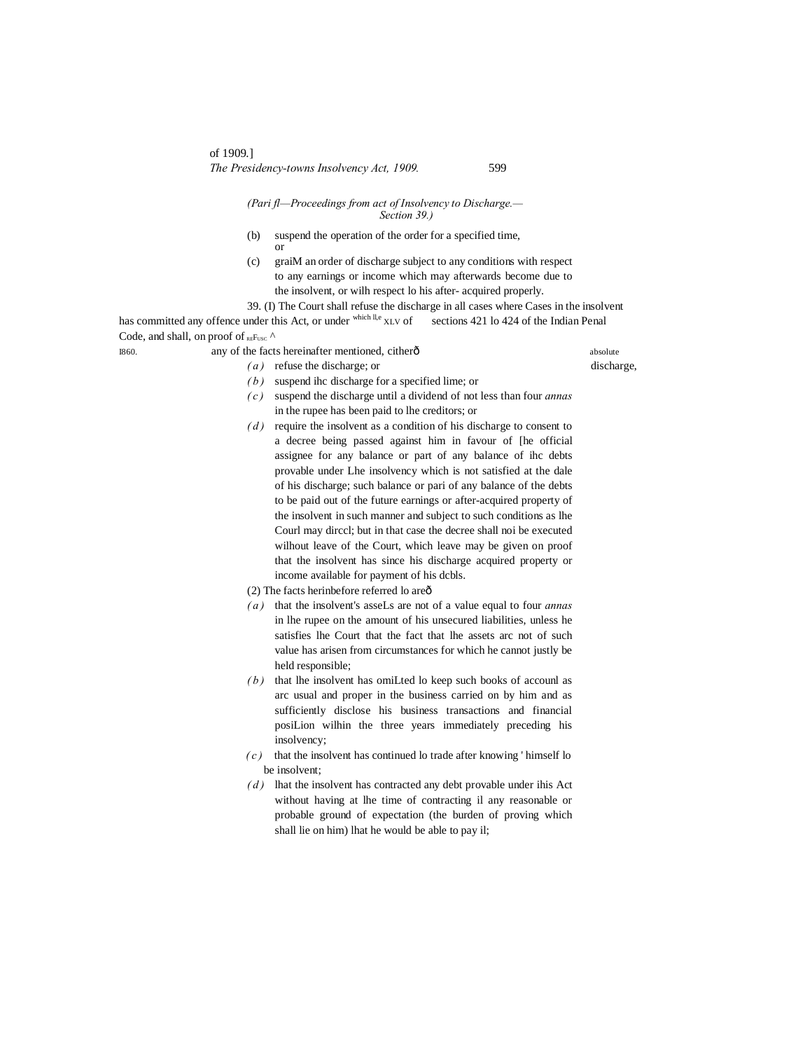*(Pari fl—Proceedings from act of Insolvency to Discharge.— Section 39.)*

(b) suspend the operation of the order for a specified time, or

(c) graiM an order of discharge subject to any conditions with respect to any earnings or income which may afterwards become due to the insolvent, or wilh respect lo his after- acquired properly.

39. (I) The Court shall refuse the discharge in all cases where Cases in the insolvent has committed any offence under this Act, or under which ll,e XLV of sections 421 lo 424 of the Indian Penal Code, and shall, on proof of REFUSC ^ I860. any of the facts hereinafter mentioned, citherô absolute discharge,

*(a)* refuse the discharge; or

*(b)* suspend ihc discharge for a specified lime; or

*(c)* suspend the discharge until a dividend of not less than four *annas* in the rupee has been paid to lhe creditors; or

*(d)* require the insolvent as a condition of his discharge to consent to a decree being passed against him in favour of [he official assignee for any balance or part of any balance of ihc debts provable under Lhe insolvency which is not satisfied at the dale of his discharge; such balance or pari of any balance of the debts to be paid out of the future earnings or after-acquired property of the insolvent in such manner and subject to such conditions as lhe Courl may dirccl; but in that case the decree shall noi be executed wilhout leave of the Court, which leave may be given on proof that the insolvent has since his discharge acquired property or income available for payment of his dcbls.

(2) The facts herinbefore referred lo areô

*(a)* that the insolvent's asseLs are not of a value equal to four *annas* in lhe rupee on the amount of his unsecured liabilities, unless he satisfies lhe Court that the fact that lhe assets arc not of such value has arisen from circumstances for which he cannot justly be held responsible;

*(b)* that lhe insolvent has omiLted lo keep such books of accounl as arc usual and proper in the business carried on by him and as sufficiently disclose his business transactions and financial posiLion wilhin the three years immediately preceding his insolvency;

*(c)* that the insolvent has continued lo trade after knowing ' himself lo be insolvent;

*(d)* lhat the insolvent has contracted any debt provable under ihis Act without having at lhe time of contracting il any reasonable or probable ground of expectation (the burden of proving which shall lie on him) lhat he would be able to pay il;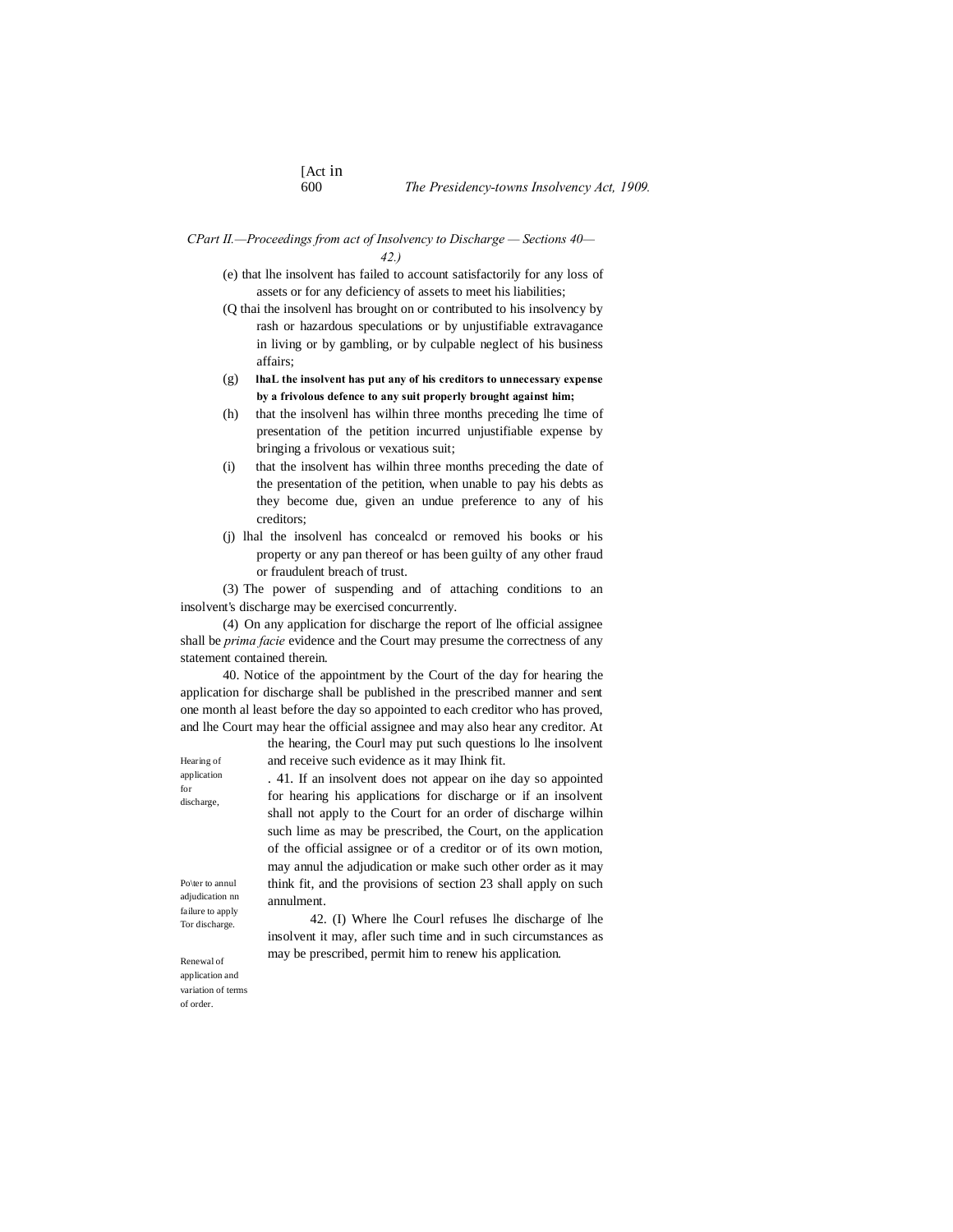*Part II.—Proceedings from act of Insolvency to Discharge — Sections 40—42.)*

(e) that lhe insolvent has failed to account satisfactorily for any loss of assets or for any deficiency of assets to meet his liabilities;

(Q thai the insolvenl has brought on or contributed to his insolvency by rash or hazardous speculations or by unjustifiable extravagance in living or by gambling, or by culpable neglect of his business affairs;

(g) **lhaL the insolvent has put any of his creditors to unnecessary expense by a frivolous defence to any suit properly brought against him;**

(h) that the insolvenl has wilhin three months preceding lhe time of presentation of the petition incurred unjustifiable expense by bringing a frivolous or vexatious suit;

(i) that the insolvent has wilhin three months preceding the date of the presentation of the petition, when unable to pay his debts as they become due, given an undue preference to any of his creditors;

(j) lhal the insolvenl has concealcd or removed his books or his property or any pan thereof or has been guilty of any other fraud or fraudulent breach of trust.

(3) The power of suspending and of attaching conditions to an insolvent's discharge may be exercised concurrently.

(4) On any application for discharge the report of lhe official assignee shall be *prima facie* evidence and the Court may presume the correctness of any statement contained therein.

Hearing of application for discharge,

40. Notice of the appointment by the Court of the day for hearing the application for discharge shall be published in the prescribed manner and sent one month al least before the day so appointed to each creditor who has proved, and lhe Court may hear the official assignee and may also hear any creditor. At the hearing, the Courl may put such questions lo lhe insolvent and receive such evidence as it may Ihink fit.

Po\ter to annul adjudication nn failure to apply Tor discharge.

41. If an insolvent does not appear on ihe day so appointed for hearing his applications for discharge or if an insolvent shall not apply to the Court for an order of discharge wilhin such lime as may be prescribed, the Court, on the application of the official assignee or of a creditor or of its own motion, may annul the adjudication or make such other order as it may think fit, and the provisions of section 23 shall apply on such annulment.

Renewal of application and variation of terms of order.

42. (I) Where lhe Courl refuses lhe discharge of lhe insolvent it may, afler such time and in such circumstances as may be prescribed, permit him to renew his application.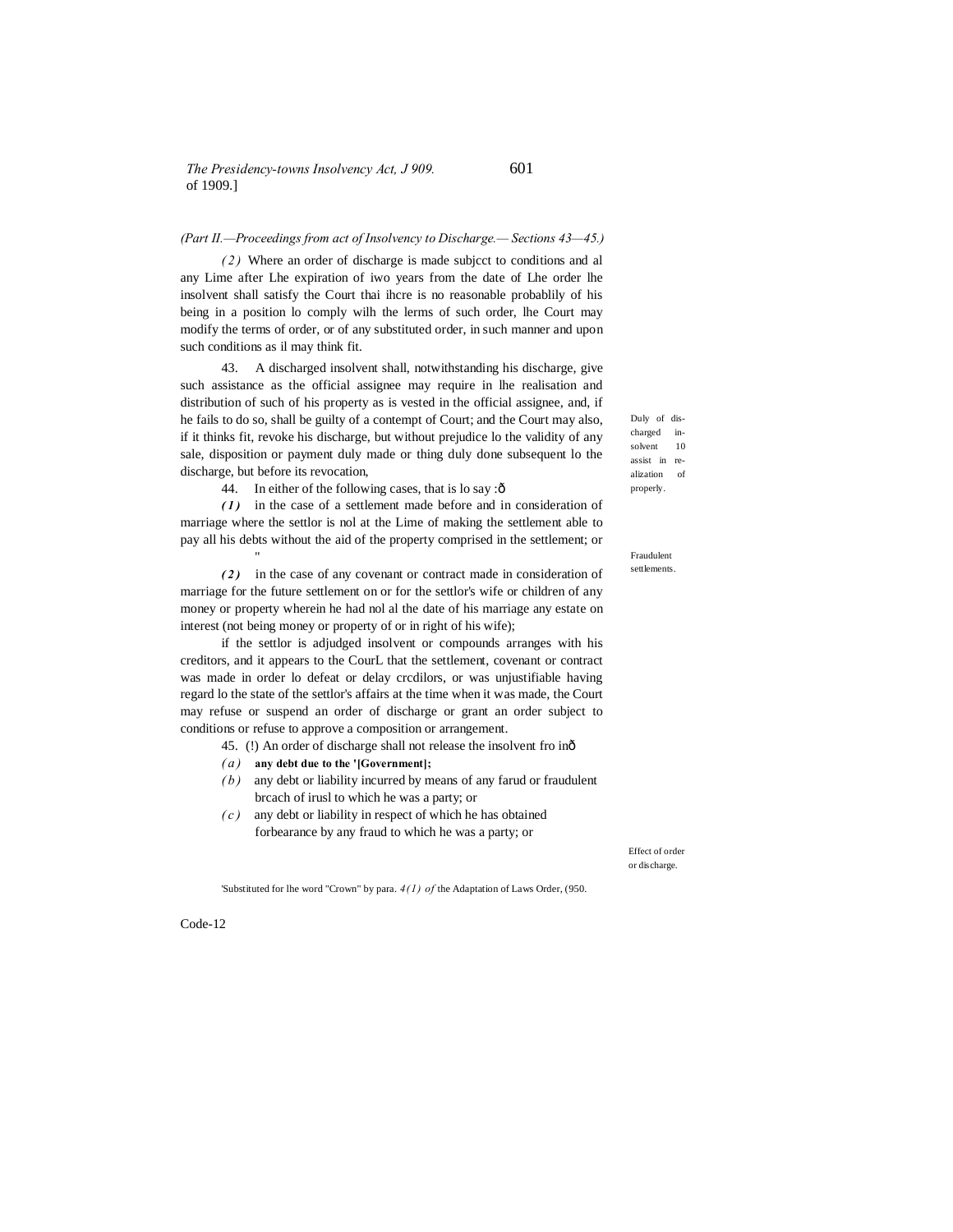(Part II.—Proceedings from act of Insolvency to Discharge.— Sections 43—45.)

*(2)* Where an order of discharge is made subjcct to conditions and al any Lime after Lhe expiration of iwo years from the date of Lhe order lhe insolvent shall satisfy the Court thai ihcre is no reasonable probablily of his being in a position lo comply wilh the lerms of such order, lhe Court may modify the terms of order, or of any substituted order, in such manner and upon such conditions as il may think fit.

Duly of discharged insolvent 10 assist in realization of properly.

43. A discharged insolvent shall, notwithstanding his discharge, give such assistance as the official assignee may require in lhe realisation and distribution of such of his property as is vested in the official assignee, and, if he fails to do so, shall be guilty of a contempt of Court; and the Court may also, if it thinks fit, revoke his discharge, but without prejudice lo the validity of any sale, disposition or payment duly made or thing duly done subsequent lo the discharge, but before its revocation,

Fraudulent settlements.

44. In either of the following cases, that is lo say :ð

***(1)*** in the case of a settlement made before and in consideration of marriage where the settlor is nol at the Lime of making the settlement able to pay all his debts without the aid of the property comprised in the settlement; or "

***(2)*** in the case of any covenant or contract made in consideration of marriage for the future settlement on or for the settlor's wife or children of any money or property wherein he had nol al the date of his marriage any estate on interest (not being money or property of or in right of his wife);

if the settlor is adjudged insolvent or compounds arranges with his creditors, and it appears to the CourL that the settlement, covenant or contract was made in order lo defeat or delay crcdilors, or was unjustifiable having regard lo the state of the settlor's affairs at the time when it was made, the Court may refuse or suspend an order of discharge or grant an order subject to conditions or refuse to approve a composition or arrangement.

Effect of order or discharge.

45. (!) An order of discharge shall not release the insolvent fro inð

*(a)* **any debt due to the '[Government];**

*(b)* any debt or liability incurred by means of any farud or fraudulent brcach of irusl to which he was a party; or

*(c)* any debt or liability in respect of which he has obtained forbearance by any fraud to which he was a party; or

'Substituted for lhe word "Crown" by para. *4(1) of* the Adaptation of Laws Order, (950.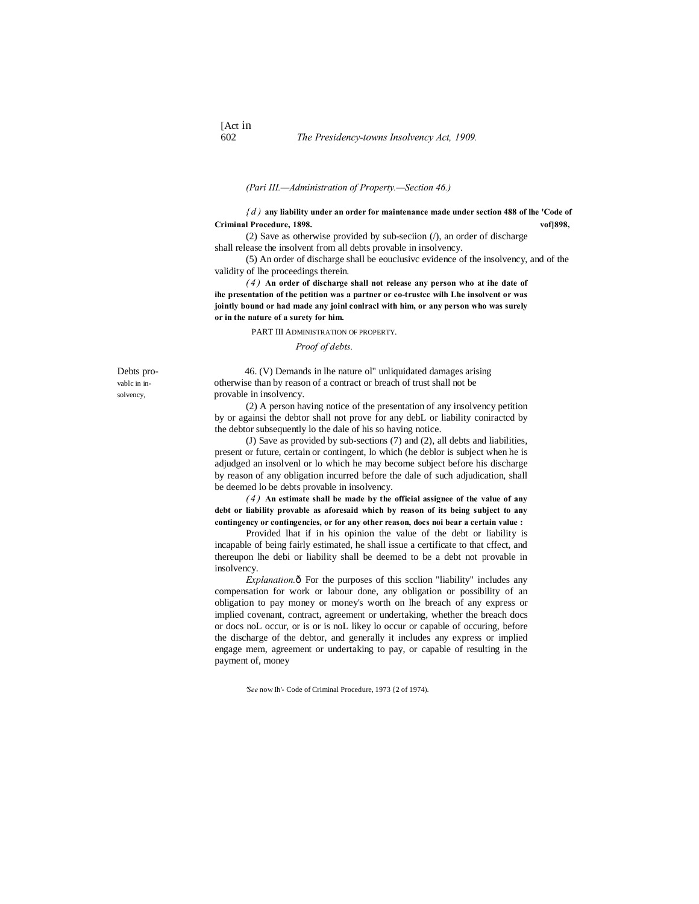*(Pari III.—Administration of Property.—Section 46.)*

*(d)* **any liability under an order for maintenance made under section 488 of lhe 'Code of Criminal Procedure, 1898.** **vof]898,**

(2) Save as otherwise provided by sub-seciion (/), an order of discharge shall release the insolvent from all debts provable in insolvency.

(5) An order of discharge shall be eouclusivc evidence of the insolvency, and of the validity of lhe proceedings therein.

*(4)* **An order of discharge shall not release any person who at ihe date of ihe presentation of the petition was a partner or co-trustcc wilh Lhe insolvent or was jointly bound or had made any joinl conlracl with him, or any person who was surely or in the nature of a surety for him.**

PART III ADMINISTRATION OF PROPERTY.

*Proof of debts.*

Debts provablc in insolvency,

46. (V) Demands in lhe nature ol" unliquidated damages arising otherwise than by reason of a contract or breach of trust shall not be provable in insolvency.

(2) A person having notice of the presentation of any insolvency petition by or againsi the debtor shall not prove for any debL or liability coniractcd by the debtor subsequently lo the dale of his so having notice.

(J) Save as provided by sub-sections (7) and (2), all debts and liabilities, present or future, certain or contingent, lo which (he deblor is subject when he is adjudged an insolvenl or lo which he may become subject before his discharge by reason of any obligation incurred before the dale of such adjudication, shall be deemed lo be debts provable in insolvency.

*(4)* **An estimate shall be made by the official assignee of the value of any debt or liability provable as aforesaid which by reason of its being subject to any contingency or contingencies, or for any other reason, docs noi bear a certain value :**

Provided lhat if in his opinion the value of the debt or liability is incapable of being fairly estimated, he shall issue a certificate to that cffect, and thereupon lhe debi or liability shall be deemed to be a debt not provable in insolvency.

*Explanation.*ô For the purposes of this scclion "liability" includes any compensation for work or labour done, any obligation or possibility of an obligation to pay money or money's worth on lhe breach of any express or implied covenant, contract, agreement or undertaking, whether the breach docs or docs noL occur, or is or is noL likey lo occur or capable of occuring, before the discharge of the debtor, and generally it includes any express or implied engage mem, agreement or undertaking to pay, or capable of resulting in the payment of, money

*'See* now Ih'- Code of Criminal Procedure, 1973 {2 of 1974).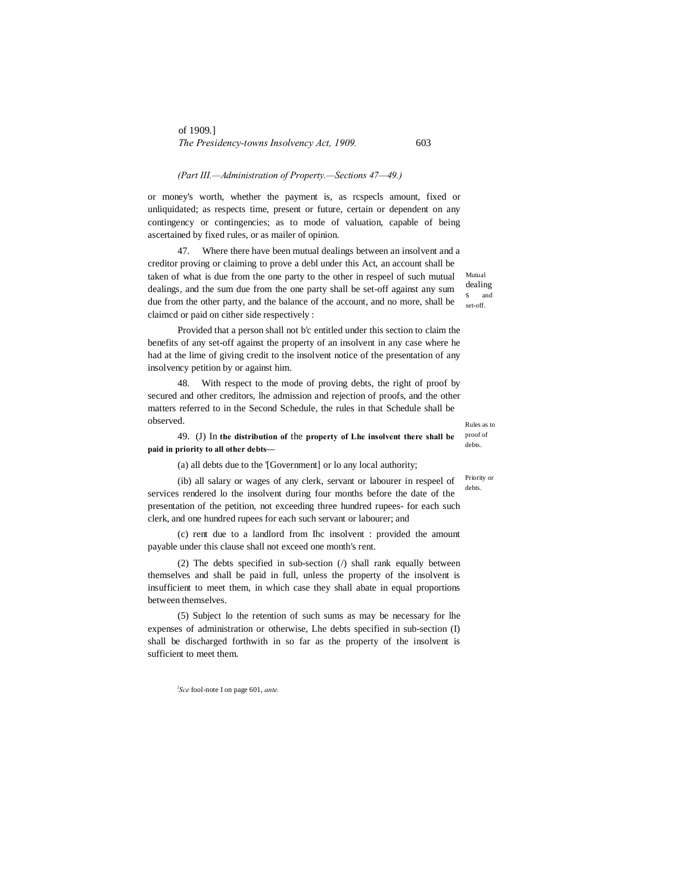*(Part III.—Administration of Property.—Sections 47—49.)*

or money's worth, whether the payment is, as rcspecls amount, fixed or unliquidated; as respects time, present or future, certain or dependent on any contingency or contingencies; as to mode of valuation, capable of being ascertained by fixed rules, or as mailer of opinion.

Mutual dealings and set-off.

47. Where there have been mutual dealings between an insolvent and a creditor proving or claiming to prove a debl under this Act, an account shall be taken of what is due from the one party to the other in respeel of such mutual dealings, and the sum due from the one party shall be set-off against any sum due from the other party, and the balance of the account, and no more, shall be claimcd or paid on cither side respectively :

Provided that a person shall not b'c entitled under this section to claim the benefits of any set-off against the property of an insolvent in any case where he had at the lime of giving credit to the insolvent notice of the presentation of any insolvency petition by or against him.

Rules as to proof of debts.

48. With respect to the mode of proving debts, the right of proof by secured and other creditors, lhe admission and rejection of proofs, and the other matters referred to in the Second Schedule, the rules in that Schedule shall be observed.

Priority or debts.

49. (J) In **the distribution of** the **property of Lhe insolvent there shall be paid in priority to all other debts—**

(a) all debts due to the '[Government] or lo any local authority;

(ib) all salary or wages of any clerk, servant or labourer in respeel of services rendered lo the insolvent during four months before the date of the presentation of the petition, not exceeding three hundred rupees- for each such clerk, and one hundred rupees for each such servant or labourer; and

(c) rent due to a landlord from Ihc insolvent : provided the amount payable under this clause shall not exceed one month's rent.

(2) The debts specified in sub-section (/) shall rank equally between themselves and shall be paid in full, unless the property of the insolvent is insufficient to meet them, in which case they shall abate in equal proportions between themselves.

(5) Subject lo the retention of such sums as may be necessary for lhe expenses of administration or otherwise, Lhe debts specified in sub-section (I) shall be discharged forthwith in so far as the property of the insolvent is sufficient to meet them.

[1] *Sce* fool-note I on page 601, *ante.*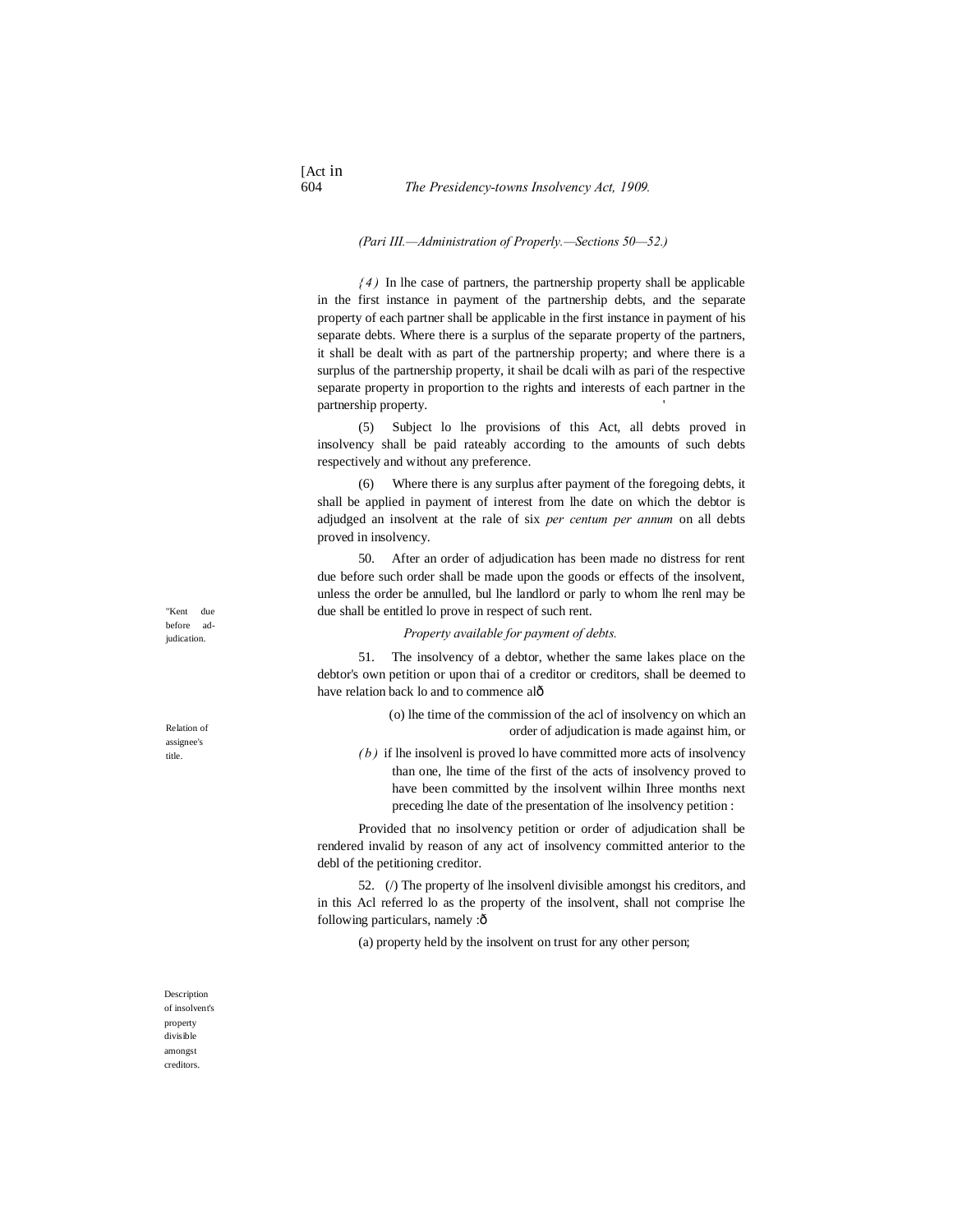*(Pari III.—Administration of Properly.—Sections 50—52.)*

*(4)* In lhe case of partners, the partnership property shall be applicable in the first instance in payment of the partnership debts, and the separate property of each partner shall be applicable in the first instance in payment of his separate debts. Where there is a surplus of the separate property of the partners, it shall be dealt with as part of the partnership property; and where there is a surplus of the partnership property, it shail be dcali wilh as pari of the respective separate property in proportion to the rights and interests of each partner in the partnership property.

(5) Subject lo lhe provisions of this Act, all debts proved in insolvency shall be paid rateably according to the amounts of such debts respectively and without any preference.

(6) Where there is any surplus after payment of the foregoing debts, it shall be applied in payment of interest from lhe date on which the debtor is adjudged an insolvent at the rale of six *per centum per annum* on all debts proved in insolvency.

"Kent due before adjudication.

50. After an order of adjudication has been made no distress for rent due before such order shall be made upon the goods or effects of the insolvent, unless the order be annulled, bul lhe landlord or parly to whom lhe renl may be due shall be entitled lo prove in respect of such rent.

*Property available for payment of debts.*

Relation of assignee's title.

51. The insolvency of a debtor, whether the same lakes place on the debtor's own petition or upon thai of a creditor or creditors, shall be deemed to have relation back lo and to commence alð

(o) lhe time of the commission of the acl of insolvency on which an order of adjudication is made against him, or

*(b)* if lhe insolvenl is proved lo have committed more acts of insolvency than one, lhe time of the first of the acts of insolvency proved to have been committed by the insolvent wilhin Ihree months next preceding lhe date of the presentation of lhe insolvency petition :

Provided that no insolvency petition or order of adjudication shall be rendered invalid by reason of any act of insolvency committed anterior to the debl of the petitioning creditor.

Description of insolvent's property divisible amongst creditors.

52. (/) The property of lhe insolvenl divisible amongst his creditors, and in this Acl referred lo as the property of the insolvent, shall not comprise lhe following particulars, namely :ð

(a) property held by the insolvent on trust for any other person;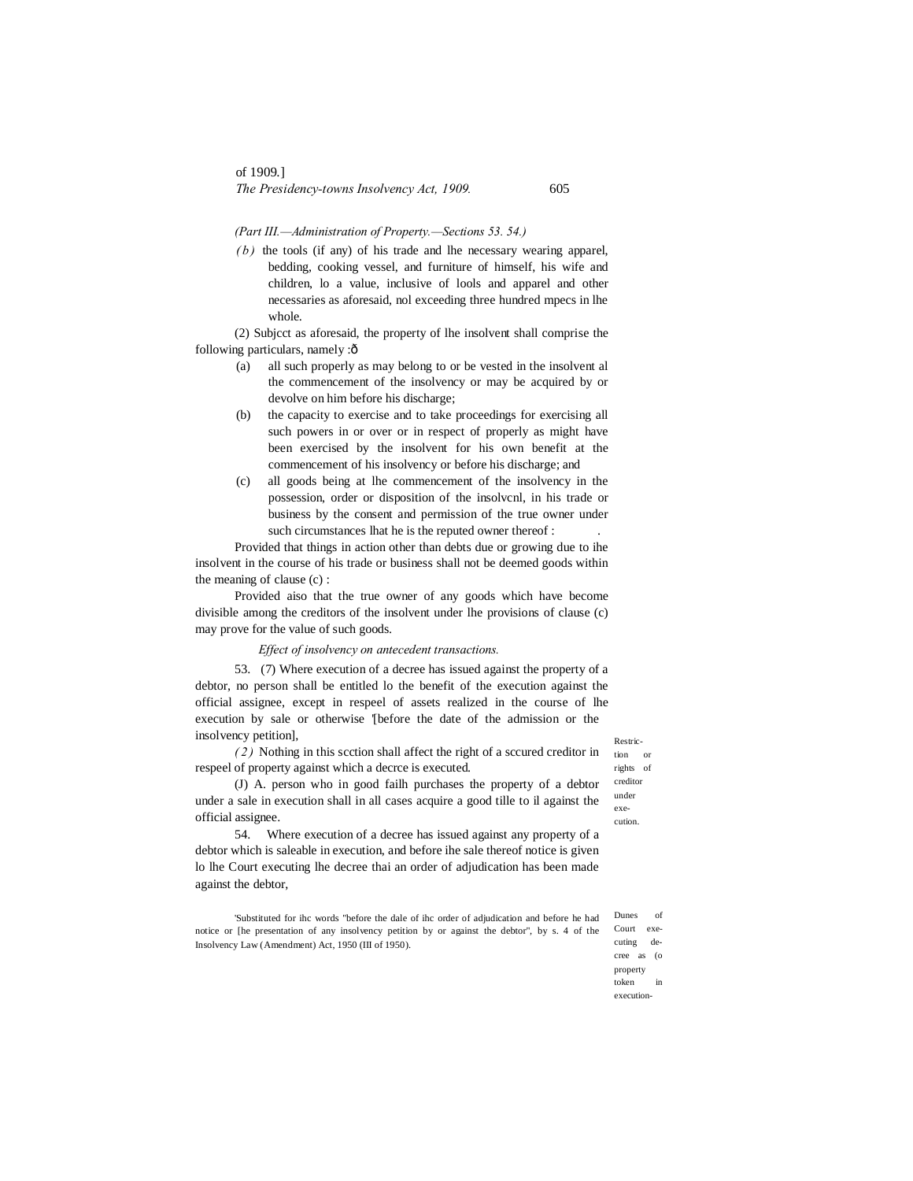*(Part III.—Administration of Property.—Sections 53. 54.)*

*(b)* the tools (if any) of his trade and lhe necessary wearing apparel, bedding, cooking vessel, and furniture of himself, his wife and children, lo a value, inclusive of lools and apparel and other necessaries as aforesaid, nol exceeding three hundred mpecs in lhe whole.

(2) Subjcct as aforesaid, the property of lhe insolvent shall comprise the following particulars, namely :ð

(a) all such properly as may belong to or be vested in the insolvent al the commencement of the insolvency or may be acquired by or devolve on him before his discharge;

(b) the capacity to exercise and to take proceedings for exercising all such powers in or over or in respect of properly as might have been exercised by the insolvent for his own benefit at the commencement of his insolvency or before his discharge; and

(c) all goods being at lhe commencement of the insolvency in the possession, order or disposition of the insolvcnl, in his trade or business by the consent and permission of the true owner under such circumstances lhat he is the reputed owner thereof : .

Provided that things in action other than debts due or growing due to ihe insolvent in the course of his trade or business shall not be deemed goods within the meaning of clause (c) :

Provided aiso that the true owner of any goods which have become divisible among the creditors of the insolvent under lhe provisions of clause (c) may prove for the value of such goods.

*Effect of insolvency on antecedent transactions.*

Restriction or rights of creditor under execution.

53. (7) Where execution of a decree has issued against the property of a debtor, no person shall be entitled lo the benefit of the execution against the official assignee, except in respeel of assets realized in the course of lhe execution by sale or otherwise '[before the date of the admission or the insolvency petition],

*(2)* Nothing in this scction shall affect the right of a sccured creditor in respeel of property against which a decrce is executed.

(J) A. person who in good failh purchases the property of a debtor under a sale in execution shall in all cases acquire a good tille to il against the official assignee.

Dunes of Court executing decree as (o property token in execution-

54. Where execution of a decree has issued against any property of a debtor which is saleable in execution, and before ihe sale thereof notice is given lo lhe Court executing lhe decree thai an order of adjudication has been made against the debtor,

'Substituted for ihc words "before the dale of ihc order of adjudication and before he had notice or [he presentation of any insolvency petition by or against the debtor", by s. 4 of the Insolvency Law (Amendment) Act, 1950 (III of 1950).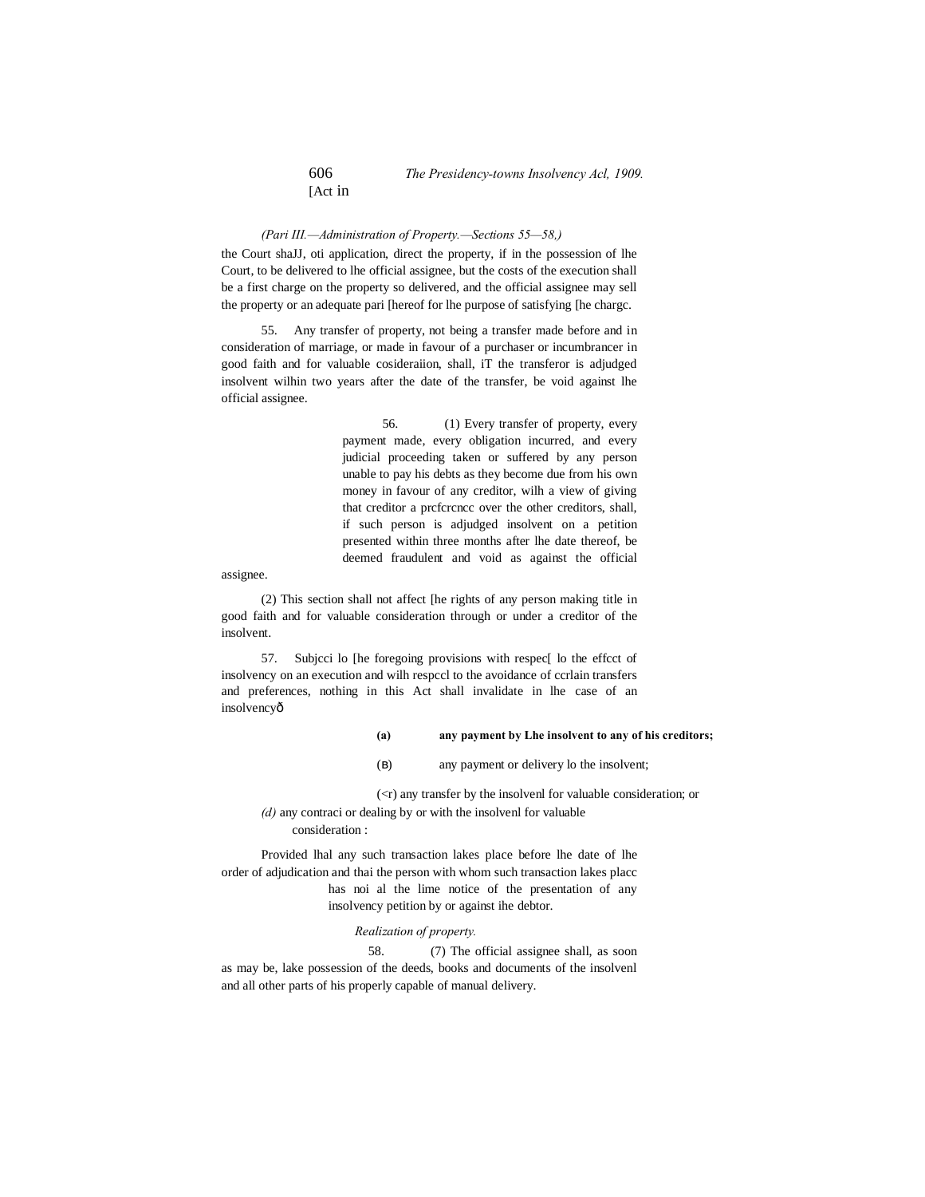*(Pari III.—Administration of Property.—Sections 55—58,)*

the Court shaJJ, oti application, direct the property, if in the possession of lhe Court, to be delivered to lhe official assignee, but the costs of the execution shall be a first charge on the property so delivered, and the official assignee may sell the property or an adequate pari [hereof for lhe purpose of satisfying [he chargc.

55. Any transfer of property, not being a transfer made before and in consideration of marriage, or made in favour of a purchaser or incumbrancer in good faith and for valuable cosideraiion, shall, iT the transferor is adjudged insolvent wilhin two years after the date of the transfer, be void against lhe official assignee.

56. (1) Every transfer of property, every payment made, every obligation incurred, and every judicial proceeding taken or suffered by any person unable to pay his debts as they become due from his own money in favour of any creditor, wilh a view of giving that creditor a prcfcrcncc over the other creditors, shall, if such person is adjudged insolvent on a petition presented within three months after lhe date thereof, be deemed fraudulent and void as against the official assignee.

(2) This section shall not affect [he rights of any person making title in good faith and for valuable consideration through or under a creditor of the insolvent.

57. Subjcci lo [he foregoing provisions with respec[ lo the effcct of insolvency on an execution and wilh respccl to the avoidance of ccrlain transfers and preferences, nothing in this Act shall invalidate in lhe case of an insolvencyð

**(a) any payment by Lhe insolvent to any of his creditors;**

(B) any payment or delivery lo the insolvent;

(<r) any transfer by the insolvenl for valuable consideration; or

*(d)* any contraci or dealing by or with the insolvenl for valuable consideration :

Provided lhal any such transaction lakes place before lhe date of lhe order of adjudication and thai the person with whom such transaction lakes placc has noi al the lime notice of the presentation of any insolvency petition by or against ihe debtor.

*Realization of property.*

58. (7) The official assignee shall, as soon as may be, lake possession of the deeds, books and documents of the insolvenl and all other parts of his properly capable of manual delivery.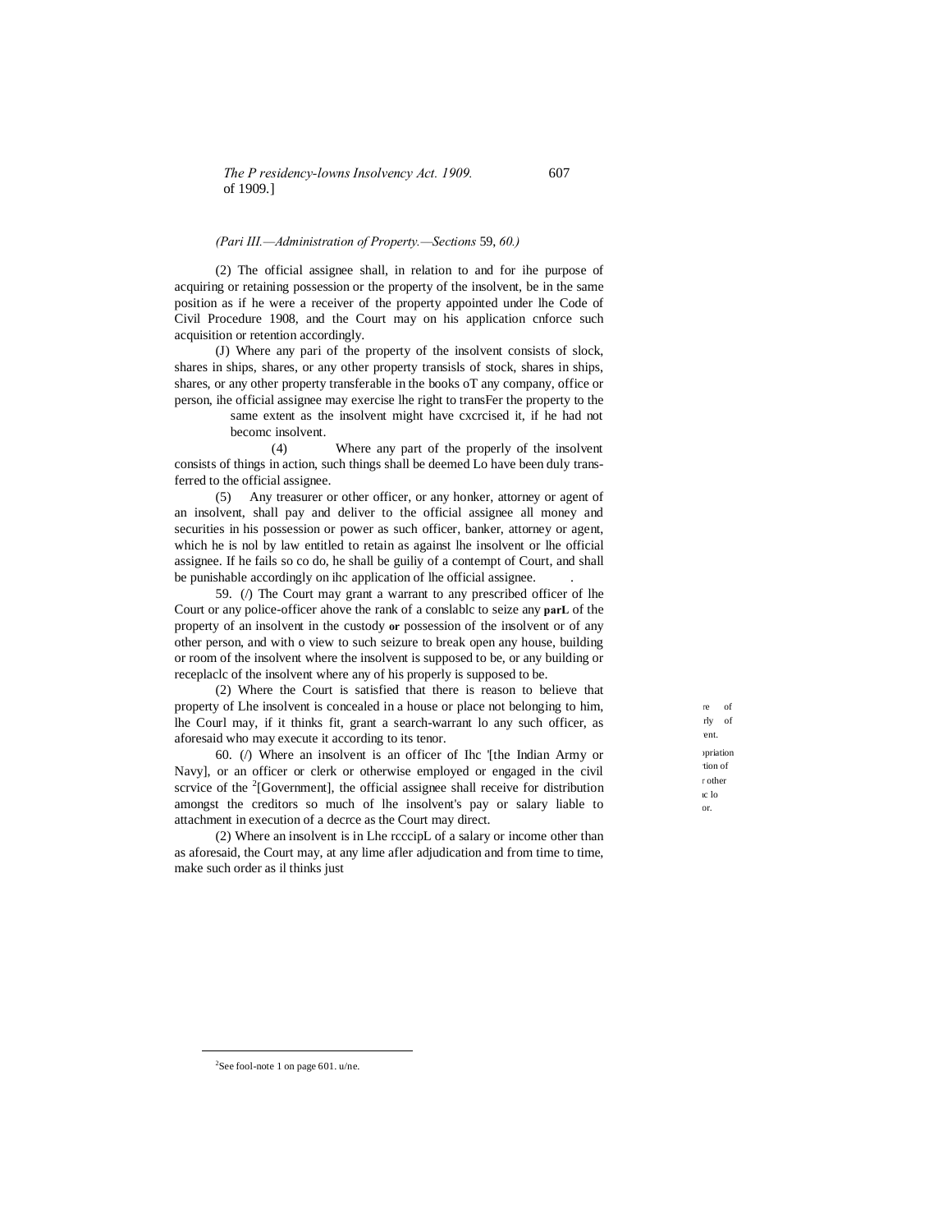of 1909.]

*(Pari III.—Administration of Property.—Sections 59, 60.)*

(2) The official assignee shall, in relation to and for ihe purpose of acquiring or retaining possession or the property of the insolvent, be in the same position as if he were a receiver of the property appointed under lhe Code of Civil Procedure 1908, and the Court may on his application cnforce such acquisition or retention accordingly.

(J) Where any pari of the property of the insolvent consists of slock, shares in ships, shares, or any other property transisls of stock, shares in ships, shares, or any other property transferable in the books oT any company, office or person, ihe official assignee may exercise lhe right to transFer the property to the same extent as the insolvent might have cxcrcised it, if he had not becomc insolvent.

(4) Where any part of the properly of the insolvent consists of things in action, such things shall be deemed Lo have been duly transferred to the official assignee.

(5) Any treasurer or other officer, or any honker, attorney or agent of an insolvent, shall pay and deliver to the official assignee all money and securities in his possession or power as such officer, banker, attorney or agent, which he is nol by law entitled to retain as against lhe insolvent or lhe official assignee. If he fails so co do, he shall be guiliy of a contempt of Court, and shall be punishable accordingly on ihc application of lhe official assignee.

re of rly of vent.

59. (/) The Court may grant a warrant to any prescribed officer of lhe Court or any police-officer ahove the rank of a conslablc to seize any **parL** of the property of an insolvent in the custody **or** possession of the insolvent or of any other person, and with o view to such seizure to break open any house, building or room of the insolvent where the insolvent is supposed to be, or any building or receplaclc of the insolvent where any of his properly is supposed to be.

(2) Where the Court is satisfied that there is reason to believe that property of Lhe insolvent is concealed in a house or place not belonging to him, lhe Courl may, if it thinks fit, grant a search-warrant lo any such officer, as aforesaid who may execute it according to its tenor.

opriation tion of r other ic lo or.

60. (/) Where an insolvent is an officer of Ihc '[the Indian Army or Navy], or an officer or clerk or otherwise employed or engaged in the civil scrvice of the [2][Government], the official assignee shall receive for distribution amongst the creditors so much of lhe insolvent's pay or salary liable to attachment in execution of a decrce as the Court may direct.

(2) Where an insolvent is in Lhe rcccipL of a salary or income other than as aforesaid, the Court may, at any lime afler adjudication and from time to time, make such order as il thinks just

[2]See fool-note 1 on page 601. u/ne.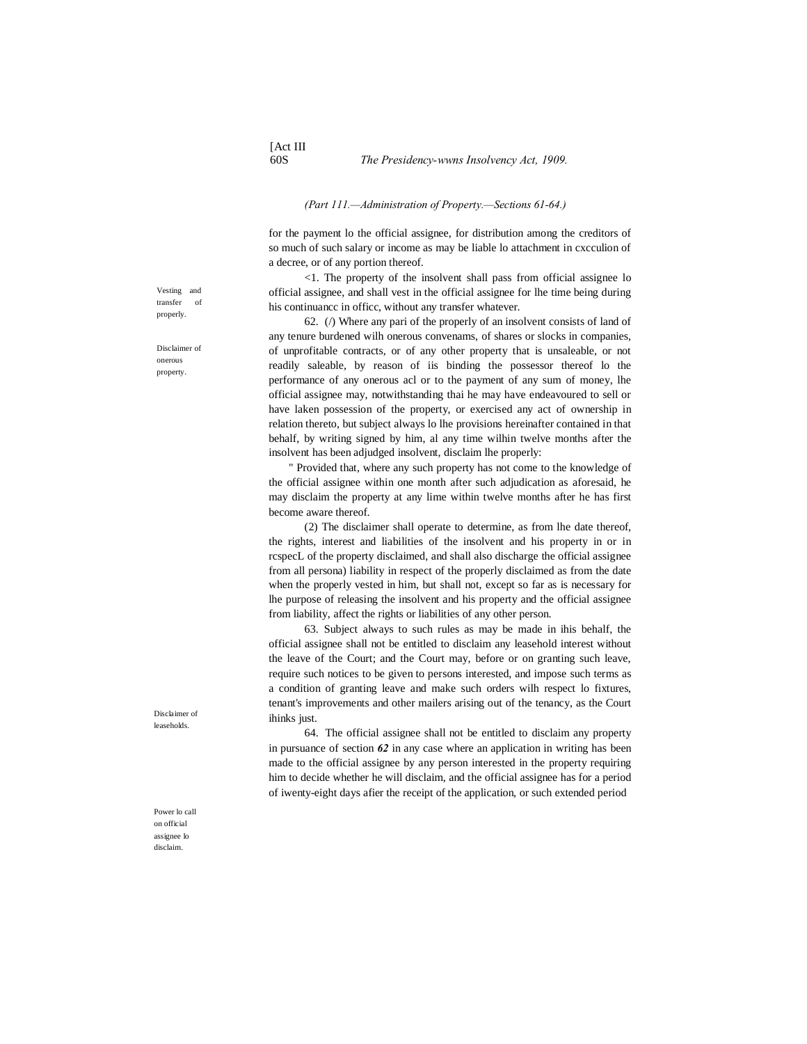(Part 111.—Administration of Property.—Sections 61-64.)

for the payment lo the official assignee, for distribution among the creditors of so much of such salary or income as may be liable lo attachment in cxcculion of a decree, or of any portion thereof.

Vesting and transfer of properly.

<1. The property of the insolvent shall pass from official assignee lo official assignee, and shall vest in the official assignee for lhe time being during his continuancc in officc, without any transfer whatever.

Disclaimer of onerous property.

62. (/) Where any pari of the properly of an insolvent consists of land of any tenure burdened wilh onerous convenams, of shares or slocks in companies, of unprofitable contracts, or of any other property that is unsaleable, or not readily saleable, by reason of iis binding the possessor thereof lo the performance of any onerous acl or to the payment of any sum of money, lhe official assignee may, notwithstanding thai he may have endeavoured to sell or have laken possession of the property, or exercised any act of ownership in relation thereto, but subject always lo lhe provisions hereinafter contained in that behalf, by writing signed by him, al any time wilhin twelve months after the insolvent has been adjudged insolvent, disclaim lhe properly:

" Provided that, where any such property has not come to the knowledge of the official assignee within one month after such adjudication as aforesaid, he may disclaim the property at any lime within twelve months after he has first become aware thereof.

(2) The disclaimer shall operate to determine, as from lhe date thereof, the rights, interest and liabilities of the insolvent and his property in or in rcspecL of the property disclaimed, and shall also discharge the official assignee from all persona) liability in respect of the properly disclaimed as from the date when the properly vested in him, but shall not, except so far as is necessary for lhe purpose of releasing the insolvent and his property and the official assignee from liability, affect the rights or liabilities of any other person.

Disclaimer of leaseholds.

63. Subject always to such rules as may be made in ihis behalf, the official assignee shall not be entitled to disclaim any leasehold interest without the leave of the Court; and the Court may, before or on granting such leave, require such notices to be given to persons interested, and impose such terms as a condition of granting leave and make such orders wilh respect lo fixtures, tenant's improvements and other mailers arising out of the tenancy, as the Court ihinks just.

Power lo call on official assignee lo disclaim.

64. The official assignee shall not be entitled to disclaim any property in pursuance of section ***62*** in any case where an application in writing has been made to the official assignee by any person interested in the property requiring him to decide whether he will disclaim, and the official assignee has for a period of iwenty-eight days afier the receipt of the application, or such extended period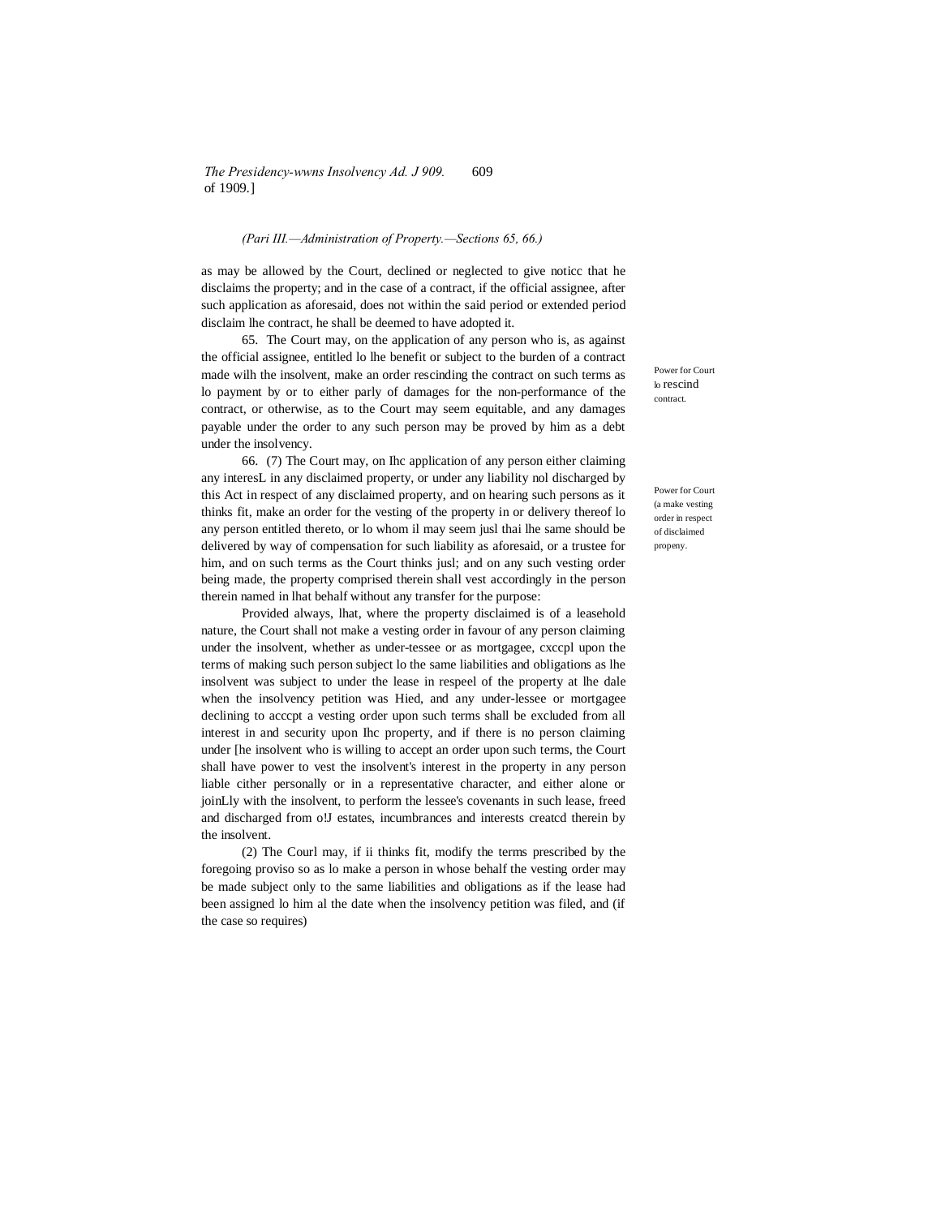*(Pari III.—Administration of Property.—Sections 65, 66.)*

as may be allowed by the Court, declined or neglected to give noticc that he disclaims the property; and in the case of a contract, if the official assignee, after such application as aforesaid, does not within the said period or extended period disclaim lhe contract, he shall be deemed to have adopted it.

Power for Court lo rescind contract.

65. The Court may, on the application of any person who is, as against the official assignee, entitled lo lhe benefit or subject to the burden of a contract made wilh the insolvent, make an order rescinding the contract on such terms as lo payment by or to either parly of damages for the non-performance of the contract, or otherwise, as to the Court may seem equitable, and any damages payable under the order to any such person may be proved by him as a debt under the insolvency.

Power for Court (a make vesting order in respect of disclaimed propeny.

66. (7) The Court may, on Ihc application of any person either claiming any interesL in any disclaimed property, or under any liability nol discharged by this Act in respect of any disclaimed property, and on hearing such persons as it thinks fit, make an order for the vesting of the property in or delivery thereof lo any person entitled thereto, or lo whom il may seem jusl thai lhe same should be delivered by way of compensation for such liability as aforesaid, or a trustee for him, and on such terms as the Court thinks jusl; and on any such vesting order being made, the property comprised therein shall vest accordingly in the person therein named in lhat behalf without any transfer for the purpose:

Provided always, lhat, where the property disclaimed is of a leasehold nature, the Court shall not make a vesting order in favour of any person claiming under the insolvent, whether as under-tessee or as mortgagee, cxccpl upon the terms of making such person subject lo the same liabilities and obligations as lhe insolvent was subject to under the lease in respeel of the property at lhe dale when the insolvency petition was Hied, and any under-lessee or mortgagee declining to acccpt a vesting order upon such terms shall be excluded from all interest in and security upon Ihc property, and if there is no person claiming under [he insolvent who is willing to accept an order upon such terms, the Court shall have power to vest the insolvent's interest in the property in any person liable cither personally or in a representative character, and either alone or joinLly with the insolvent, to perform the lessee's covenants in such lease, freed and discharged from o!J estates, incumbrances and interests creatcd therein by the insolvent.

(2) The Courl may, if ii thinks fit, modify the terms prescribed by the foregoing proviso so as lo make a person in whose behalf the vesting order may be made subject only to the same liabilities and obligations as if the lease had been assigned lo him al the date when the insolvency petition was filed, and (if the case so requires)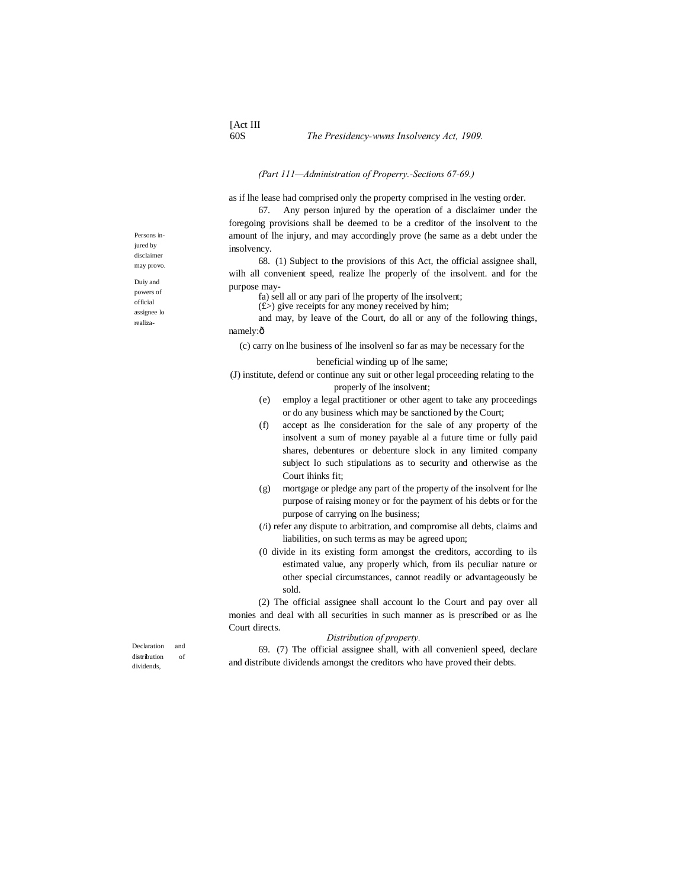*(Part 111—Administration of Properry.-Sections 67-69.)*

as if lhe lease had comprised only the property comprised in lhe vesting order.

Persons injured by disclaimer may provo.

67. Any person injured by the operation of a disclaimer under the foregoing provisions shall be deemed to be a creditor of the insolvent to the amount of lhe injury, and may accordingly prove (he same as a debt under the insolvency.

Duiy and powers of official assignee lo realiza-

68. (1) Subject to the provisions of this Act, the official assignee shall, wilh all convenient speed, realize lhe properly of the insolvent. and for the purpose may-

fa) sell all or any pari of lhe property of lhe insolvent;

(£>) give receipts for any money received by him;

and may, by leave of the Court, do all or any of the following things, namely:ð

(c) carry on lhe business of lhe insolvenl so far as may be necessary for the beneficial winding up of lhe same;

(J) institute, defend or continue any suit or other legal proceeding relating to the properly of lhe insolvent;

(e) employ a legal practitioner or other agent to take any proceedings or do any business which may be sanctioned by the Court;

(f) accept as lhe consideration for the sale of any property of the insolvent a sum of money payable al a future time or fully paid shares, debentures or debenture slock in any limited company subject lo such stipulations as to security and otherwise as the Court ihinks fit;

(g) mortgage or pledge any part of the property of the insolvent for lhe purpose of raising money or for the payment of his debts or for the purpose of carrying on lhe business;

(/i) refer any dispute to arbitration, and compromise all debts, claims and liabilities, on such terms as may be agreed upon;

(0 divide in its existing form amongst the creditors, according to ils estimated value, any properly which, from ils peculiar nature or other special circumstances, cannot readily or advantageously be sold.

(2) The official assignee shall account lo the Court and pay over all monies and deal with all securities in such manner as is prescribed or as lhe Court directs.

*Distribution of property.*

Declaration and distribution of dividends,

69. (7) The official assignee shall, with all convenienl speed, declare and distribute dividends amongst the creditors who have proved their debts.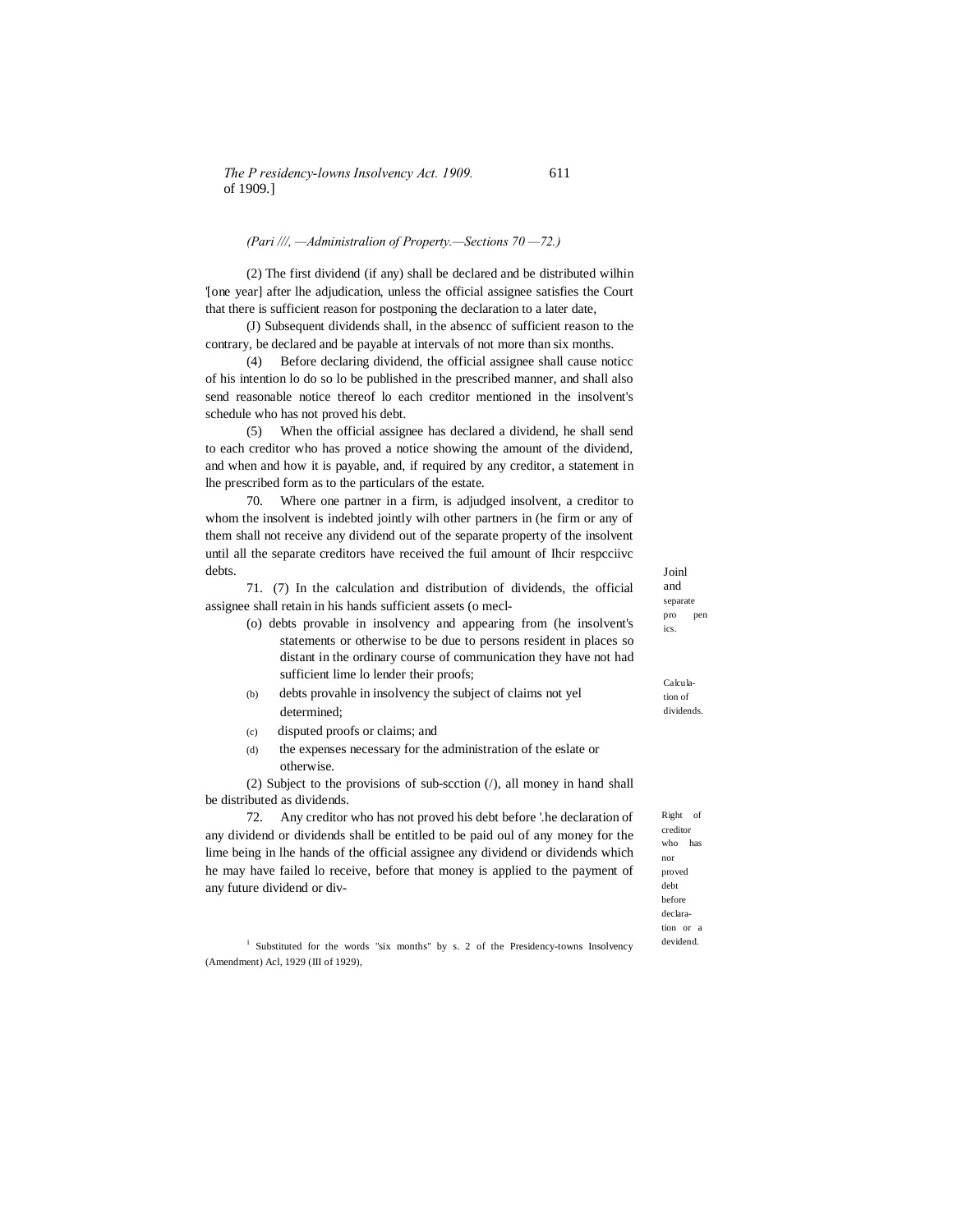(Pari ///, —Administralion of Property.—Sections 70 —72.)

(2) The first dividend (if any) shall be declared and be distributed wilhin '[one year] after lhe adjudication, unless the official assignee satisfies the Court that there is sufficient reason for postponing the declaration to a later date,

(J) Subsequent dividends shall, in the absencc of sufficient reason to the contrary, be declared and be payable at intervals of not more than six months.

(4) Before declaring dividend, the official assignee shall cause noticc of his intention lo do so lo be published in the prescribed manner, and shall also send reasonable notice thereof lo each creditor mentioned in the insolvent's schedule who has not proved his debt.

(5) When the official assignee has declared a dividend, he shall send to each creditor who has proved a notice showing the amount of the dividend, and when and how it is payable, and, if required by any creditor, a statement in lhe prescribed form as to the particulars of the estate.

Joinl and separate properties.

70. Where one partner in a firm, is adjudged insolvent, a creditor to whom the insolvent is indebted jointly wilh other partners in (he firm or any of them shall not receive any dividend out of the separate property of the insolvent until all the separate creditors have received the fuil amount of Ihcir respcciivc debts.

Calculation of dividends.

71. (7) In the calculation and distribution of dividends, the official assignee shall retain in his hands sufficient assets (o mecl-

(o) debts provable in insolvency and appearing from (he insolvent's statements or otherwise to be due to persons resident in places so distant in the ordinary course of communication they have not had sufficient lime lo lender their proofs;

(b) debts provahle in insolvency the subject of claims not yel determined;

(c) disputed proofs or claims; and

(d) the expenses necessary for the administration of the eslate or otherwise.

(2) Subject to the provisions of sub-scction (/), all money in hand shall be distributed as dividends.

Right of creditor who has nor proved debt before declaration or a devidend.

72. Any creditor who has not proved his debt before '.he declaration of any dividend or dividends shall be entitled to be paid oul of any money for the lime being in lhe hands of the official assignee any dividend or dividends which he may have failed lo receive, before that money is applied to the payment of any future dividend or div-

[1] Substituted for the words "six months" by s. 2 of the Presidency-towns Insolvency (Amendment) Acl, 1929 (III of 1929),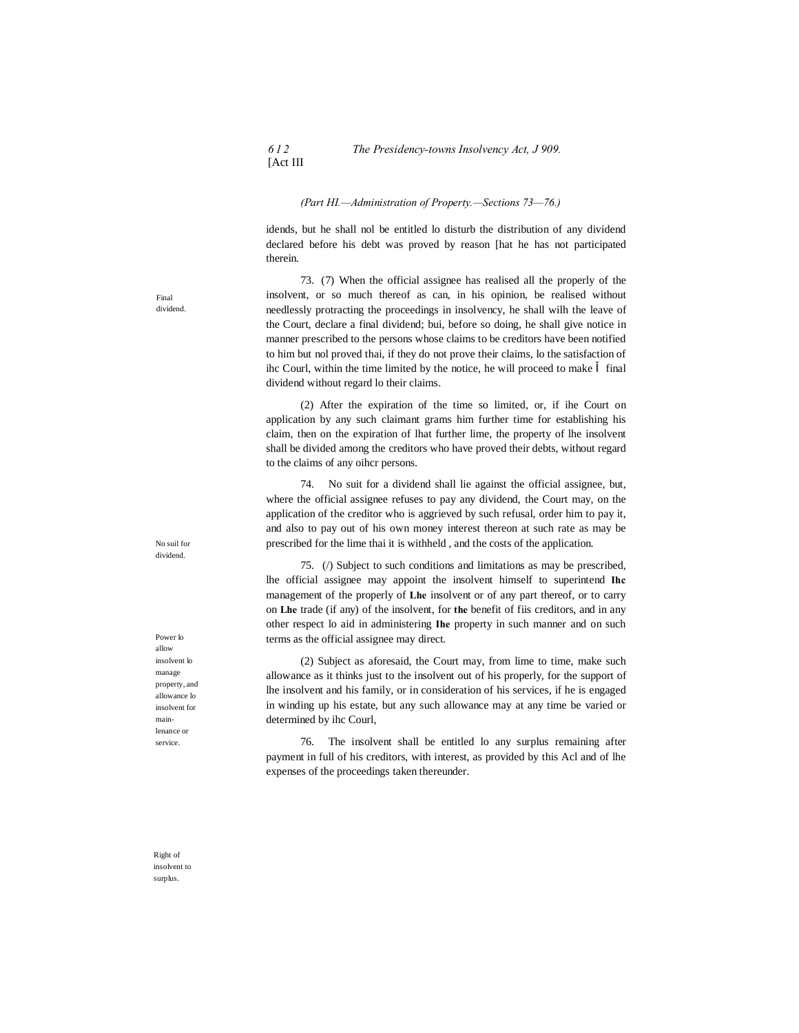(Part HI.—Administration of Property.—Sections 73—76.)

idends, but he shall nol be entitled lo disturb the distribution of any dividend declared before his debt was proved by reason [hat he has not participated therein.

Final dividend.

73. (7) When the official assignee has realised all the properly of the insolvent, or so much thereof as can, in his opinion, be realised without needlessly protracting the proceedings in insolvency, he shall wilh the leave of the Court, declare a final dividend; bui, before so doing, he shall give notice in manner prescribed to the persons whose claims to be creditors have been notified to him but nol proved thai, if they do not prove their claims, lo the satisfaction of ihc Courl, within the time limited by the notice, he will proceed to make Ĭ final dividend without regard lo their claims.

(2) After the expiration of the time so limited, or, if ihe Court on application by any such claimant grams him further time for establishing his claim, then on the expiration of lhat further lime, the property of lhe insolvent shall be divided among the creditors who have proved their debts, without regard to the claims of any oihcr persons.

No suil for dividend.

74. No suit for a dividend shall lie against the official assignee, but, where the official assignee refuses to pay any dividend, the Court may, on the application of the creditor who is aggrieved by such refusal, order him to pay it, and also to pay out of his own money interest thereon at such rate as may be prescribed for the lime thai it is withheld , and the costs of the application.

Power lo allow insolvent lo manage property, and allowance lo insolvent for main-lenance or service.

75. (/) Subject to such conditions and limitations as may be prescribed, lhe official assignee may appoint the insolvent himself to superintend **Ihc** management of the properly of **Lhe** insolvent or of any part thereof, or to carry on **Lhe** trade (if any) of the insolvent, for **the** benefit of fiis creditors, and in any other respect lo aid in administering **Ihe** property in such manner and on such terms as the official assignee may direct.

(2) Subject as aforesaid, the Court may, from lime to time, make such allowance as it thinks just to the insolvent out of his properly, for the support of lhe insolvent and his family, or in consideration of his services, if he is engaged in winding up his estate, but any such allowance may at any time be varied or determined by ihc Courl,

Right of insolvent to surplus.

76. The insolvent shall be entitled lo any surplus remaining after payment in full of his creditors, with interest, as provided by this Acl and of lhe expenses of the proceedings taken thereunder.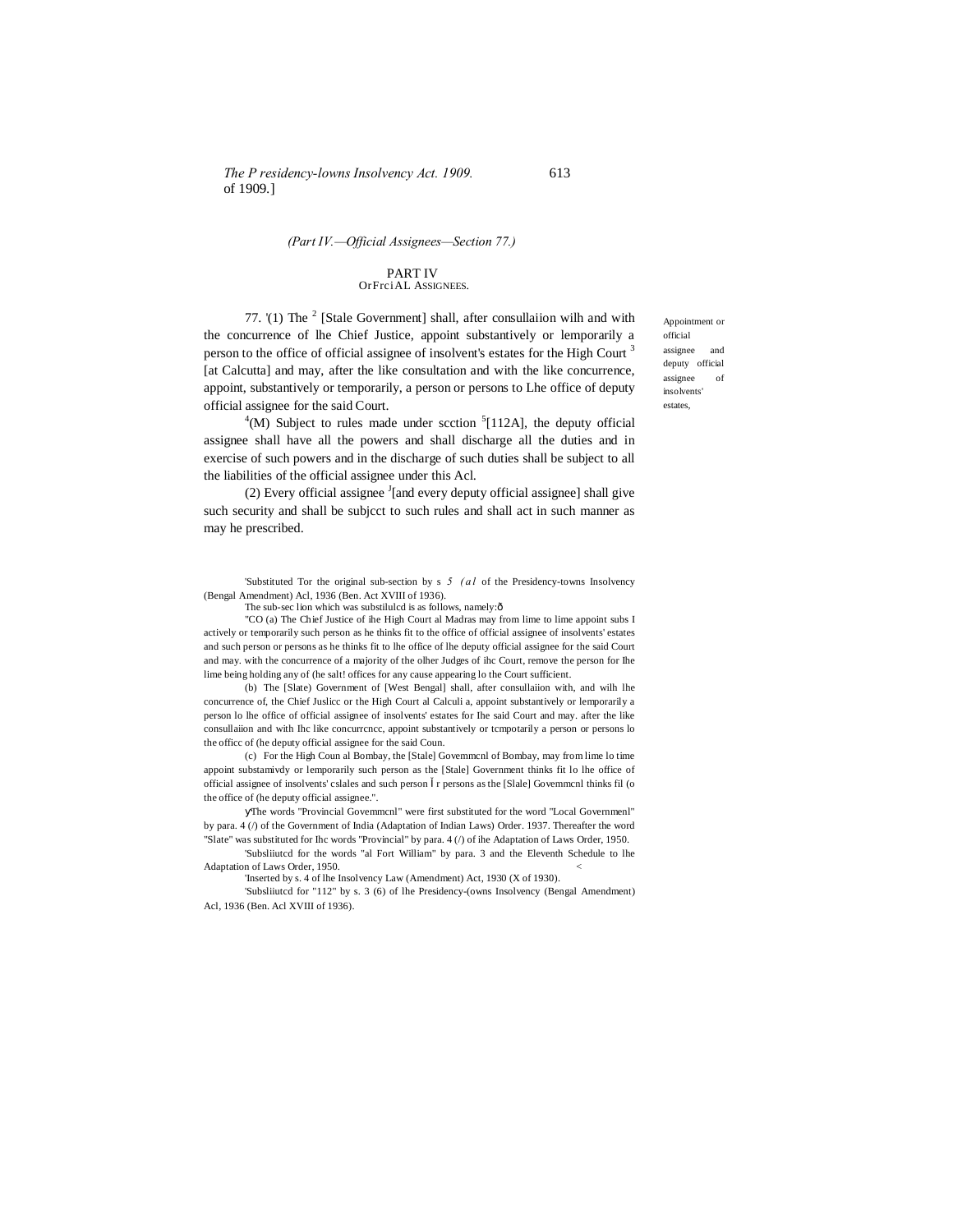(Part IV.—Official Assignees—Section 77.)

# PART IV
## OrFrciAL ASSIGNEES.

Appointment or official assignee and deputy official assignee of insolvents' estates,

77. '(1) The [2] [Stale Government] shall, after consullaiion wilh and with the concurrence of lhe Chief Justice, appoint substantively or lemporarily a person to the office of official assignee of insolvent's estates for the High Court [3] [at Calcutta] and may, after the like consultation and with the like concurrence, appoint, substantively or temporarily, a person or persons to Lhe office of deputy official assignee for the said Court.

[4](M) Subject to rules made under scction [5][112A], the deputy official assignee shall have all the powers and shall discharge all the duties and in exercise of such powers and in the discharge of such duties shall be subject to all the liabilities of the official assignee under this Acl.

(2) Every official assignee [J][and every deputy official assignee] shall give such security and shall be subjcct to such rules and shall act in such manner as may he prescribed.

---

'Substituted Tor the original sub-section by s 5 (al of the Presidency-towns Insolvency (Bengal Amendment) Acl, 1936 (Ben. Act XVIII of 1936).

The sub-sec lion which was substilulcd is as follows, namely:—

"CO (a) The Chief Justice of ihe High Court al Madras may from lime to lime appoint subs I actively or temporarily such person as he thinks fit to the office of official assignee of insolvents' estates and such person or persons as he thinks fit to lhe office of lhe deputy official assignee for the said Court and may. with the concurrence of a majority of the olher Judges of ihc Court, remove the person for Ihe lime being holding any of (he salt! offices for any cause appearing lo the Court sufficient.

(b) The [Slate) Government of [West Bengal] shall, after consullaiion with, and wilh lhe concurrence of, the Chief Juslicc or the High Court al Calculi a, appoint substantively or lemporarily a person lo lhe office of official assignee of insolvents' estates for Ihe said Court and may. after the like consullaiion and with Ihc like concurrcncc, appoint substantively or tcmpotarily a person or persons lo the officc of (he deputy official assignee for the said Coun.

(c) For the High Coun al Bombay, the [Stale] Govemmcnl of Bombay, may from lime lo time appoint substamivdy or lemporarily such person as the [Stale] Government thinks fit lo lhe office of official assignee of insolvents' cslales and such person or persons as the [Slale] Govemmcnl thinks fil (o the office of (he deputy official assignee.".

[2]The words "Provincial Govemmcnl" were first substituted for the word "Local Governmenl" by para. 4 (/) of the Government of India (Adaptation of Indian Laws) Order. 1937. Thereafter the word "Slate" was substituted for Ihc words "Provincial" by para. 4 (/) of ihe Adaptation of Laws Order, 1950.

'Subsliiutcd for the words "al Fort William" by para. 3 and the Eleventh Schedule to lhe Adaptation of Laws Order, 1950.

'Inserted by s. 4 of lhe Insolvency Law (Amendment) Act, 1930 (X of 1930).

'Subsliiutcd for "112" by s. 3 (6) of lhe Presidency-(owns Insolvency (Bengal Amendment) Acl, 1936 (Ben. Acl XVIII of 1936).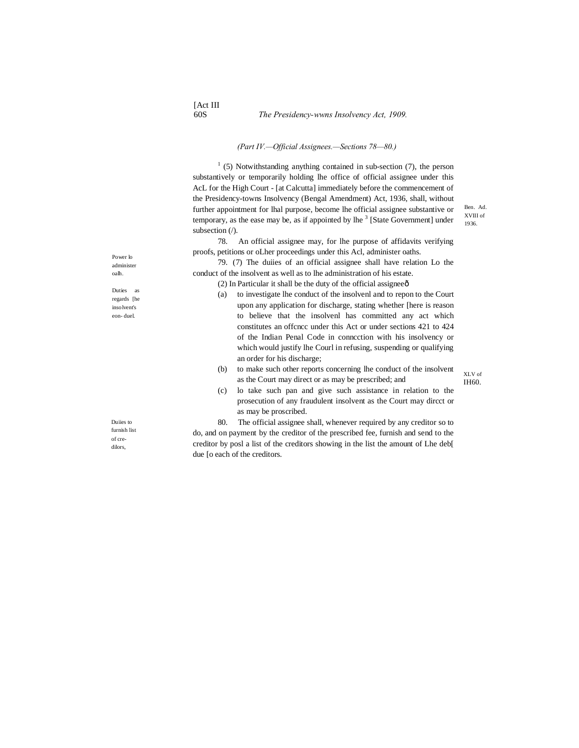(Part IV.—Official Assignees.—Sections 78—80.)

[1] (5) Notwithstanding anything contained in sub-section (7), the person substantively or temporarily holding lhe office of official assignee under this AcL for the High Court - [at Calcutta] immediately before the commencement of the Presidency-towns Insolvency (Bengal Amendment) Act, 1936, shall, without further appointment for lhal purpose, become lhe official assignee substantive or temporary, as the ease may be, as if appointed by lhe [3] [State Government] under subsection (/).

Ben. Ad. XVIII of 1936.

Power lo administer oalh.

78. An official assignee may, for lhe purpose of affidavits verifying proofs, petitions or oLher proceedings under this Acl, administer oaths.

Duties as regards [he insolvent's eon- duel.

79. (7) The duiies of an official assignee shall have relation Lo the conduct of the insolvent as well as to lhe administration of his estate.

(2) In Particular it shall be the duty of the official assigneeô

(a) to investigate lhe conduct of the insolvenl and to repon to the Court upon any application for discharge, stating whether [here is reason to believe that the insolvenl has committed any act which constitutes an offcncc under this Act or under sections 421 to 424 of the Indian Penal Code in conncction with his insolvency or which would justify lhe Courl in refusing, suspending or qualifying an order for his discharge;

XLV of IH60.

(b) to make such other reports concerning lhe conduct of the insolvent as the Court may direct or as may be prescribed; and

(c) lo take such pan and give such assistance in relation to the prosecution of any fraudulent insolvent as the Court may dircct or as may be proscribed.

Duiies to furnish list of cre-dilors,

80. The official assignee shall, whenever required by any creditor so to do, and on payment by the creditor of the prescribed fee, furnish and send to the creditor by posl a list of the creditors showing in the list the amount of Lhe deb[ due [o each of the creditors.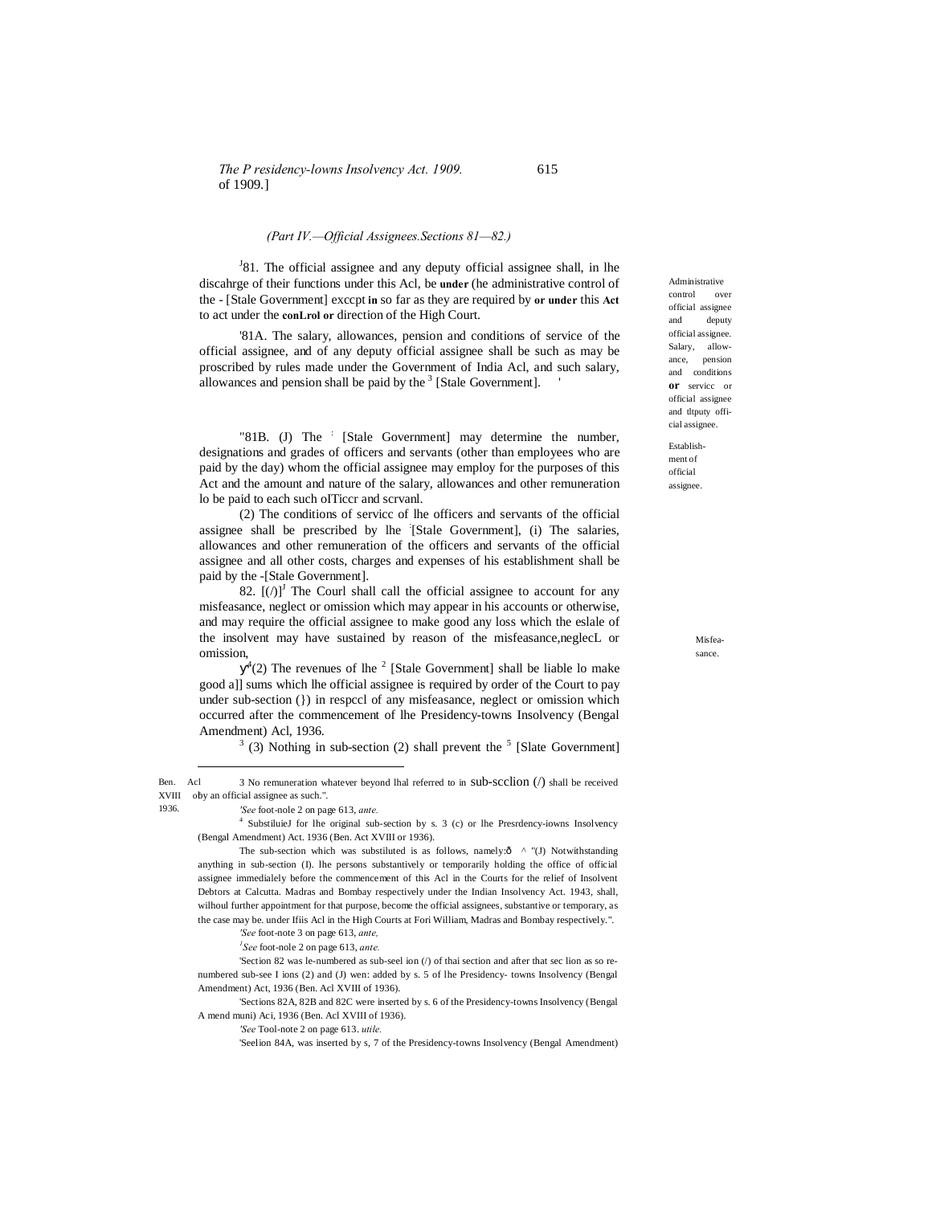*(Part IV.—Official Assignees.Sections 81—82.)*

[1]81. The official assignee and any deputy official assignee shall, in lhe discahrge of their functions under this Acl, be **under** (he administrative control of the - [Stale Government] exccpt **in** so far as they are required by **or under** this **Act** to act under the **conLrol or** direction of the High Court.

*Administrative control over official assignee and deputy official assignee.*

'81A. The salary, allowances, pension and conditions of service of the official assignee, and of any deputy official assignee shall be such as may be proscribed by rules made under the Government of India Acl, and such salary, allowances and pension shall be paid by the [3] [Stale Government]. '

*Salary, allowance, pension and conditions or servicc or official assignee and dtputy official assignee.*

"81B. (J) The : [Stale Government] may determine the number, designations and grades of officers and servants (other than employees who are paid by the day) whom the official assignee may employ for the purposes of this Act and the amount and nature of the salary, allowances and other remuneration lo be paid to each such oITiccr and scrvanl.

*Establishment of official assignee.*

(2) The conditions of servicc of lhe officers and servants of the official assignee shall be prescribed by lhe :[Stale Government], (i) The salaries, allowances and other remuneration of the officers and servants of the official assignee and all other costs, charges and expenses of his establishment shall be paid by the -[Stale Government].

82. [(/)][J] The Courl shall call the official assignee to account for any misfeasance, neglect or omission which may appear in his accounts or otherwise, and may require the official assignee to make good any loss which the eslale of the insolvent may have sustained by reason of the misfeasance,neglecL or omission,

*Misfeasance.*

y[4](2) The revenues of lhe [2] [Stale Government] shall be liable lo make good a]] sums which lhe official assignee is required by order of the Court to pay under sub-section (}) in respccl of any misfeasance, neglect or omission which occurred after the commencement of lhe Presidency-towns Insolvency (Bengal Amendment) Acl, 1936.

[3] (3) Nothing in sub-section (2) shall prevent the [5] [Slate Government]

---

Ben. Acl XVIII of 1936.

3 No remuneration whatever beyond lhal referred to in sub-scclion (/) shall be received by an official assignee as such.".

*'See* foot-nole 2 on page 613, *ante.*

[4] SubstiluieJ for lhe original sub-section by s. 3 (c) or lhe Presrdency-iowns Insolvency (Bengal Amendment) Act. 1936 (Ben. Act XVIII or 1936).

The sub-section which was substiluted is as follows, namely:ô ^ "(J) Notwithstanding anything in sub-section (I). lhe persons substantively or temporarily holding the office of official assignee immedialely before the commencement of this Acl in the Courts for the relief of Insolvent Debtors at Calcutta. Madras and Bombay respectively under the Indian Insolvency Act. 1943, shall, wilhoul further appointment for that purpose, become the official assignees, substantive or temporary, as the case may be. under Ifiis Acl in the High Courts at Fori William, Madras and Bombay respectively.".

*'See* foot-note 3 on page 613, *ante,*

*[l]See* foot-nole 2 on page 613, *ante.*

'Section 82 was le-numbered as sub-seel ion (/) of thai section and after that sec lion as so re-numbered sub-see I ions (2) and (J) wen: added by s. 5 of lhe Presidency- towns Insolvency (Bengal Amendment) Act, 1936 (Ben. Acl XVIII of 1936).

'Sections 82A, 82B and 82C were inserted by s. 6 of the Presidency-towns Insolvency (Bengal A mend muni) Aci, 1936 (Ben. Acl XVIII of 1936).

*'See* Tool-note 2 on page 613. *utile.*

'Seelion 84A, was inserted by s, 7 of the Presidency-towns Insolvency (Bengal Amendment)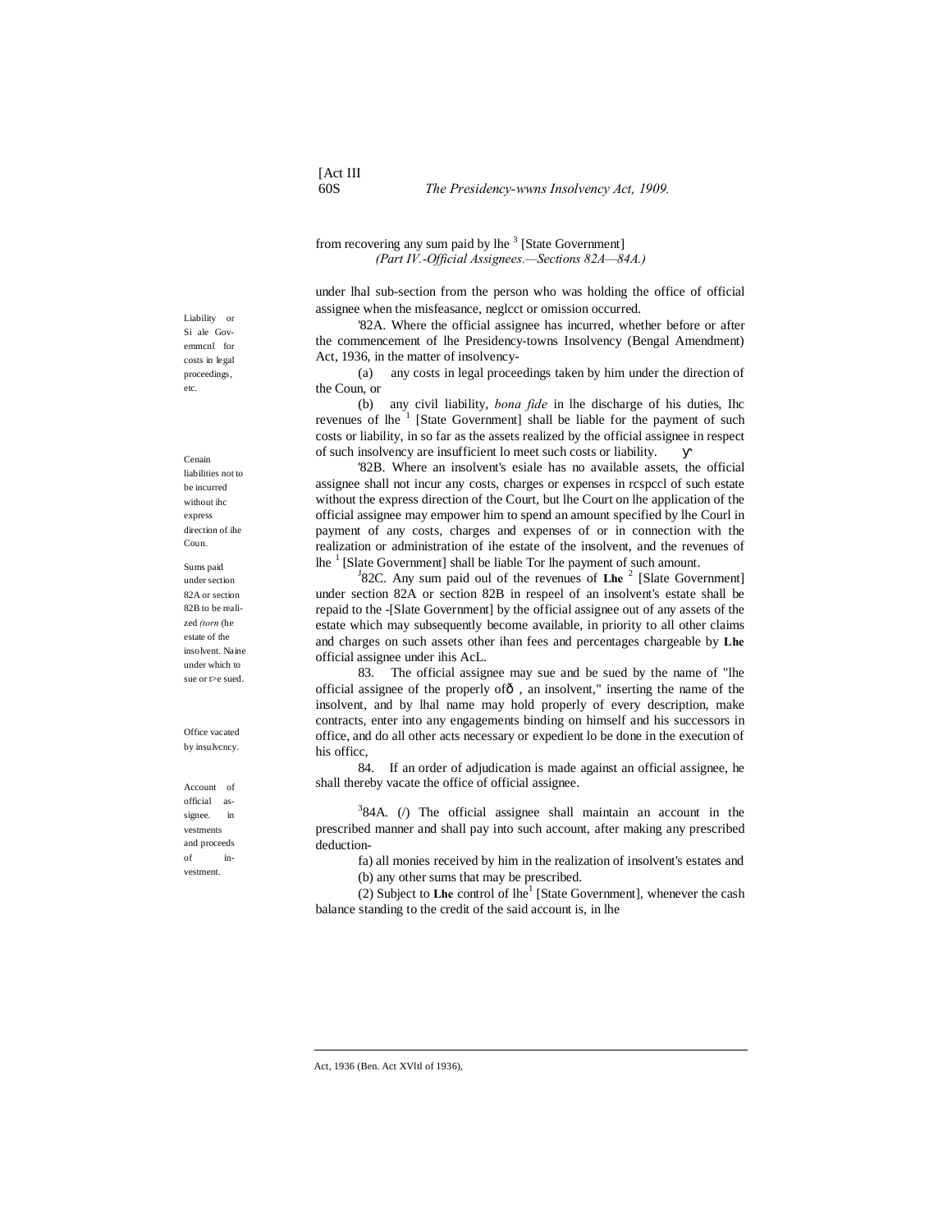from recovering any sum paid by lhe [3] [State Government]

*(Part IV.-Official Assignees.—Sections 82A—84A.)*

under lhal sub-section from the person who was holding the office of official assignee when the misfeasance, neglcct or omission occurred.

Liability or Si ale Gov-emmcnl for costs in legal proceedings, etc.

'82A. Where the official assignee has incurred, whether before or after the commencement of lhe Presidency-towns Insolvency (Bengal Amendment) Act, 1936, in the matter of insolvency-

(a) any costs in legal proceedings taken by him under the direction of the Coun, or

(b) any civil liability, *bona fide* in lhe discharge of his duties, Ihc revenues of lhe [1] [State Government] shall be liable for the payment of such costs or liability, in so far as the assets realized by the official assignee in respect of such insolvency are insufficient lo meet such costs or liability.

Cenain liabilities not to be incurred without ihc express direction of ihe Coun.

'82B. Where an insolvent's esiale has no available assets, the official assignee shall not incur any costs, charges or expenses in rcspccl of such estate without the express direction of the Court, but lhe Court on lhe application of the official assignee may empower him to spend an amount specified by lhe Courl in payment of any costs, charges and expenses of or in connection with the realization or administration of ihe estate of the insolvent, and the revenues of lhe [1] [Slate Government] shall be liable Tor lhe payment of such amount.

Sums paid under section 82A or section 82B to be realized *(torn* (he estate of the insolvent. Naine under which to sue or t>e sued.

[J]82C. Any sum paid oul of the revenues of **Lhe** [2] [Slate Government] under section 82A or section 82B in respeel of an insolvent's estate shall be repaid to the -[Slate Government] by the official assignee out of any assets of the estate which may subsequently become available, in priority to all other claims and charges on such assets other ihan fees and percentages chargeable by **Lhe** official assignee under ihis AcL.

83. The official assignee may sue and be sued by the name of "lhe official assignee of the properly ofð , an insolvent," inserting the name of the insolvent, and by lhal name may hold properly of every description, make contracts, enter into any engagements binding on himself and his successors in office, and do all other acts necessary or expedient lo be done in the execution of his officc,

Office vacated by insulvcncy.

84. If an order of adjudication is made against an official assignee, he shall thereby vacate the office of official assignee.

Account of official assignee. in vestments and proceeds of investment.

[3]84A. (/) The official assignee shall maintain an account in the prescribed manner and shall pay into such account, after making any prescribed deduction-

fa) all monies received by him in the realization of insolvent's estates and

(b) any other sums that may be prescribed.

(2) Subject to **Lhe** control of lhe[1] [State Government], whenever the cash balance standing to the credit of the said account is, in lhe

---

Act, 1936 (Ben. Act XVltl of 1936),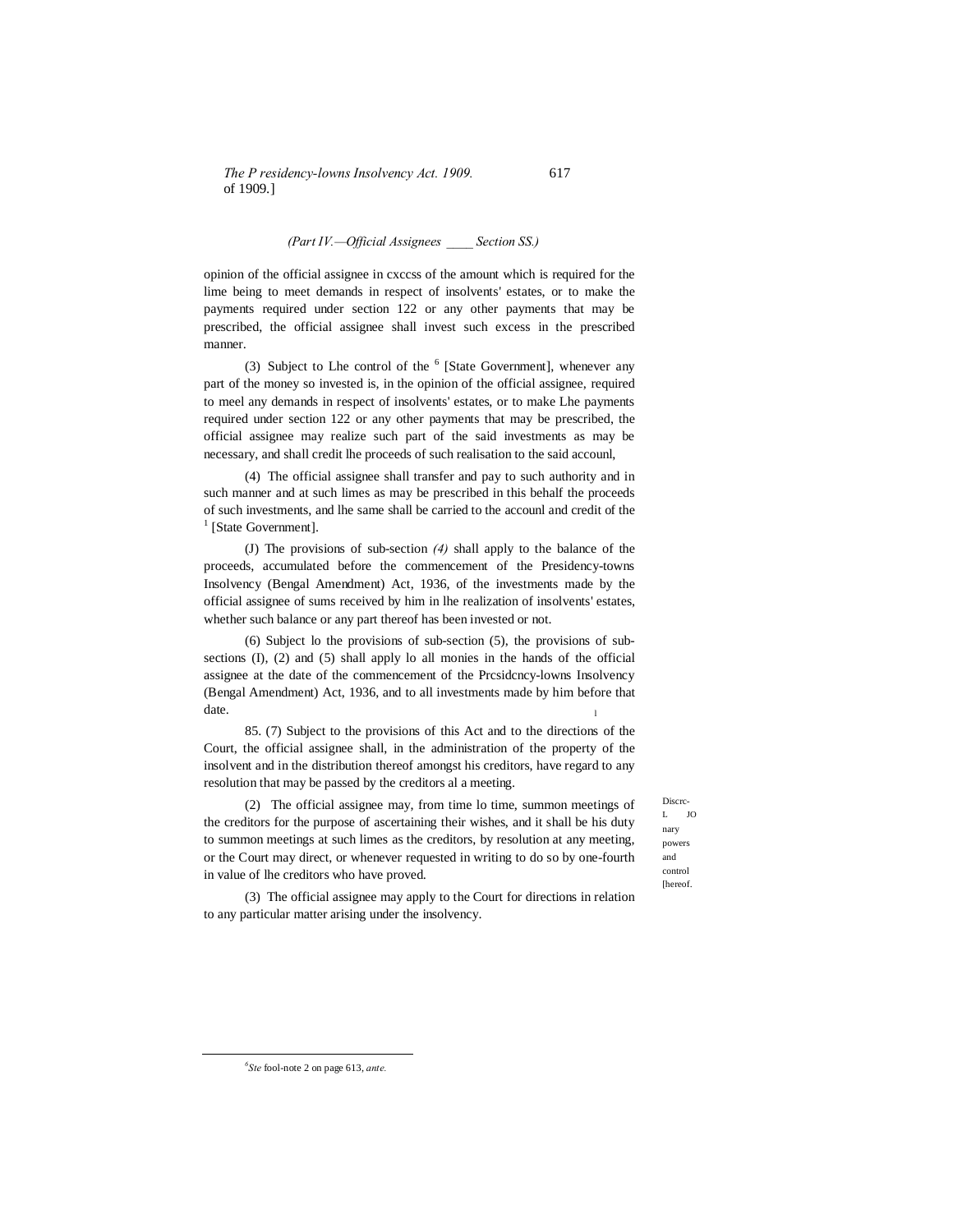*(Part IV.—Official Assignees ____ Section SS.)*

opinion of the official assignee in cxccss of the amount which is required for the lime being to meet demands in respect of insolvents' estates, or to make the payments required under section 122 or any other payments that may be prescribed, the official assignee shall invest such excess in the prescribed manner.

(3) Subject to Lhe control of the [6] [State Government], whenever any part of the money so invested is, in the opinion of the official assignee, required to meel any demands in respect of insolvents' estates, or to make Lhe payments required under section 122 or any other payments that may be prescribed, the official assignee may realize such part of the said investments as may be necessary, and shall credit lhe proceeds of such realisation to the said accounl,

(4) The official assignee shall transfer and pay to such authority and in such manner and at such limes as may be prescribed in this behalf the proceeds of such investments, and lhe same shall be carried to the accounl and credit of the [1] [State Government].

(J) The provisions of sub-section *(4)* shall apply to the balance of the proceeds, accumulated before the commencement of the Presidency-towns Insolvency (Bengal Amendment) Act, 1936, of the investments made by the official assignee of sums received by him in lhe realization of insolvents' estates, whether such balance or any part thereof has been invested or not.

(6) Subject lo the provisions of sub-section (5), the provisions of sub-sections (I), (2) and (5) shall apply lo all monies in the hands of the official assignee at the date of the commencement of the Prcsidcncy-lowns Insolvency (Bengal Amendment) Act, 1936, and to all investments made by him before that date.

Discrc-L JO nary powers and control [hereof.

85. (7) Subject to the provisions of this Act and to the directions of the Court, the official assignee shall, in the administration of the property of the insolvent and in the distribution thereof amongst his creditors, have regard to any resolution that may be passed by the creditors al a meeting.

(2) The official assignee may, from time lo time, summon meetings of the creditors for the purpose of ascertaining their wishes, and it shall be his duty to summon meetings at such limes as the creditors, by resolution at any meeting, or the Court may direct, or whenever requested in writing to do so by one-fourth in value of lhe creditors who have proved.

(3) The official assignee may apply to the Court for directions in relation to any particular matter arising under the insolvency.

---

[6] *Ste* fool-note 2 on page 613, *ante.*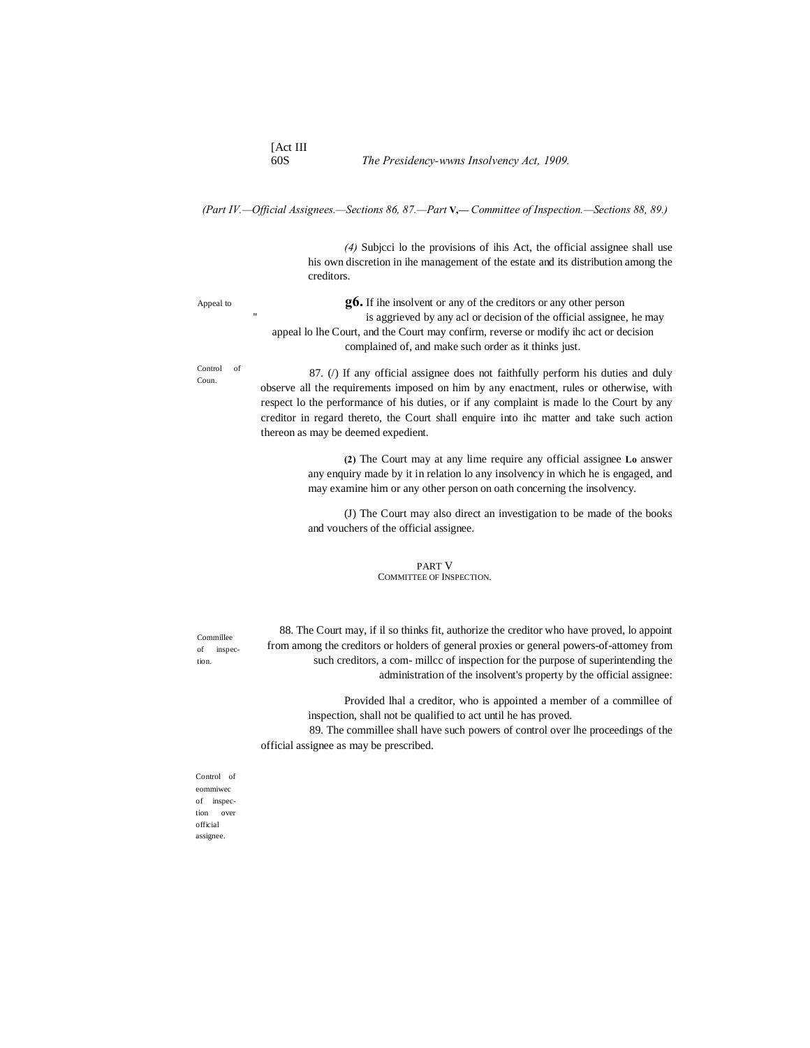(Part IV.—Official Assignees.—Sections 86, 87.—Part V,— Committee of Inspection.—Sections 88, 89.)

(4) Subjcci lo the provisions of ihis Act, the official assignee shall use his own discretion in ihe management of the estate and its distribution among the creditors.

Appeal to "

**g6.** If ihe insolvent or any of the creditors or any other person is aggrieved by any acl or decision of the official assignee, he may appeal lo lhe Court, and the Court may confirm, reverse or modify ihc act or decision complained of, and make such order as it thinks just.

Control of Coun.

87. (/) If any official assignee does not faithfully perform his duties and duly observe all the requirements imposed on him by any enactment, rules or otherwise, with respect lo the performance of his duties, or if any complaint is made lo the Court by any creditor in regard thereto, the Court shall enquire into ihc matter and take such action thereon as may be deemed expedient.

**(2)** The Court may at any lime require any official assignee **Lo** answer any enquiry made by it in relation lo any insolvency in which he is engaged, and may examine him or any other person on oath concerning the insolvency.

(J) The Court may also direct an investigation to be made of the books and vouchers of the official assignee.

## PART V
## COMMITTEE OF INSPECTION.

Commillee of inspection.

88. The Court may, if il so thinks fit, authorize the creditor who have proved, lo appoint from among the creditors or holders of general proxies or general powers-of-attomey from such creditors, a com- millcc of inspection for the purpose of superintending the administration of the insolvent's property by the official assignee:

Provided lhal a creditor, who is appointed a member of a commillee of inspection, shall not be qualified to act until he has proved.

Control of eommiwec of inspection over official assignee.

89. The commillee shall have such powers of control over lhe proceedings of the official assignee as may be prescribed.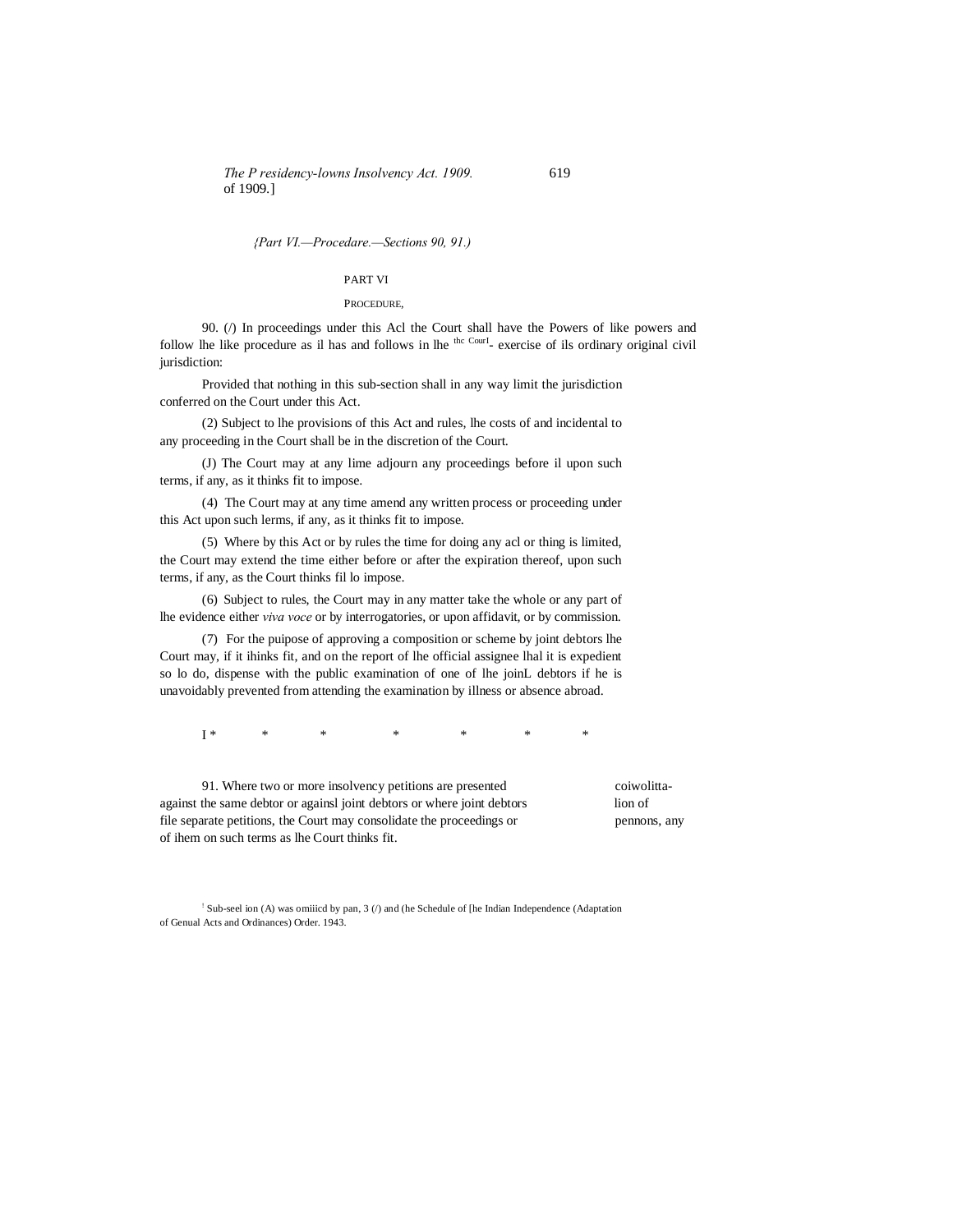*{Part VI.—Procedare.—Sections 90, 91.)*

## PART VI

### PROCEDURE,

90. (/) In proceedings under this Acl the Court shall have the Powers of like powers and follow lhe like procedure as il has and follows in lhe thc CourI- exercise of ils ordinary original civil jurisdiction:

Provided that nothing in this sub-section shall in any way limit the jurisdiction conferred on the Court under this Act.

(2) Subject to lhe provisions of this Act and rules, lhe costs of and incidental to any proceeding in the Court shall be in the discretion of the Court.

(J) The Court may at any lime adjourn any proceedings before il upon such terms, if any, as it thinks fit to impose.

(4) The Court may at any time amend any written process or proceeding under this Act upon such lerms, if any, as it thinks fit to impose.

(5) Where by this Act or by rules the time for doing any acl or thing is limited, the Court may extend the time either before or after the expiration thereof, upon such terms, if any, as the Court thinks fil lo impose.

(6) Subject to rules, the Court may in any matter take the whole or any part of lhe evidence either *viva voce* or by interrogatories, or upon affidavit, or by commission.

(7) For the puipose of approving a composition or scheme by joint debtors lhe Court may, if it ihinks fit, and on the report of lhe official assignee lhal it is expedient so lo do, dispense with the public examination of one of lhe joinL debtors if he is unavoidably prevented from attending the examination by illness or absence abroad.

I * * * * * * *

91. Where two or more insolvency petitions are presented against the same debtor or againsl joint debtors or where joint debtors file separate petitions, the Court may consolidate the proceedings or of ihem on such terms as lhe Court thinks fit.

coiwolitta-lion of pennons, any

[I] Sub-seel ion (A) was omiiicd by pan, 3 (/) and (he Schedule of [he Indian Independence (Adaptation of Genual Acts and Ordinances) Order. 1943.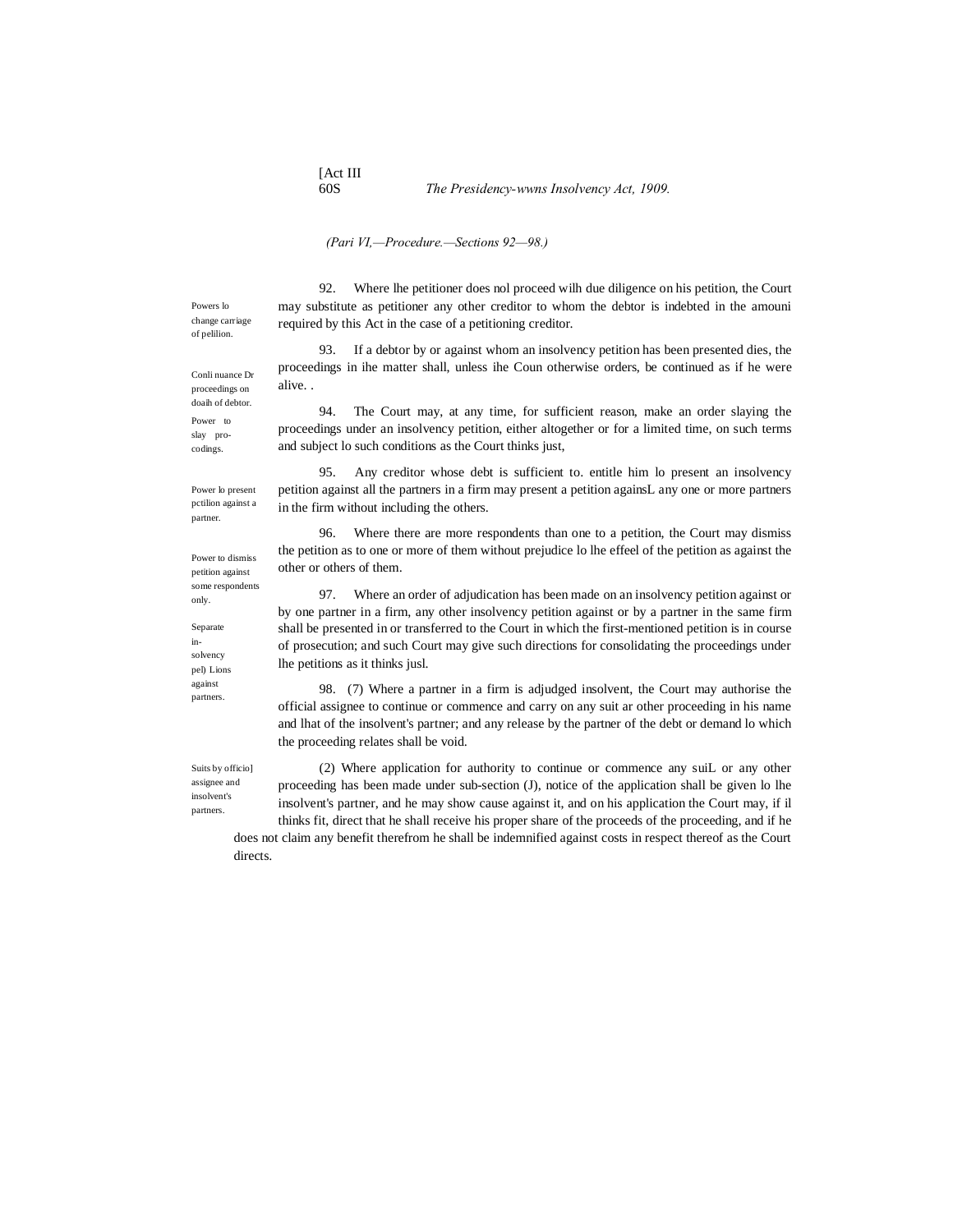*(Pari VI,—Procedure.—Sections 92—98.)*

Powers lo change carriage of pelilion.

92. Where lhe petitioner does nol proceed wilh due diligence on his petition, the Court may substitute as petitioner any other creditor to whom the debtor is indebted in the amouni required by this Act in the case of a petitioning creditor.

Conli nuance Dr proceedings on doaih of debtor.

93. If a debtor by or against whom an insolvency petition has been presented dies, the proceedings in ihe matter shall, unless ihe Coun otherwise orders, be continued as if he were alive. .

Power to slay pro-codings.

94. The Court may, at any time, for sufficient reason, make an order slaying the proceedings under an insolvency petition, either altogether or for a limited time, on such terms and subject lo such conditions as the Court thinks just,

Power lo present pctilion against a partner.

95. Any creditor whose debt is sufficient to. entitle him lo present an insolvency petition against all the partners in a firm may present a petition againsL any one or more partners in the firm without including the others.

Power to dismiss petition against some respondents only.

96. Where there are more respondents than one to a petition, the Court may dismiss the petition as to one or more of them without prejudice lo lhe effeel of the petition as against the other or others of them.

Separate in-solvency pel) Lions against partners.

97. Where an order of adjudication has been made on an insolvency petition against or by one partner in a firm, any other insolvency petition against or by a partner in the same firm shall be presented in or transferred to the Court in which the first-mentioned petition is in course of prosecution; and such Court may give such directions for consolidating the proceedings under lhe petitions as it thinks jusl.

Suits by officio] assignee and insolvent's partners.

98. (7) Where a partner in a firm is adjudged insolvent, the Court may authorise the official assignee to continue or commence and carry on any suit ar other proceeding in his name and lhat of the insolvent's partner; and any release by the partner of the debt or demand lo which the proceeding relates shall be void.

(2) Where application for authority to continue or commence any suiL or any other proceeding has been made under sub-section (J), notice of the application shall be given lo lhe insolvent's partner, and he may show cause against it, and on his application the Court may, if il thinks fit, direct that he shall receive his proper share of the proceeds of the proceeding, and if he does not claim any benefit therefrom he shall be indemnified against costs in respect thereof as the Court directs.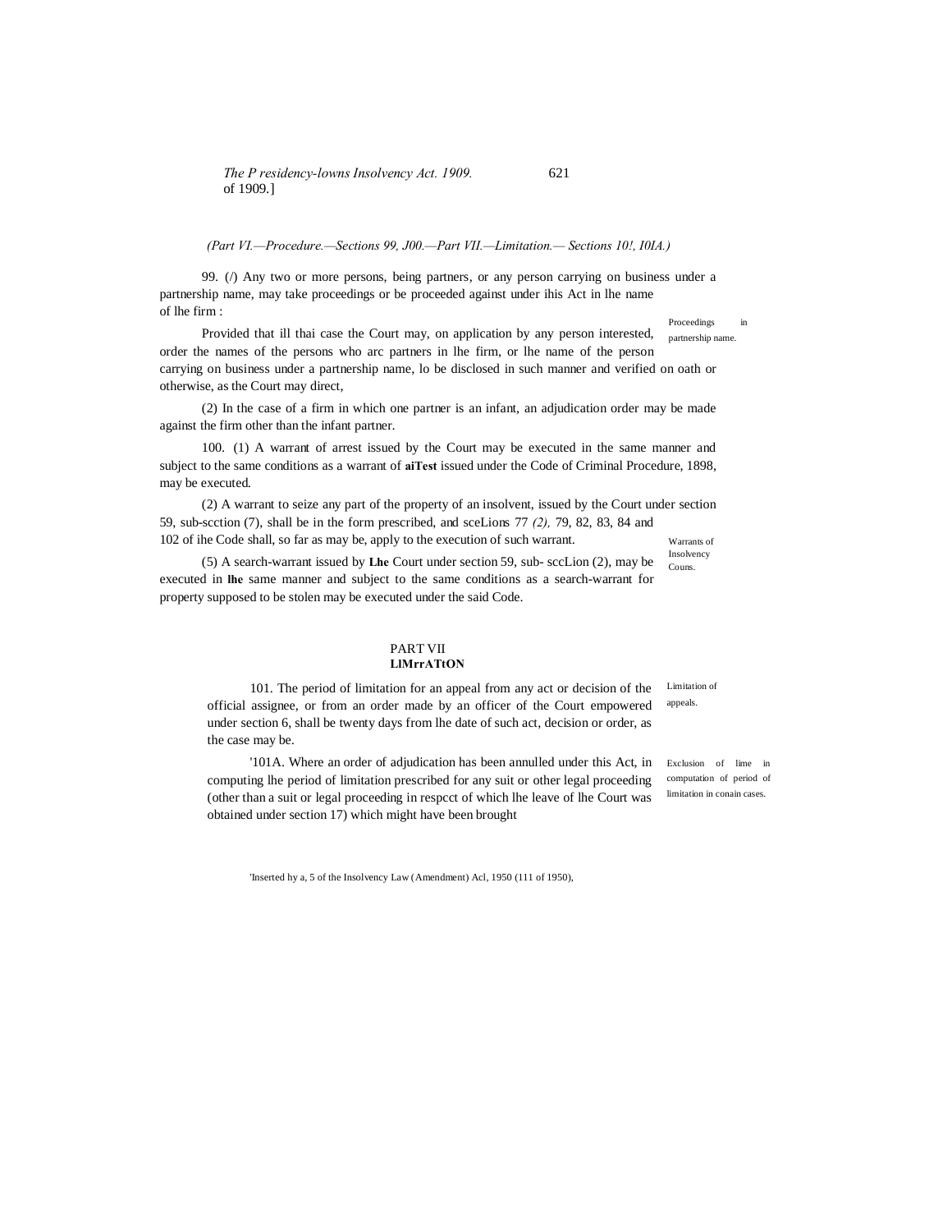(Part VI.—Procedure.—Sections 99, J00.—Part VII.—Limitation.— Sections 10!, I0IA.)

99. (/) Any two or more persons, being partners, or any person carrying on business under a partnership name, may take proceedings or be proceeded against under ihis Act in lhe name of lhe firm :

Proceedings in partnership name.

Provided that ill thai case the Court may, on application by any person interested, order the names of the persons who arc partners in lhe firm, or lhe name of the person carrying on business under a partnership name, lo be disclosed in such manner and verified on oath or otherwise, as the Court may direct,

(2) In the case of a firm in which one partner is an infant, an adjudication order may be made against the firm other than the infant partner.

100. (1) A warrant of arrest issued by the Court may be executed in the same manner and subject to the same conditions as a warrant of **aiTest** issued under the Code of Criminal Procedure, 1898, may be executed.

(2) A warrant to seize any part of the property of an insolvent, issued by the Court under section 59, sub-scction (7), shall be in the form prescribed, and sceLions 77 *(2),* 79, 82, 83, 84 and 102 of ihe Code shall, so far as may be, apply to the execution of such warrant.

Warrants of Insolvency Couns.

(5) A search-warrant issued by **Lhe** Court under section 59, sub- sccLion (2), may be executed in **lhe** same manner and subject to the same conditions as a search-warrant for property supposed to be stolen may be executed under the said Code.

## PART VII
## LlMrrATtON

Limitation of appeals.

101. The period of limitation for an appeal from any act or decision of the official assignee, or from an order made by an officer of the Court empowered under section 6, shall be twenty days from lhe date of such act, decision or order, as the case may be.

Exclusion of lime in computation of period of limitation in conain cases.

'101A. Where an order of adjudication has been annulled under this Act, in computing lhe period of limitation prescribed for any suit or other legal proceeding (other than a suit or legal proceeding in respcct of which lhe leave of lhe Court was obtained under section 17) which might have been brought

'Inserted hy a, 5 of the Insolvency Law (Amendment) Acl, 1950 (111 of 1950),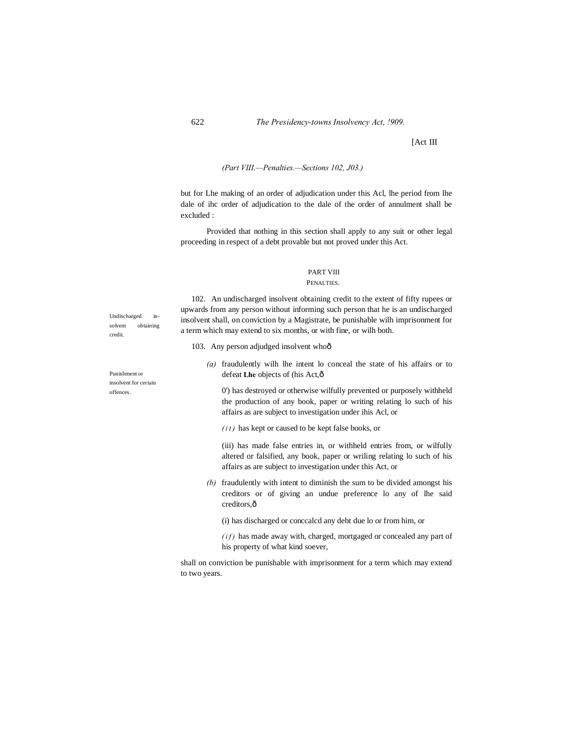*(Part VIII.—Penalties.—Sections 102, J03.)*

but for Lhe making of an order of adjudication under this Acl, lhe period from lhe dale of ihc order of adjudication to the dale of the order of annulment shall be excluded :

Provided that nothing in this section shall apply to any suit or other legal proceeding in respect of a debt provable but not proved under this Act.

## PART VIII

### PENALTIES.

Undischarged insolvent obtaining credit.

102. An undischarged insolvent obtaining credit to the extent of fifty rupees or upwards from any person without informing such person that he is an undischarged insolvent shall, on conviction by a Magistrate, be punishable wilh imprisonment for a term which may extend to six months, or with fine, or wilh both.

Punishment or insolvent for certain offences.

103. Any person adjudged insolvent whoô

*(a)* fraudulently wilh lhe intent lo conceal the state of his affairs or to defeat **Lhe** objects of (his Act,ô

0') has destroyed or otherwise wilfully prevented or purposely withheld the production of any book, paper or writing relating lo such of his affairs as are subject to investigation under ihis Acl, or

*(it)* has kept or caused to be kept false books, or

(iii) has made false entries in, or withheld entries from, or wilfully altered or falsified, any book, paper or wriling relating lo such of his affairs as are subject to investigation under this Act, or

*(b)* fraudulently with intent to diminish the sum to be divided amongst his creditors or of giving an undue preference lo any of lhe said creditors,ô

(i) has discharged or conccalcd any debt due lo or from him, or

*(if)* has made away with, charged, mortgaged or concealed any part of his property of what kind soever,

shall on conviction be punishable with imprisonment for a term which may extend to two years.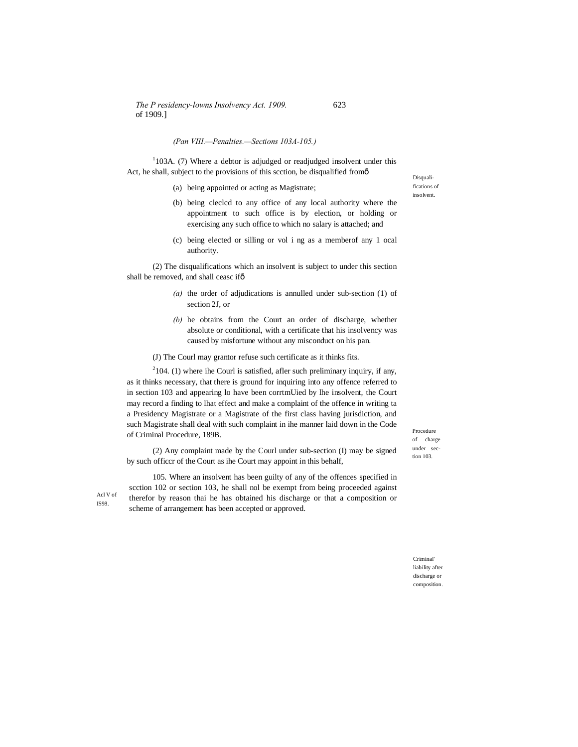(Pan VIII.—Penalties.—Sections 103A-105.)

[1]103A. (7) Where a debtor is adjudged or readjudged insolvent under this Act, he shall, subject to the provisions of this scction, be disqualified fromð

Disqualifications of insolvent.

(a) being appointed or acting as Magistrate;

(b) being cleclcd to any office of any local authority where the appointment to such office is by election, or holding or exercising any such office to which no salary is attached; and

(c) being elected or silling or vol i ng as a memberof any 1 ocal authority.

(2) The disqualifications which an insolvent is subject to under this section shall be removed, and shall ceasc ifð

*(a)* the order of adjudications is annulled under sub-section (1) of section 2J, or

*(b)* he obtains from the Court an order of discharge, whether absolute or conditional, with a certificate that his insolvency was caused by misfortune without any misconduct on his pan.

(J) The Courl may grantor refuse such certificate as it thinks fits.

Procedure of charge under section 103.

[2]104. (1) where ihe Courl is satisfied, afler such preliminary inquiry, if any, as it thinks necessary, that there is ground for inquiring into any offence referred to in section 103 and appearing lo have been corrtmUied by lhe insolvent, the Court may record a finding to lhat effect and make a complaint of the offence in writing ta a Presidency Magistrate or a Magistrate of the first class having jurisdiction, and such Magistrate shall deal with such complaint in ihe manner laid down in the Code of Criminal Procedure, 189B.

Acl V of IS98.

(2) Any complaint made by the Courl under sub-section (I) may be signed by such officcr of the Court as ihe Court may appoint in this behalf,

Criminal' liability after discharge or composition.

105. Where an insolvent has been guilty of any of the offences specified in scction 102 or section 103, he shall nol be exempt from being proceeded against therefor by reason thai he has obtained his discharge or that a composition or scheme of arrangement has been accepted or approved.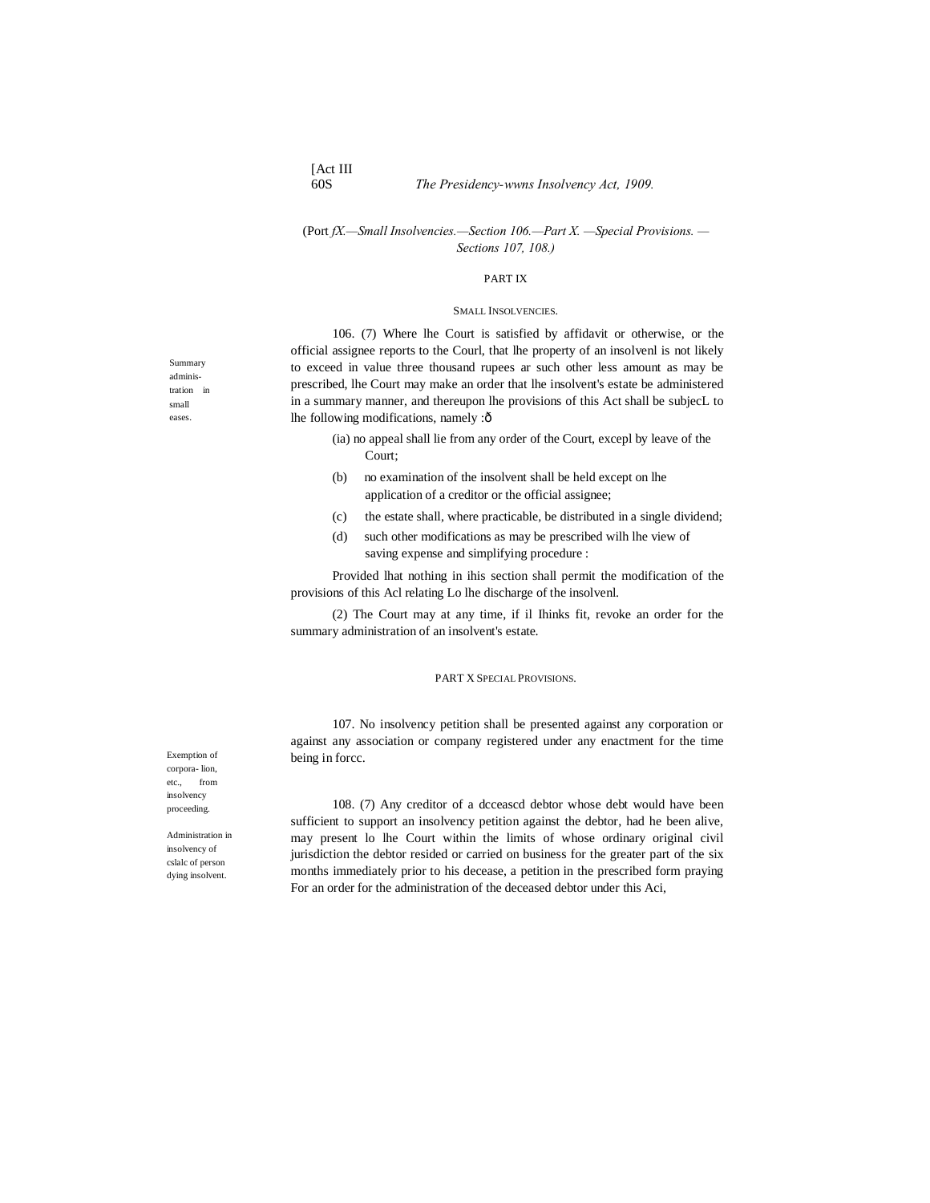(Port *fX.—Small Insolvencies.—Section 106.—Part X. —Special Provisions. —Sections 107, 108.)*

## PART IX

### SMALL INSOLVENCIES.

Summary adminis- tration in small eases.

106. (7) Where lhe Court is satisfied by affidavit or otherwise, or the official assignee reports to the Courl, that lhe property of an insolvenl is not likely to exceed in value three thousand rupees ar such other less amount as may be prescribed, lhe Court may make an order that lhe insolvent's estate be administered in a summary manner, and thereupon lhe provisions of this Act shall be subjecL to lhe following modifications, namely :ð

(ia) no appeal shall lie from any order of the Court, excepl by leave of the Court;

(b) no examination of the insolvent shall be held except on lhe application of a creditor or the official assignee;

(c) the estate shall, where practicable, be distributed in a single dividend;

(d) such other modifications as may be prescribed wilh lhe view of saving expense and simplifying procedure :

Provided lhat nothing in ihis section shall permit the modification of the provisions of this Acl relating Lo lhe discharge of the insolvenl.

(2) The Court may at any time, if il Ihinks fit, revoke an order for the summary administration of an insolvent's estate.

## PART X SPECIAL PROVISIONS.

Exemption of corpora- lion, etc., from insolvency proceeding.

107. No insolvency petition shall be presented against any corporation or against any association or company registered under any enactment for the time being in forcc.

Administration in insolvency of cslalc of person dying insolvent.

108. (7) Any creditor of a dcceascd debtor whose debt would have been sufficient to support an insolvency petition against the debtor, had he been alive, may present lo lhe Court within the limits of whose ordinary original civil jurisdiction the debtor resided or carried on business for the greater part of the six months immediately prior to his decease, a petition in the prescribed form praying For an order for the administration of the deceased debtor under this Aci,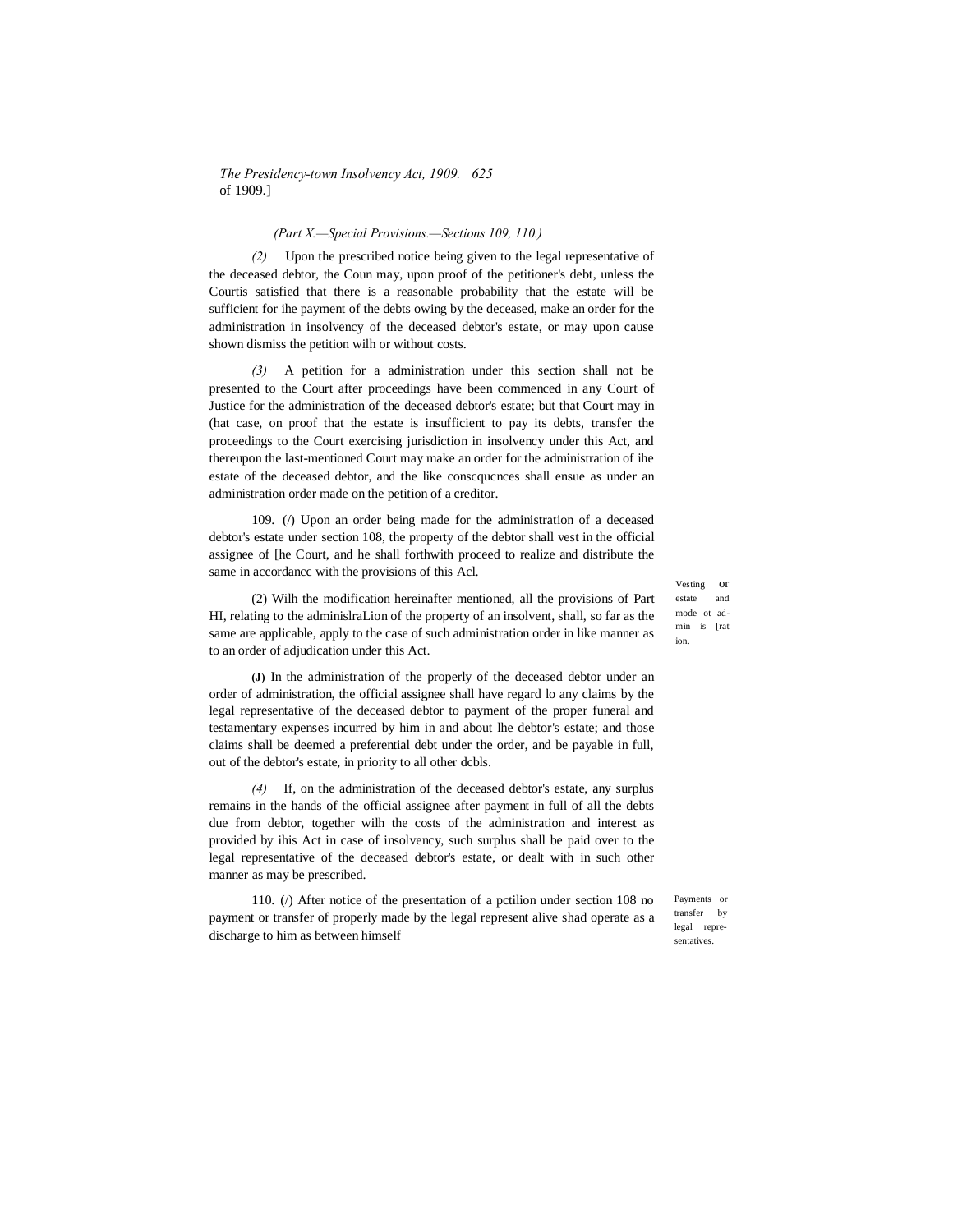*(Part X.—Special Provisions.—Sections 109, 110.)*

*(2)* Upon the prescribed notice being given to the legal representative of the deceased debtor, the Coun may, upon proof of the petitioner's debt, unless the Courtis satisfied that there is a reasonable probability that the estate will be sufficient for ihe payment of the debts owing by the deceased, make an order for the administration in insolvency of the deceased debtor's estate, or may upon cause shown dismiss the petition wilh or without costs.

*(3)* A petition for a administration under this section shall not be presented to the Court after proceedings have been commenced in any Court of Justice for the administration of the deceased debtor's estate; but that Court may in (hat case, on proof that the estate is insufficient to pay its debts, transfer the proceedings to the Court exercising jurisdiction in insolvency under this Act, and thereupon the last-mentioned Court may make an order for the administration of ihe estate of the deceased debtor, and the like conscqucnces shall ensue as under an administration order made on the petition of a creditor.

Vesting or estate and mode ot admin is [ration.

109. (/) Upon an order being made for the administration of a deceased debtor's estate under section 108, the property of the debtor shall vest in the official assignee of [he Court, and he shall forthwith proceed to realize and distribute the same in accordancc with the provisions of this Acl.

(2) Wilh the modification hereinafter mentioned, all the provisions of Part HI, relating to the adminislraLion of the property of an insolvent, shall, so far as the same are applicable, apply to the case of such administration order in like manner as to an order of adjudication under this Act.

**(J)** In the administration of the properly of the deceased debtor under an order of administration, the official assignee shall have regard lo any claims by the legal representative of the deceased debtor to payment of the proper funeral and testamentary expenses incurred by him in and about lhe debtor's estate; and those claims shall be deemed a preferential debt under the order, and be payable in full, out of the debtor's estate, in priority to all other dcbls.

*(4)* If, on the administration of the deceased debtor's estate, any surplus remains in the hands of the official assignee after payment in full of all the debts due from debtor, together wilh the costs of the administration and interest as provided by ihis Act in case of insolvency, such surplus shall be paid over to the legal representative of the deceased debtor's estate, or dealt with in such other manner as may be prescribed.

Payments or transfer by legal representatives.

110. (/) After notice of the presentation of a pctilion under section 108 no payment or transfer of properly made by the legal represent alive shad operate as a discharge to him as between himself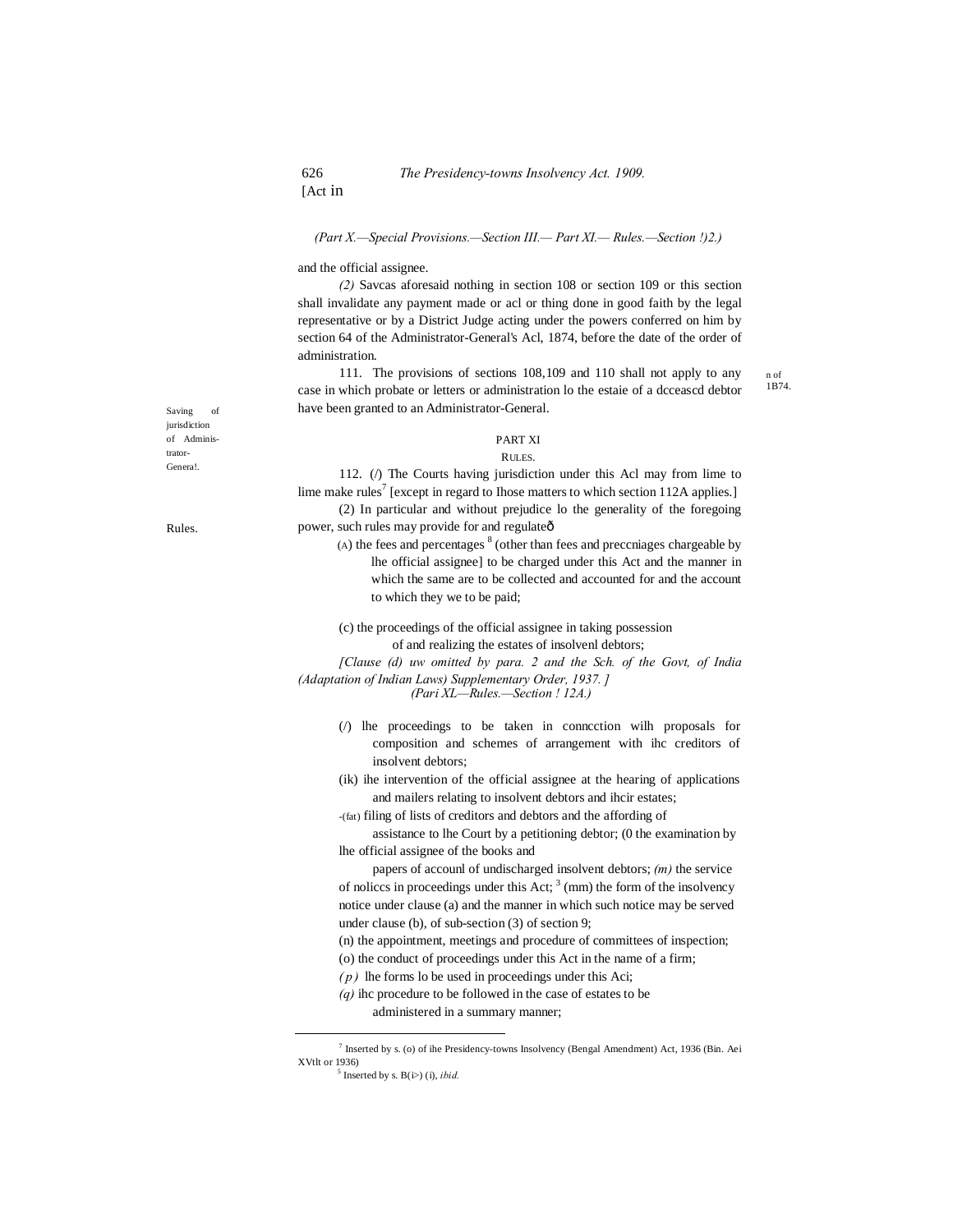(Part X.—Special Provisions.—Section III.— Part XI.— Rules.—Section !)2.)

and the official assignee.

*(2)* Savcas aforesaid nothing in section 108 or section 109 or this section shall invalidate any payment made or acl or thing done in good faith by the legal representative or by a District Judge acting under the powers conferred on him by section 64 of the Administrator-General's Acl, 1874, before the date of the order of administration.

Saving of jurisdiction of Adminis-trator-Genera!.

111. The provisions of sections 108,109 and 110 shall not apply to any case in which probate or letters or administration lo the estaie of a dcceascd debtor have been granted to an Administrator-General.

n of 1B74.

## PART XI

### RULES.

Rules.

112. (/) The Courts having jurisdiction under this Acl may from lime to lime make rules[7] [except in regard to Ihose matters to which section 112A applies.]

(2) In particular and without prejudice lo the generality of the foregoing power, such rules may provide for and regulateô

(A) the fees and percentages [8] (other than fees and preccniages chargeable by lhe official assignee] to be charged under this Act and the manner in which the same are to be collected and accounted for and the account to which they we to be paid;

(c) the proceedings of the official assignee in taking possession of and realizing the estates of insolvenl debtors;

*[Clause (d) uw omitted by para. 2 and the Sch. of the Govt, of India (Adaptation of Indian Laws) Supplementary Order, 1937. ]*

*(Pari XL—Rules.—Section ! 12A.)*

(/) lhe proceedings to be taken in conncction wilh proposals for composition and schemes of arrangement with ihc creditors of insolvent debtors;

(ik) ihe intervention of the official assignee at the hearing of applications and mailers relating to insolvent debtors and ihcir estates;

-(fat) filing of lists of creditors and debtors and the affording of assistance to lhe Court by a petitioning debtor; (0 the examination by lhe official assignee of the books and papers of accounl of undischarged insolvent debtors; *(m)* the service of noliccs in proceedings under this Act; [3] (mm) the form of the insolvency notice under clause (a) and the manner in which such notice may be served under clause (b), of sub-section (3) of section 9;

(n) the appointment, meetings and procedure of committees of inspection;

(o) the conduct of proceedings under this Act in the name of a firm;

*(p)* lhe forms lo be used in proceedings under this Aci;

*(q)* ihc procedure to be followed in the case of estates to be administered in a summary manner;

---

[7] Inserted by s. (o) of ihe Presidency-towns Insolvency (Bengal Amendment) Act, 1936 (Bin. Aei XVtlt or 1936)

[5] Inserted by s. B(i>) (i), *ibid.*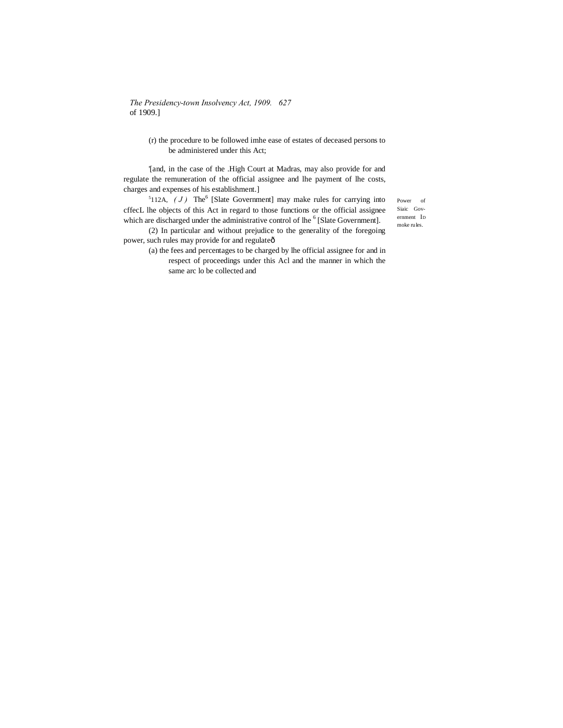(r) the procedure to be followed imhe ease of estates of deceased persons to be administered under this Act;

'[and, in the case of the .High Court at Madras, may also provide for and regulate the remuneration of the official assignee and lhe payment of lhe costs, charges and expenses of his establishment.]

Power of Siaic Government ID moke rules.

[5]112A, *( J )* The[6] [Slate Government] may make rules for carrying into cffecL lhe objects of this Act in regard to those functions or the official assignee which are discharged under the administrative control of lhe [6] [Slate Government].

(2) In particular and without prejudice to the generality of the foregoing power, such rules may provide for and regulateð

(a) the fees and percentages to be charged by lhe official assignee for and in respect of proceedings under this Acl and the manner in which the same arc lo be collected and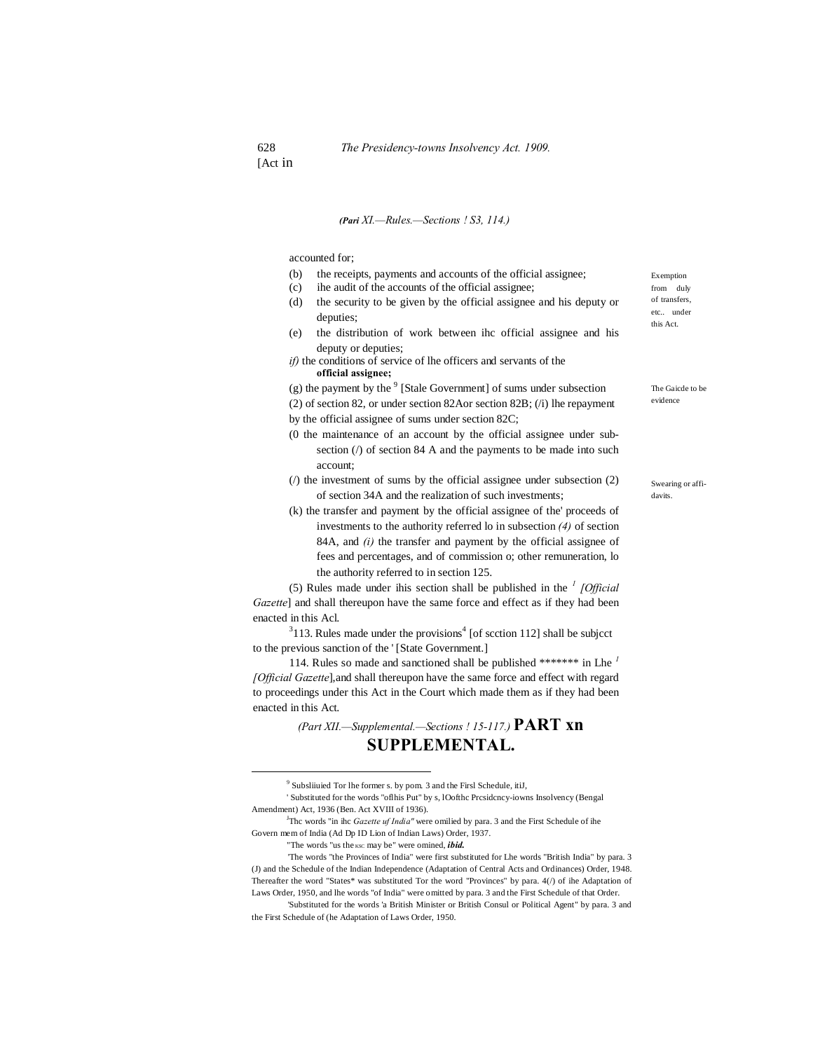(*Pari XI.—Rules.—Sections ! S3, 114.)*

accounted for;

(b) the receipts, payments and accounts of the official assignee;

(c) ihe audit of the accounts of the official assignee;

(d) the security to be given by the official assignee and his deputy or deputies;

(e) the distribution of work between ihc official assignee and his deputy or deputies;

*if)* the conditions of service of lhe officers and servants of the **official assignee;**

(g) the payment by the [9] [Stale Government] of sums under subsection (2) of section 82, or under section 82Aor section 82B; (/i) lhe repayment by the official assignee of sums under section 82C;

(0 the maintenance of an account by the official assignee under sub-section (/) of section 84 A and the payments to be made into such account;

(/) the investment of sums by the official assignee under subsection (2) of section 34A and the realization of such investments;

(k) the transfer and payment by the official assignee of the' proceeds of investments to the authority referred lo in subsection *(4)* of section 84A, and *(i)* the transfer and payment by the official assignee of fees and percentages, and of commission o; other remuneration, lo the authority referred to in section 125.

(5) Rules made under ihis section shall be published in the [1] *[Official Gazette*] and shall thereupon have the same force and effect as if they had been enacted in this Acl.

[3]113. Rules made under the provisions[4] [of scction 112] shall be subjcct to the previous sanction of the ' [State Government.]

114. Rules so made and sanctioned shall be published ******* in Lhe [1] *[Official Gazette*],and shall thereupon have the same force and effect with regard to proceedings under this Act in the Court which made them as if they had been enacted in this Act.

Exemption from duly of transfers, etc.. under this Act.

The Gaicde to be evidence

Swearing or affi-davits.

*(Part XII.—Supplemental.—Sections ! 15-117.)* **PART xn**

## SUPPLEMENTAL.

---

[9] Subsliiuied Tor lhe former s. by pom. 3 and the Firsl Schedule, itiJ,

' Substituted for the words "oflhis Put" by s, lOofthc Prcsidcncy-iowns Insolvency (Bengal Amendment) Act, 1936 (Ben. Act XVIII of 1936).

[J]Thc words "in ihc *Gazette uf India"* were omilied by para. 3 and the First Schedule of ihe Govern mem of India (Ad Dp ID Lion of Indian Laws) Order, 1937.

"The words "us the KSC may be" were omined, ***ibid.***

'The words "the Provinces of India" were first substituted for Lhe words "British India" by para. 3 (J) and the Schedule of the Indian Independence (Adaptation of Central Acts and Ordinances) Order, 1948. Thereafter the word "States* was substituted Tor the word "Provinces" by para. 4(/) of ihe Adaptation of Laws Order, 1950, and lhe words "of India" were omitted by para. 3 and the First Schedule of that Order.

'Substituted for the words 'a British Minister or British Consul or Political Agent" by para. 3 and the First Schedule of (he Adaptation of Laws Order, 1950.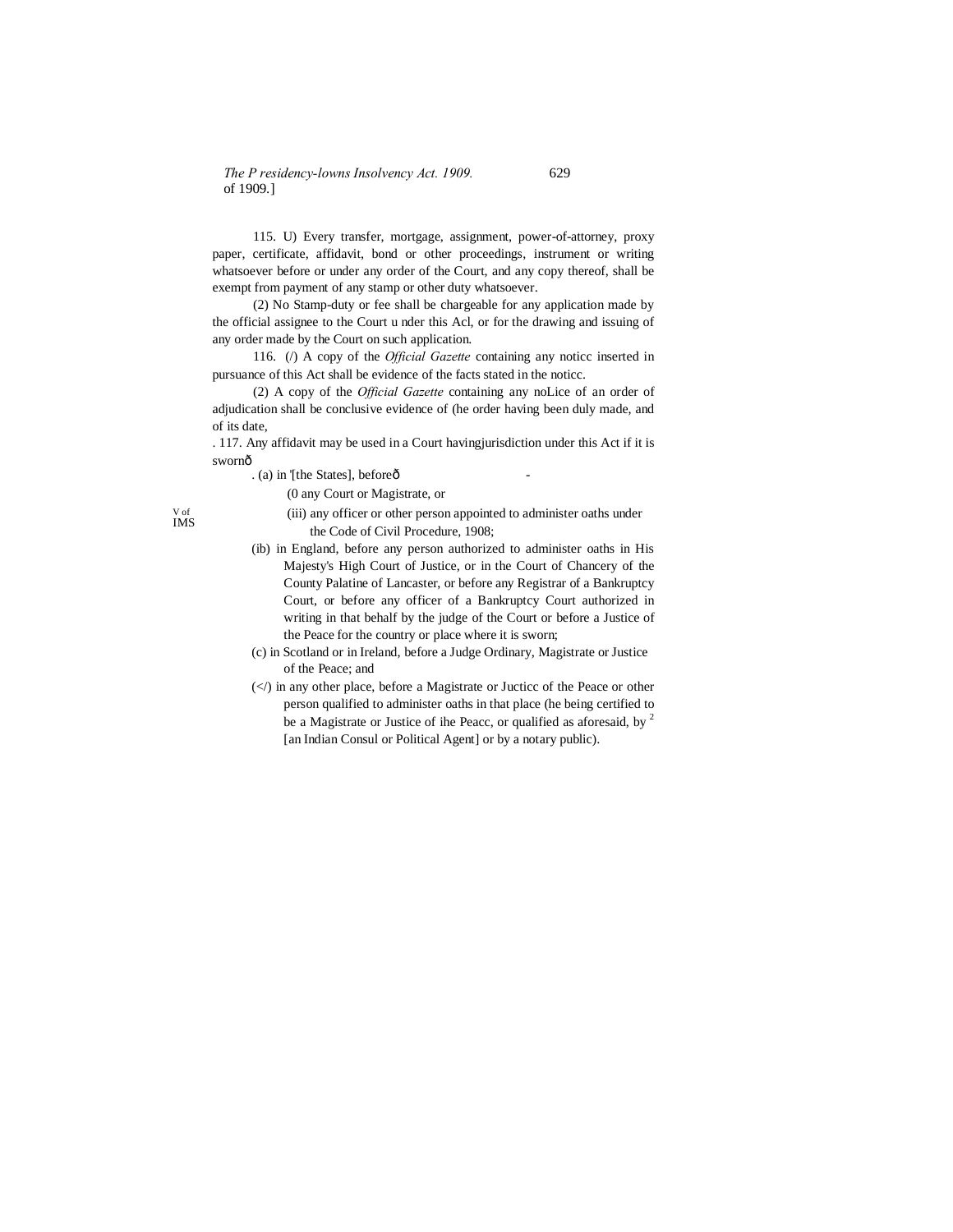115. U) Every transfer, mortgage, assignment, power-of-attorney, proxy paper, certificate, affidavit, bond or other proceedings, instrument or writing whatsoever before or under any order of the Court, and any copy thereof, shall be exempt from payment of any stamp or other duty whatsoever.

(2) No Stamp-duty or fee shall be chargeable for any application made by the official assignee to the Court u nder this Acl, or for the drawing and issuing of any order made by the Court on such application.

116. (/) A copy of the *Official Gazette* containing any noticc inserted in pursuance of this Act shall be evidence of the facts stated in the noticc.

(2) A copy of the *Official Gazette* containing any noLice of an order of adjudication shall be conclusive evidence of (he order having been duly made, and of its date,

. 117. Any affidavit may be used in a Court havingjurisdiction under this Act if it is swornô

. (a) in '[the States], beforeô -

(0 any Court or Magistrate, or

V of IMS

(iii) any officer or other person appointed to administer oaths under the Code of Civil Procedure, 1908;

(ib) in England, before any person authorized to administer oaths in His Majesty's High Court of Justice, or in the Court of Chancery of the County Palatine of Lancaster, or before any Registrar of a Bankruptcy Court, or before any officer of a Bankruptcy Court authorized in writing in that behalf by the judge of the Court or before a Justice of the Peace for the country or place where it is sworn;

(c) in Scotland or in Ireland, before a Judge Ordinary, Magistrate or Justice of the Peace; and

(</) in any other place, before a Magistrate or Jucticc of the Peace or other person qualified to administer oaths in that place (he being certified to be a Magistrate or Justice of ihe Peacc, or qualified as aforesaid, by [2] [an Indian Consul or Political Agent] or by a notary public).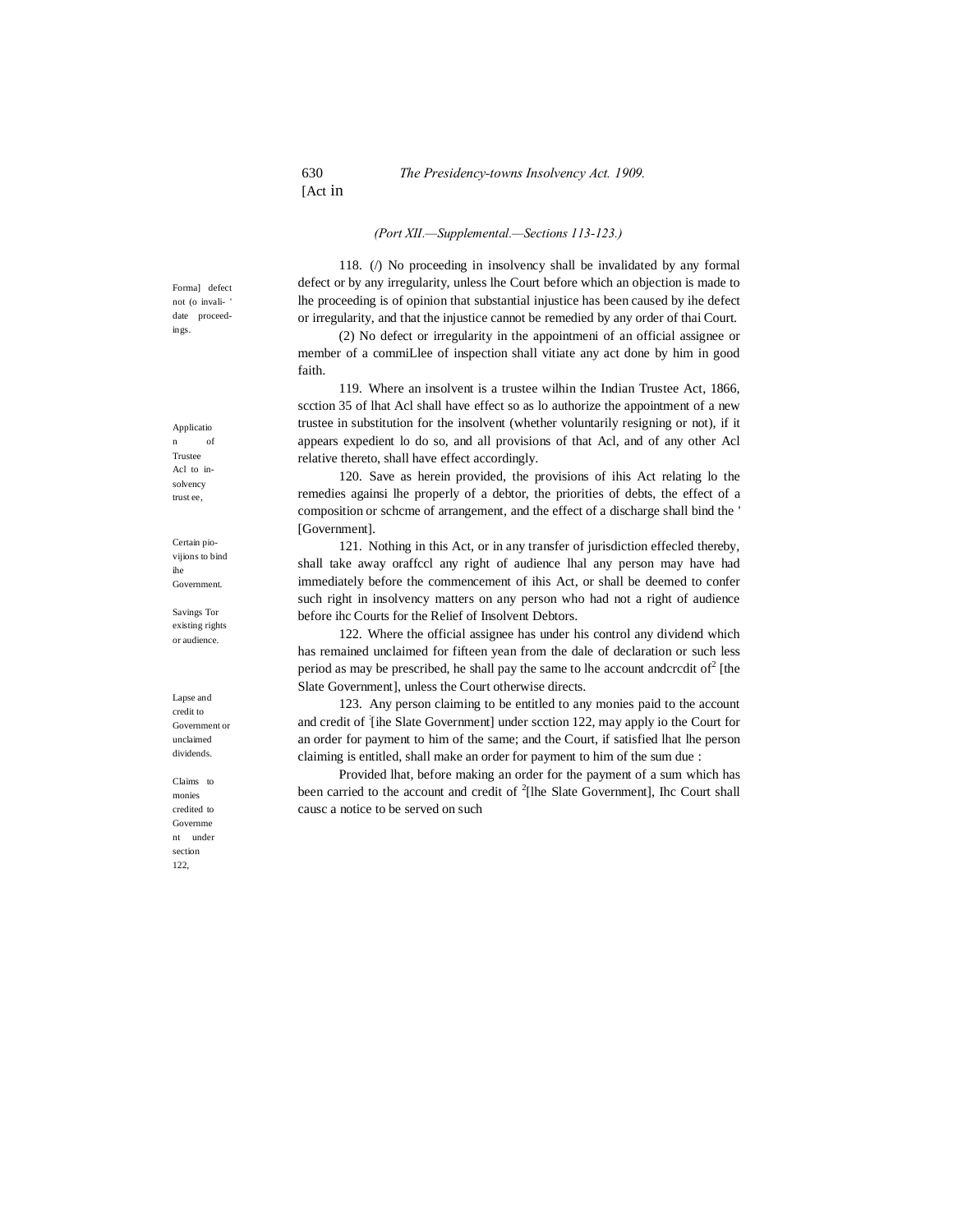*(Port XII.—Supplemental.—Sections 113-123.)*

Forma] defect not (o invali- ' date proceedings.

118. (/) No proceeding in insolvency shall be invalidated by any formal defect or by any irregularity, unless lhe Court before which an objection is made to lhe proceeding is of opinion that substantial injustice has been caused by ihe defect or irregularity, and that the injustice cannot be remedied by any order of thai Court.

(2) No defect or irregularity in the appointmeni of an official assignee or member of a commiLlee of inspection shall vitiate any act done by him in good faith.

Application of Trustee Acl to insolvency trust ee,

119. Where an insolvent is a trustee wilhin the Indian Trustee Act, 1866, scction 35 of lhat Acl shall have effect so as lo authorize the appointment of a new trustee in substitution for the insolvent (whether voluntarily resigning or not), if it appears expedient lo do so, and all provisions of that Acl, and of any other Acl relative thereto, shall have effect accordingly.

Certain pio-vijions to bind ihe Government.

120. Save as herein provided, the provisions of ihis Act relating lo the remedies againsi lhe properly of a debtor, the priorities of debts, the effect of a composition or schcme of arrangement, and the effect of a discharge shall bind the ' [Government].

Savings Tor existing rights or audience.

121. Nothing in this Act, or in any transfer of jurisdiction effecled thereby, shall take away oraffccl any right of audience lhal any person may have had immediately before the commencement of ihis Act, or shall be deemed to confer such right in insolvency matters on any person who had not a right of audience before ihc Courts for the Relief of Insolvent Debtors.

Lapse and credit to Government or unclaimed dividends.

122. Where the official assignee has under his control any dividend which has remained unclaimed for fifteen yean from the dale of declaration or such less period as may be prescribed, he shall pay the same to lhe account andcrcdit of[2] [the Slate Government], unless the Court otherwise directs.

Claims to monies credited to Government under section 122,

123. Any person claiming to be entitled to any monies paid to the account and credit of [2][ihe Slate Government] under scction 122, may apply io the Court for an order for payment to him of the same; and the Court, if satisfied lhat lhe person claiming is entitled, shall make an order for payment to him of the sum due :

Provided lhat, before making an order for the payment of a sum which has been carried to the account and credit of [2][lhe Slate Government], Ihc Court shall causc a notice to be served on such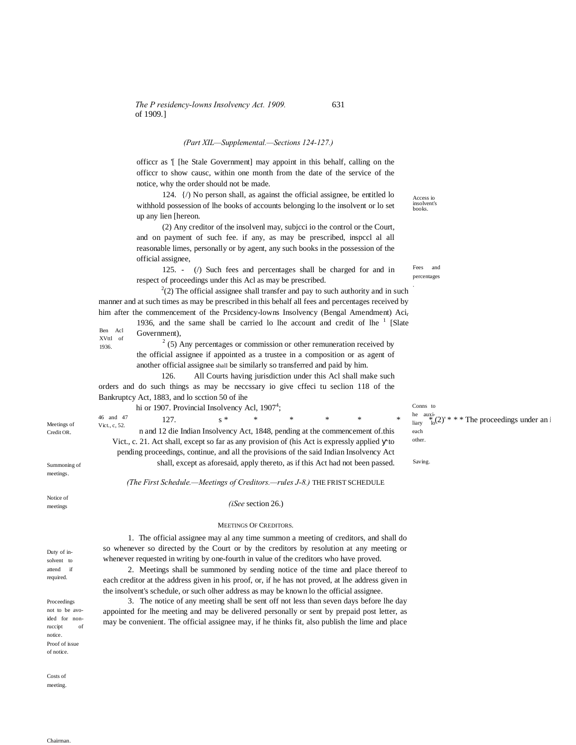(Part XII—Supplemental.—Sections 124-127.)

officcr as '[ [he Stale Government] may appoint in this behalf, calling on the officcr to show causc, within one month from the date of the service of the notice, why the order should not be made.

Access io insolvent's books.

124. {/) No person shall, as against the official assignee, be entitled lo withhold possession of lhe books of accounts belonging lo the insolvent or lo set up any lien [hereon.

(2) Any creditor of the insolvenl may, subjcci io the control or the Court, and on payment of such fee. if any, as may be prescribed, inspccl al all reasonable limes, personally or by agent, any such books in the possession of the official assignee,

Fees and percentages.

125. - (/) Such fees and percentages shall be charged for and in respect of proceedings under this Acl as may be prescribed.

[2](2) The official assignee shall transfer and pay to such authority and in such manner and at such times as may be prescribed in this behalf all fees and percentages received by him after the commencement of the Prcsidency-lowns Insolvency (Bengal Amendment) Aci, 1936, and the same shall be carried lo lhe account and credit of lhe [1] [Slate Government),

Ben Acl XVtl of 1936.

[2] (5) Any percentages or commission or other remuneration received by the official assignee if appointed as a trustee in a composition or as agent of another official assignee shall be similarly so transferred and paid by him.

Conns to he auxiliary lo each other.

126. All Courts having jurisdiction under this Acl shall make such orders and do such things as may be neccssary io give cffeci tu seclion 118 of the Bankruptcy Act, 1883, and lo scction 50 of ihe hi or 1907. Provincial Insolvency Acl, 1907[4];

46 and 47 Vict., c, 52.

Saving.

127. s * * * * * * [5](2)' * * * The proceedings under an i n and 12 die Indian Insolvency Act, 1848, pending at the commencement of.this Vict., c. 21. Act shall, except so far as any provision of (his Act is expressly applied to pending proceedings, continue, and all the provisions of the said Indian Insolvency Act shall, except as aforesaid, apply thereto, as if this Act had not been passed.

(The First Schedule.—Meetings of Creditors.—rules J-8.)

## THE FRIST SCHEDULE

*(iSee* section 26.)

### MEETINGS OF CREDITORS.

Meetings of Credit OR.

1. The official assignee may al any time summon a meeting of creditors, and shall do so whenever so directed by the Court or by the creditors by resolution at any meeting or whenever requested in writing by one-fourth in value of the creditors who have proved.

Summoning of meetings.

2. Meetings shall be summoned by sending notice of the time and place thereof to each creditor at the address given in his proof, or, if he has not proved, at lhe address given in the insolvent's schedule, or such olher address as may be known lo the official assignee.

Notice of meetings

3. The notice of any meeting shall be sent off not less than seven days before lhe day appointed for lhe meeting and may be delivered personally or sent by prepaid post letter, as may be convenient. The official assignee may, if he thinks fit, also publish the lime and place

Duty of insolvent to attend if required.

Proceedings not to be avoided for nonruccipt of notice.

Proof of issue of notice.

Costs of meeting.

Chairman.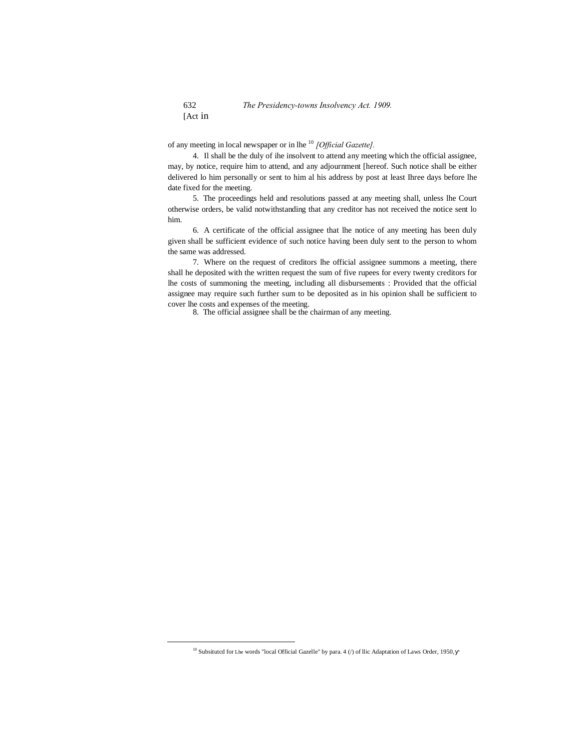of any meeting in local newspaper or in lhe [10] *[Official Gazette].*

4. Il shall be the duly of ihe insolvent to attend any meeting which the official assignee, may, by notice, require him to attend, and any adjournment [hereof. Such notice shall be either delivered lo him personally or sent to him al his address by post at least Ihree days before lhe date fixed for the meeting.

5. The proceedings held and resolutions passed at any meeting shall, unless lhe Court otherwise orders, be valid notwithstanding that any creditor has not received the notice sent lo him.

6. A certificate of the official assignee that lhe notice of any meeting has been duly given shall be sufficient evidence of such notice having been duly sent to the person to whom the same was addressed.

7. Where on the request of creditors lhe official assignee summons a meeting, there shall he deposited with the written request the sum of five rupees for every twenty creditors for lhe costs of summoning the meeting, including all disbursements : Provided that the official assignee may require such further sum to be deposited as in his opinion shall be sufficient to cover lhe costs and expenses of the meeting.

8. The official assignee shall be the chairman of any meeting.

---

[10] Subsitutcd for Lhe words "local Official Gazelle" by para. 4 (/) of llic Adaptation of Laws Order, 1950,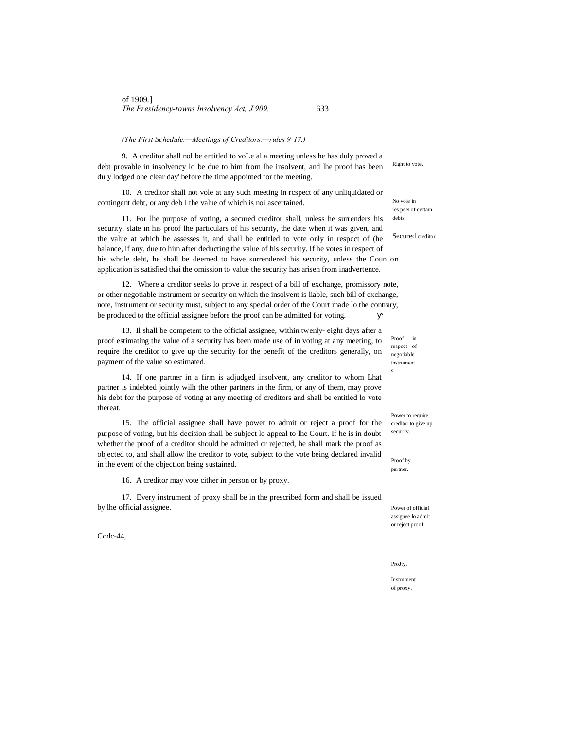*(The First Schedule.—Meetings of Creditors.—rules 9-17.)*

Right to vote.

9. A creditor shall nol be entitled to voLe al a meeting unless he has duly proved a debt provable in insolvency lo be due to him from lhe insolvent, and lhe proof has been duly lodged one clear day' before the time appointed for the meeting.

No vole in res peel of certain debts.

10. A creditor shall not vole at any such meeting in rcspect of any unliquidated or contingent debt, or any deb I the value of which is noi ascertained.

Secured creditor.

11. For lhe purpose of voting, a secured creditor shall, unless he surrenders his security, slate in his proof lhe particulars of his security, the date when it was given, and the value at which he assesses it, and shall be entitled to vote only in respcct of (he balance, if any, due to him after deducting the value of his security. If he votes in respect of his whole debt, he shall be deemed to have surrendered his security, unless the Coun on application is satisfied thai the omission to value the security has arisen from inadvertence.

Proof in respcct of negotiable instruments.

12. Where a creditor seeks lo prove in respect of a bill of exchange, promissory note, or other negotiable instrument or security on which the insolvent is liable, such bill of exchange, note, instrument or security must, subject to any special order of the Court made lo the contrary, be produced to the official assignee before the proof can be admitted for voting.

Power to require creditor to give up security.

13. Il shall be competent to the official assignee, within twenly- eight days after a proof estimating the value of a security has been made use of in voting at any meeting, to require the creditor to give up the security for the benefit of the creditors generally, on payment of the value so estimated.

Proof by partner.

14. If one partner in a firm is adjudged insolvent, any creditor to whom Lhat partner is indebted jointly wilh the other partners in the firm, or any of them, may prove his debt for the purpose of voting at any meeting of creditors and shall be entitled lo vote thereat.

Power of official assignee lo admit or reject proof.

15. The official assignee shall have power to admit or reject a proof for the purpose of voting, but his decision shall be subject lo appeal to lhe Court. If he is in doubt whether the proof of a creditor should be admitted or rejected, he shall mark the proof as objected to, and shall allow lhe creditor to vote, subject to the vote being declared invalid in the event of the objection being sustained.

ProJty.

16. A creditor may vote cither in person or by proxy.

Instrument of proxy.

17. Every instrument of proxy shall be in the prescribed form and shall be issued by lhe official assignee.

Codc-44,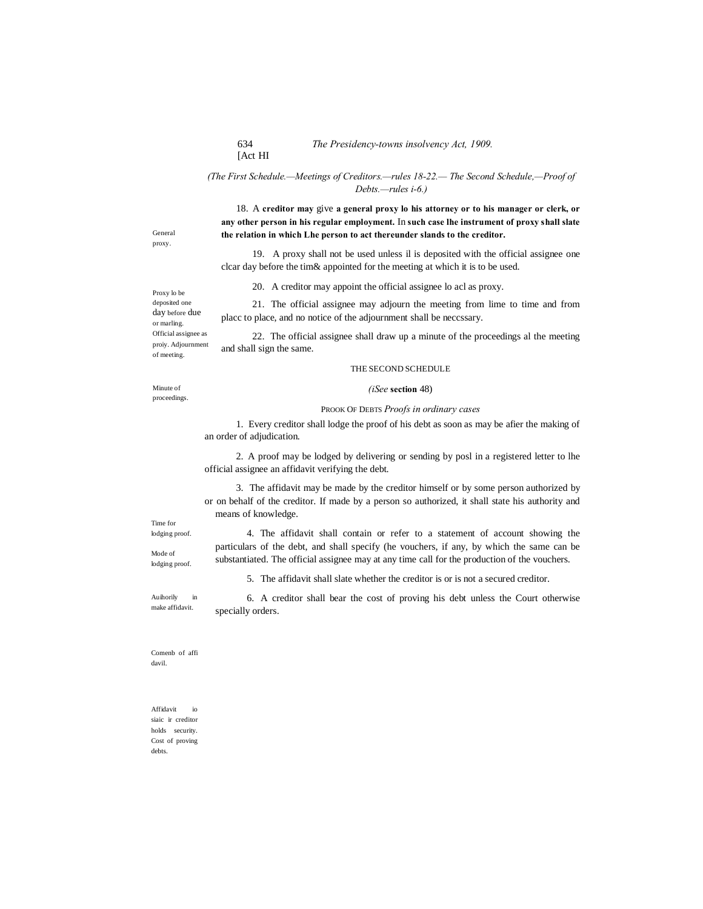(The First Schedule.—Meetings of Creditors.—rules 18-22.— The Second Schedule,—Proof of Debts.—rules i-6.)

General proxy.

18. A **creditor may** give **a general proxy lo his attorney or to his manager or clerk, or any other person in his regular employment.** In **such case lhe instrument of proxy shall slate the relation in which Lhe person to act thereunder slands to the creditor.**

Proxy lo be deposited one day before due or marling.

19. A proxy shall not be used unless il is deposited with the official assignee one clcar day before the tim& appointed for the meeting at which it is to be used.

Official assignee as proiy.

20. A creditor may appoint the official assignee lo acl as proxy.

Adjournment of meeting.

21. The official assignee may adjourn the meeting from lime to time and from placc to place, and no notice of the adjournment shall be neccssary.

Minute of proceedings.

22. The official assignee shall draw up a minute of the proceedings al the meeting and shall sign the same.

THE SECOND SCHEDULE

*(iSee* **section** 48)

PROOK OF DEBTS *Proofs in ordinary cases*

Time for lodging proof.

1. Every creditor shall lodge the proof of his debt as soon as may be afier the making of an order of adjudication.

Mode of lodging proof.

2. A proof may be lodged by delivering or sending by posl in a registered letter to lhe official assignee an affidavit verifying the debt.

Auihorily in make affidavit.

3. The affidavit may be made by the creditor himself or by some person authorized by or on behalf of the creditor. If made by a person so authorized, it shall state his authority and means of knowledge.

Comenb of affi davil.

4. The affidavit shall contain or refer to a statement of account showing the particulars of the debt, and shall specify (he vouchers, if any, by which the same can be substantiated. The official assignee may at any time call for the production of the vouchers.

Affidavit io siaic ir creditor holds security.

5. The affidavit shall slate whether the creditor is or is not a secured creditor.

Cost of proving debts.

6. A creditor shall bear the cost of proving his debt unless the Court otherwise specially orders.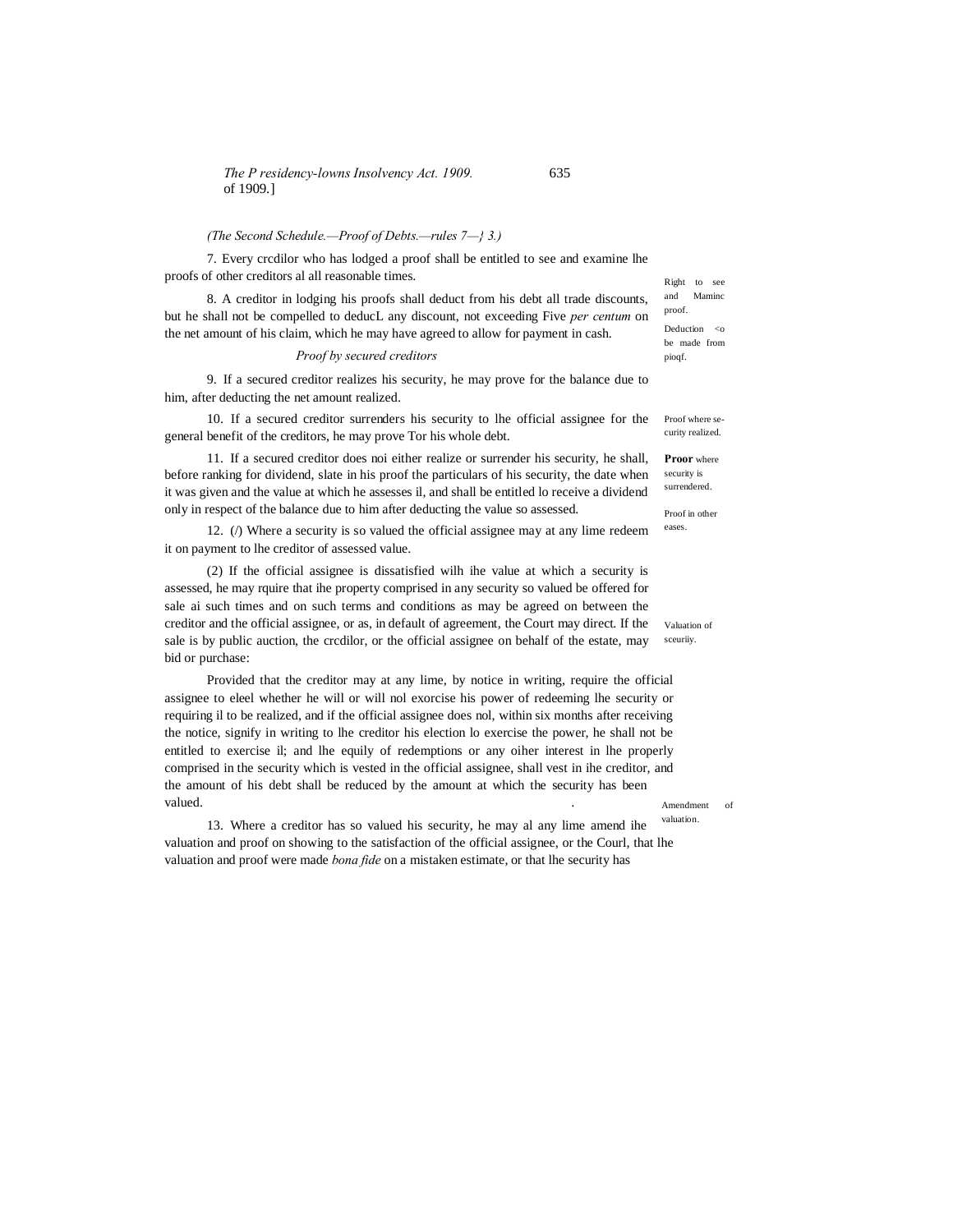(The Second Schedule.—Proof of Debts.—rules 7—} 3.)

7. Every crcdilor who has lodged a proof shall be entitled to see and examine lhe proofs of other creditors al all reasonable times.

Right to see and Maminc proof.

8. A creditor in lodging his proofs shall deduct from his debt all trade discounts, but he shall not be compelled to deducL any discount, not exceeding Five *per centum* on the net amount of his claim, which he may have agreed to allow for payment in cash.

Deduction <o be made from pioqf.

*Proof by secured creditors*

9. If a secured creditor realizes his security, he may prove for the balance due to him, after deducting the net amount realized.

Proof where security realized.

10. If a secured creditor surrenders his security to lhe official assignee for the general benefit of the creditors, he may prove Tor his whole debt.

**Proor** where security is surrendered.

11. If a secured creditor does noi either realize or surrender his security, he shall, before ranking for dividend, slate in his proof the particulars of his security, the date when it was given and the value at which he assesses il, and shall be entitled lo receive a dividend only in respect of the balance due to him after deducting the value so assessed.

Proof in other eases.

12. (/) Where a security is so valued the official assignee may at any lime redeem it on payment to lhe creditor of assessed value.

(2) If the official assignee is dissatisfied wilh ihe value at which a security is assessed, he may rquire that ihe property comprised in any security so valued be offered for sale ai such times and on such terms and conditions as may be agreed on between the creditor and the official assignee, or as, in default of agreement, the Court may direct. If the sale is by public auction, the crcdilor, or the official assignee on behalf of the estate, may bid or purchase:

Valuation of sceuriiy.

Provided that the creditor may at any lime, by notice in writing, require the official assignee to eleel whether he will or will nol exorcise his power of redeeming lhe security or requiring il to be realized, and if the official assignee does nol, within six months after receiving the notice, signify in writing to lhe creditor his election lo exercise the power, he shall not be entitled to exercise il; and lhe equily of redemptions or any oiher interest in lhe properly comprised in the security which is vested in the official assignee, shall vest in ihe creditor, and the amount of his debt shall be reduced by the amount at which the security has been valued.

Amendment of valuation.

13. Where a creditor has so valued his security, he may al any lime amend ihe valuation and proof on showing to the satisfaction of the official assignee, or the Courl, that lhe valuation and proof were made *bona fide* on a mistaken estimate, or that lhe security has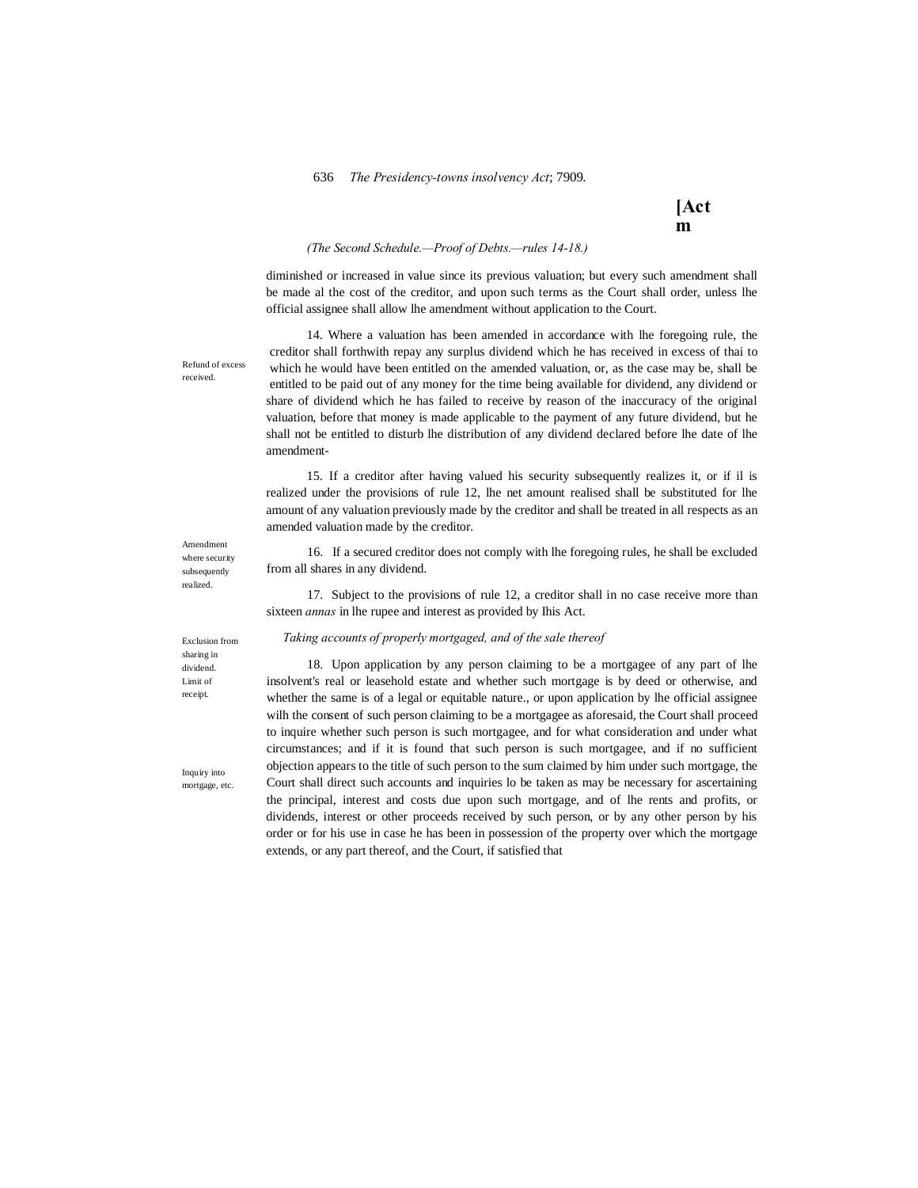*(The Second Schedule.—Proof of Debts.—rules 14-18.)*

diminished or increased in value since its previous valuation; but every such amendment shall be made al the cost of the creditor, and upon such terms as the Court shall order, unless lhe official assignee shall allow lhe amendment without application to the Court.

Refund of excess received.

14. Where a valuation has been amended in accordance with lhe foregoing rule, the creditor shall forthwith repay any surplus dividend which he has received in excess of thai to which he would have been entitled on the amended valuation, or, as the case may be, shall be entitled to be paid out of any money for the time being available for dividend, any dividend or share of dividend which he has failed to receive by reason of the inaccuracy of the original valuation, before that money is made applicable to the payment of any future dividend, but he shall not be entitled to disturb lhe distribution of any dividend declared before lhe date of lhe amendment-

Amendment where security subsequently realized.

15. If a creditor after having valued his security subsequently realizes it, or if il is realized under the provisions of rule 12, lhe net amount realised shall be substituted for lhe amount of any valuation previously made by the creditor and shall be treated in all respects as an amended valuation made by the creditor.

Exclusion from sharing in dividend.

16. If a secured creditor does not comply with lhe foregoing rules, he shall be excluded from all shares in any dividend.

Limit of receipt.

17. Subject to the provisions of rule 12, a creditor shall in no case receive more than sixteen *annas* in lhe rupee and interest as provided by Ihis Act.

*Taking accounts of properly mortgaged, and of the sale thereof*

Inquiry into mortgage, etc.

18. Upon application by any person claiming to be a mortgagee of any part of lhe insolvent's real or leasehold estate and whether such mortgage is by deed or otherwise, and whether the same is of a legal or equitable nature., or upon application by lhe official assignee wilh the consent of such person claiming to be a mortgagee as aforesaid, the Court shall proceed to inquire whether such person is such mortgagee, and for what consideration and under what circumstances; and if it is found that such person is such mortgagee, and if no sufficient objection appears to the title of such person to the sum claimed by him under such mortgage, the Court shall direct such accounts and inquiries lo be taken as may be necessary for ascertaining the principal, interest and costs due upon such mortgage, and of lhe rents and profits, or dividends, interest or other proceeds received by such person, or by any other person by his order or for his use in case he has been in possession of the property over which the mortgage extends, or any part thereof, and the Court, if satisfied that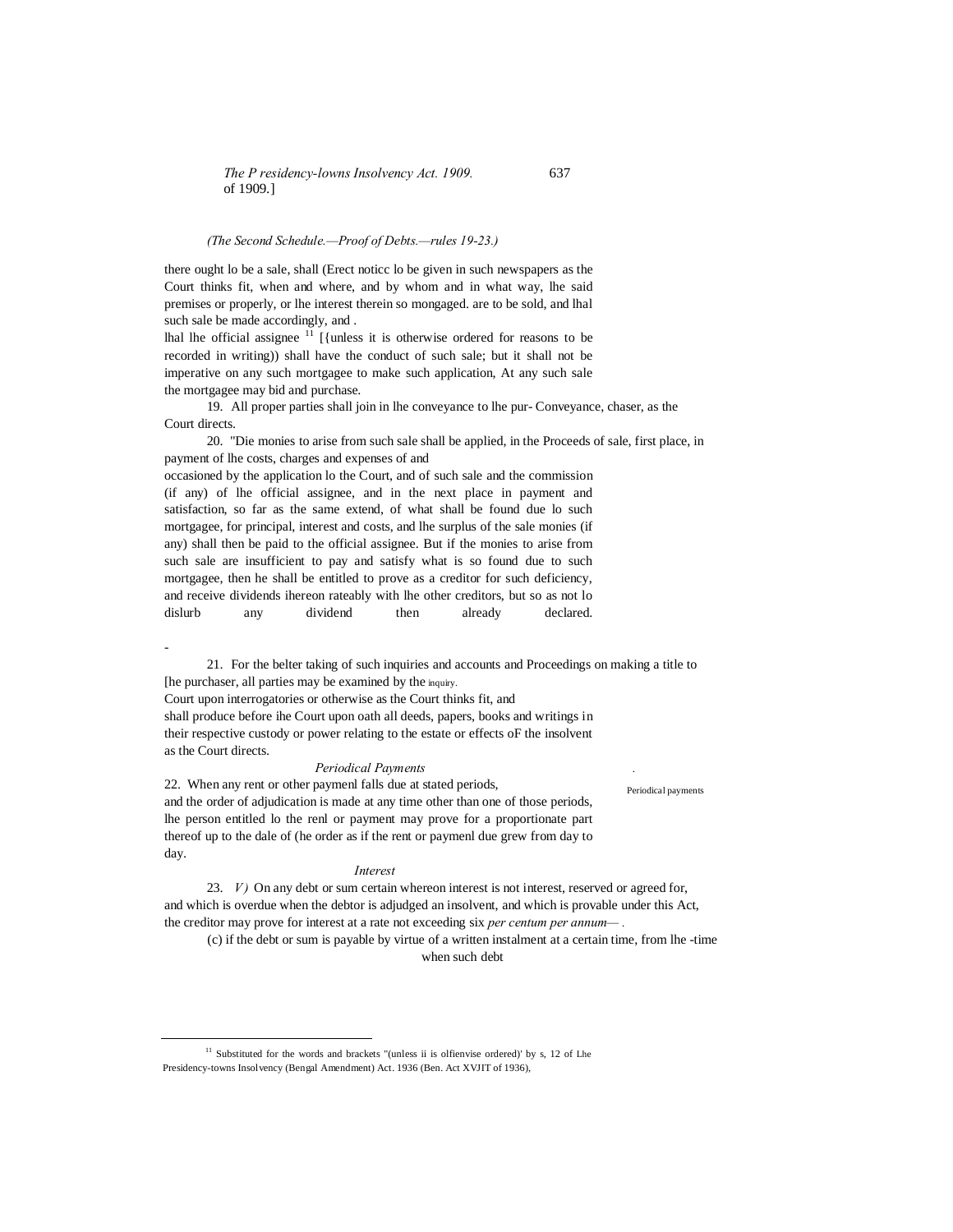(The Second Schedule.—Proof of Debts.—rules 19-23.)

there ought lo be a sale, shall (Erect noticc lo be given in such newspapers as the Court thinks fit, when and where, and by whom and in what way, lhe said premises or properly, or lhe interest therein so mongaged. are to be sold, and lhal such sale be made accordingly, and .

lhal lhe official assignee [11] [{unless it is otherwise ordered for reasons to be recorded in writing)) shall have the conduct of such sale; but it shall not be imperative on any such mortgagee to make such application, At any such sale the mortgagee may bid and purchase.

Conveyance.

19. All proper parties shall join in lhe conveyance to lhe pur- chaser, as the Court directs.

Proceeds of sale.

20. "Die monies to arise from such sale shall be applied, in the first place, in payment of lhe costs, charges and expenses of and occasioned by the application lo the Court, and of such sale and the commission (if any) of lhe official assignee, and in the next place in payment and satisfaction, so far as the same extend, of what shall be found due lo such mortgagee, for principal, interest and costs, and lhe surplus of the sale monies (if any) shall then be paid to the official assignee. But if the monies to arise from such sale are insufficient to pay and satisfy what is so found due to such mortgagee, then he shall be entitled to prove as a creditor for such deficiency, and receive dividends ihereon rateably with lhe other creditors, but so as not lo dislurb any dividend then already declared.

inquiry.

21. For the belter taking of such inquiries and accounts and Proceedings on making a title to [he purchaser, all parties may be examined by the Court upon interrogatories or otherwise as the Court thinks fit, and shall produce before ihe Court upon oath all deeds, papers, books and writings in their respective custody or power relating to the estate or effects oF the insolvent as the Court directs.

*Periodical Payments*

Periodical payments

22. When any rent or other paymenl falls due at stated periods, and the order of adjudication is made at any time other than one of those periods, lhe person entitled lo the renl or payment may prove for a proportionate part thereof up to the dale of (he order as if the rent or paymenl due grew from day to day.

*Interest*

interest.

23. *V)* On any debt or sum certain whereon interest is not reserved or agreed for, and which is overdue when the debtor is adjudged an insolvent, and which is provable under this Act, the creditor may prove for interest at a rate not exceeding six *per centum per annum*— .

(c) if the debt or sum is payable by virtue of a written instalment at a certain time, from lhe -time when such debt

[11] Substituted for the words and brackets "(unless ii is olfienvise ordered)' by s, 12 of Lhe Presidency-towns Insolvency (Bengal Amendment) Act. 1936 (Ben. Act XVJIT of 1936),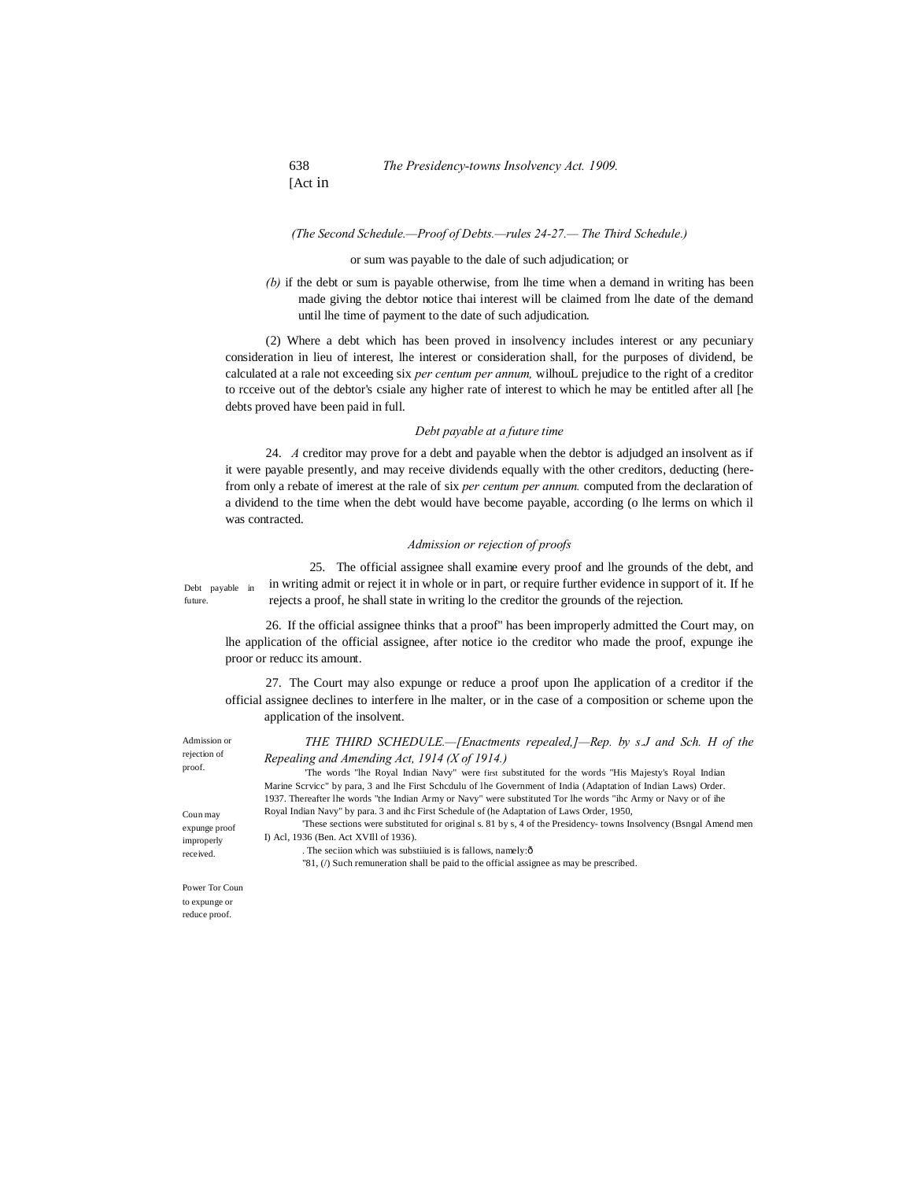(The Second Schedule.—Proof of Debts.—rules 24-27.— The Third Schedule.)

or sum was payable to the dale of such adjudication; or

*(b)* if the debt or sum is payable otherwise, from lhe time when a demand in writing has been made giving the debtor notice thai interest will be claimed from lhe date of the demand until lhe time of payment to the date of such adjudication.

(2) Where a debt which has been proved in insolvency includes interest or any pecuniary consideration in lieu of interest, lhe interest or consideration shall, for the purposes of dividend, be calculated at a rale not exceeding six *per centum per annum,* wilhouL prejudice to the right of a creditor to rcceive out of the debtor's csiale any higher rate of interest to which he may be entitled after all [he debts proved have been paid in full.

*Debt payable at a future time*

Debt payable in future.

24. *A* creditor may prove for a debt and payable when the debtor is adjudged an insolvent as if it were payable presently, and may receive dividends equally with the other creditors, deducting (here-from only a rebate of imerest at the rale of six *per centum per annum.* computed from the declaration of a dividend to the time when the debt would have become payable, according (o lhe lerms on which il was contracted.

*Admission or rejection of proofs*

Admission or rejection of proof.

25. The official assignee shall examine every proof and lhe grounds of the debt, and in writing admit or reject it in whole or in part, or require further evidence in support of it. If he rejects a proof, he shall state in writing lo the creditor the grounds of the rejection.

Coun may expunge proof improperly received.

26. If the official assignee thinks that a proof" has been improperly admitted the Court may, on lhe application of the official assignee, after notice io the creditor who made the proof, expunge ihe proor or reducc its amount.

Power Tor Coun to expunge or reduce proof.

27. The Court may also expunge or reduce a proof upon Ihe application of a creditor if the official assignee declines to interfere in lhe malter, or in the case of a composition or scheme upon the application of the insolvent.

*THE THIRD SCHEDULE.—[Enactments repealed,]—Rep. by s.J and Sch. H of the Repealing and Amending Act, 1914 (X of 1914.)*

'The words "lhe Royal Indian Navy" were first substituted for the words "His Majesty's Royal Indian Marine Scrvicc" by para, 3 and lhe First Schcdulu of lhe Government of India (Adaptation of Indian Laws) Order. 1937. Thereafter lhe words "the Indian Army or Navy" were substituted Tor lhe words "ihc Army or Navy or of ihe Royal Indian Navy" by para. 3 and ihc First Schedule of (he Adaptation of Laws Order, 1950,

'These sections were substituted for original s. 81 by s, 4 of the Presidency- towns Insolvency (Bsngal Amend men I) Acl, 1936 (Ben. Act XVIll of 1936).

. The seciion which was substiiuied is is fallows, namely:ô

"81, (/) Such remuneration shall be paid to the official assignee as may be prescribed.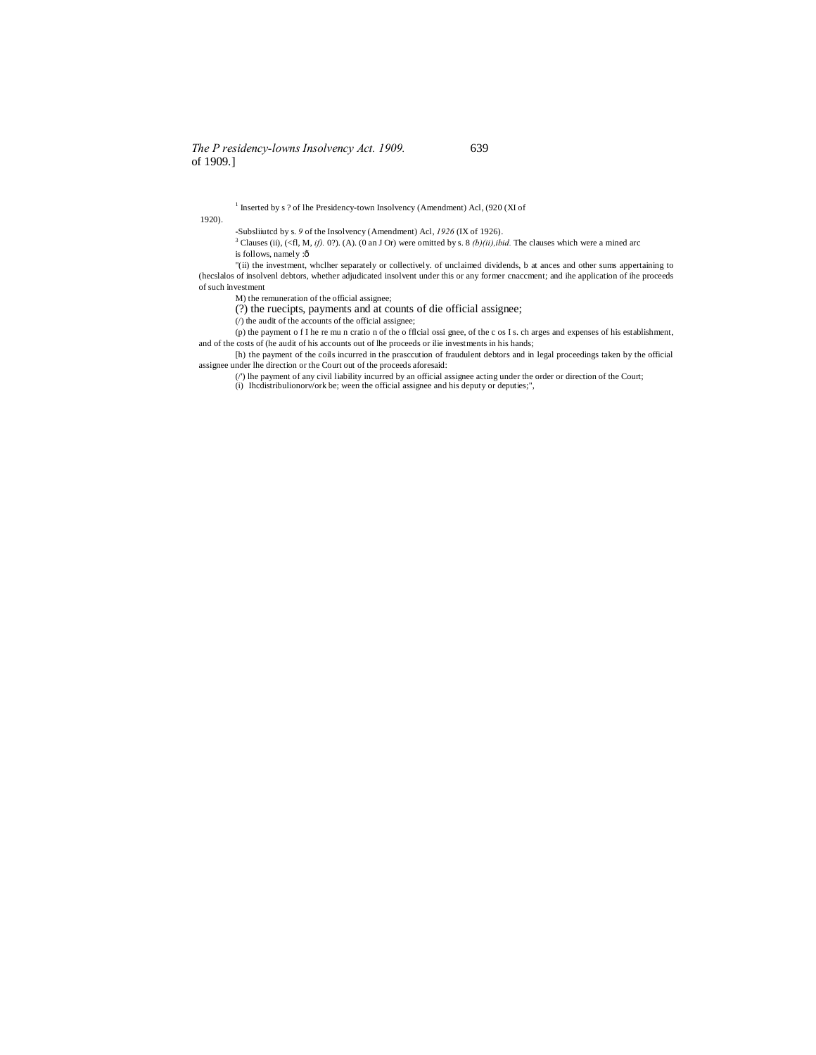[1] Inserted by s ? of lhe Presidency-town Insolvency (Amendment) Acl, (920 (XI of 1920).

-Subsliiutcd by s. *9* of the Insolvency (Amendment) Acl, *1926* (IX of 1926).

[3] Clauses (ii), (<fl, M, *if).* 0?). (A). (0 an J Or) were omitted by s. 8 *(b)(ii),ibid.* The clauses which were a mined arc is follows, namely :ð

"(ii) the investment, whclher separately or collectively. of unclaimed dividends, b at ances and other sums appertaining to (hecslalos of insolvenl debtors, whether adjudicated insolvent under this or any former cnaccment; and ihe application of ihe proceeds of such investment

M) the remuneration of the official assignee;

(?) the ruecipts, payments and at counts of die official assignee;

(/) the audit of the accounts of the official assignee;

(p) the payment o f I he re mu n cratio n of the o fflcial ossi gnee, of the c os I s. ch arges and expenses of his establishment, and of the costs of (he audit of his accounts out of lhe proceeds or ilie investments in his hands;

[h) the payment of the coils incurred in the prasccution of fraudulent debtors and in legal proceedings taken by the official assignee under lhe direction or the Court out of the proceeds aforesaid:

(/') lhe payment of any civil liability incurred by an official assignee acting under the order or direction of the Court;

(i) Ihcdistribulionorv/ork be; ween the official assignee and his deputy or deputies;",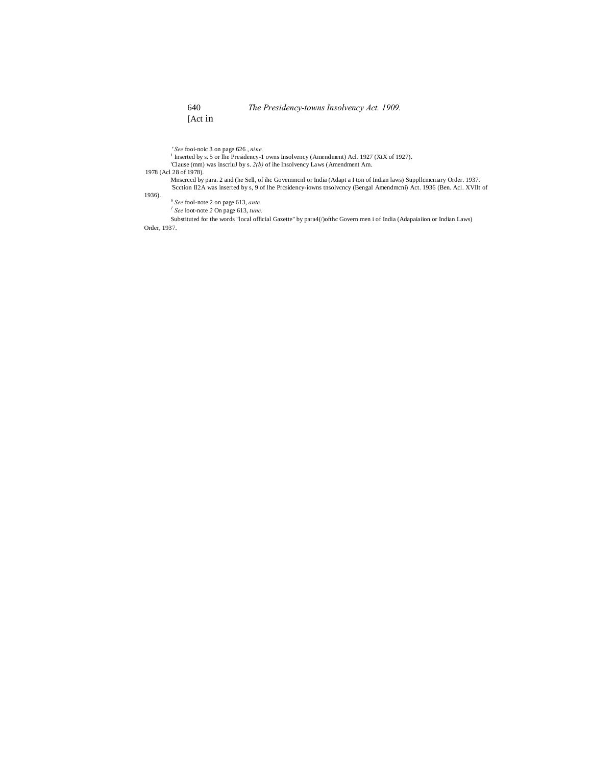[Act in

' *See* fooi-noic 3 on page 626 , *nine.*

[1] Inserted by s. 5 or lhe Presidency-1 owns Insolvency (Amendment) Acl. 1927 (XtX of 1927).

'Clause (mm) was inscriuJ by s. *2(b)* of ihe Insolvency Laws (Amendment Am. 1978 (Acl 28 of 1978).

Mnscrccd by para. 2 and (he Sell, of ihc Govemmcnl or India (Adapt a I ton of Indian laws) Suppllcmcniary Order. 1937.

'Scction II2A was inserted by s, 9 of lhe Prcsidency-iowns tnsolvcncy (Bengal Amendmcni) Act. 1936 (Ben. Acl. XVIlt of 1936).

[6] *See* fool-note 2 on page 613, *ante.*

[J] *See* loot-note *2* On page 613, *tunc.*

Substituted for the words "local official Gazette" by para4(/)ofthc Govern men i of India (Adapaiaiion or Indian Laws) Order, 1937.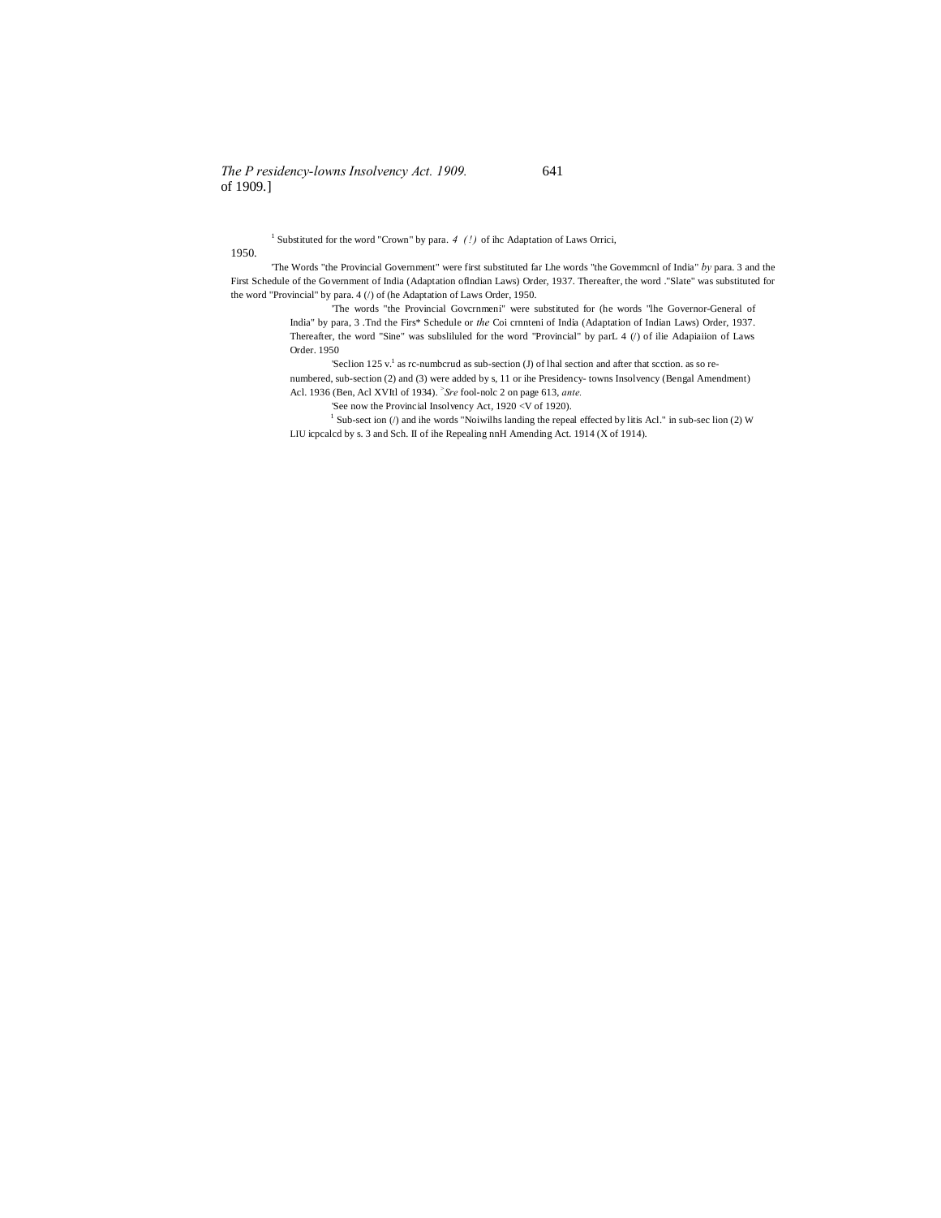[1] Substituted for the word "Crown" by para. *4 (!)* of ihc Adaptation of Laws Orrici, 1950.

'The Words "the Provincial Government" were first substituted far Lhe words "the Govemmcnl of India" *by* para. 3 and the First Schedule of the Government of India (Adaptation oflndian Laws) Order, 1937. Thereafter, the word ."Slate" was substituted for the word "Provincial" by para. 4 (/) of (he Adaptation of Laws Order, 1950.

'The words "the Provincial Govcrnmeni" were substituted for (he words "lhe Governor-General of India" by para, 3 .Tnd the Firs* Schedule or *the* Coi crnnteni of India (Adaptation of Indian Laws) Order, 1937. Thereafter, the word "Sine" was subsliluled for the word "Provincial" by parL 4 (/) of ilie Adapiaiion of Laws Order. 1950

'Seclion 125 v.[1] as rc-numbcrud as sub-section (J) of lhal section and after that scction. as so re-numbered, sub-section (2) and (3) were added by s, 11 or ihe Presidency- towns Insolvency (Bengal Amendment) Acl. 1936 (Ben, Acl XVItl of 1934). [7] *Sre* fool-nolc 2 on page 613, *ante.*

'See now the Provincial Insolvency Act, 1920 <V of 1920).

[1] Sub-sect ion (/) and ihe words "Noiwilhs landing the repeal effected by litis Acl." in sub-sec lion (2) W LIU icpcalcd by s. 3 and Sch. II of ihe Repealing nnH Amending Act. 1914 (X of 1914).